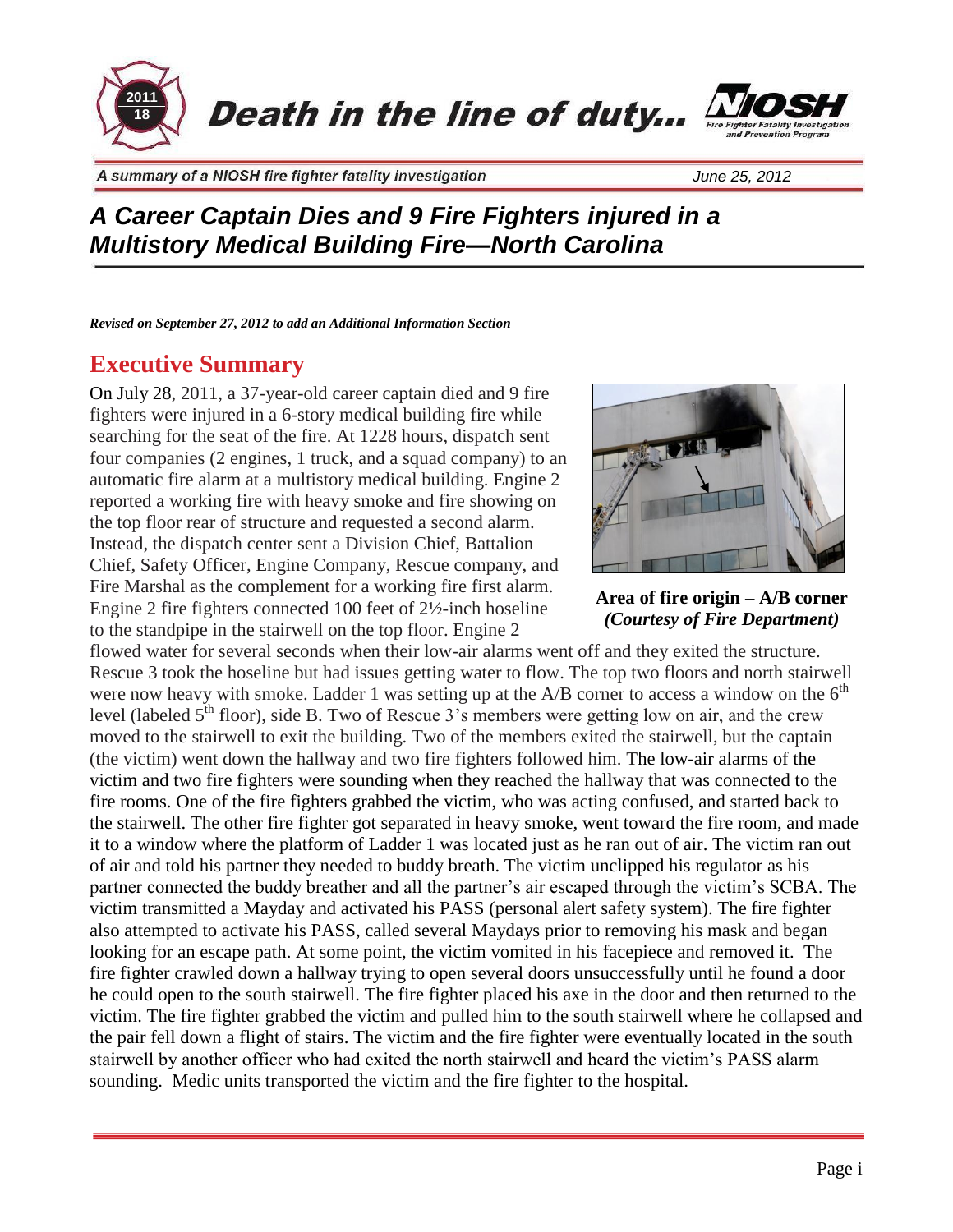# Death in the line of duty...

A summary of a NIOSH fire fighter fatality investigation

June 25, 2012

## *A Career Captain Dies and 9 Fire Fighters injured in a Multistory Medical Building Fire—North Carolina*

***Revised on September 27, 2012 to add an Additional Information Section***

## Executive Summary

On July 28, 2011, a 37-year-old career captain died and 9 fire fighters were injured in a 6-story medical building fire while searching for the seat of the fire. At 1228 hours, dispatch sent four companies (2 engines, 1 truck, and a squad company) to an automatic fire alarm at a multistory medical building. Engine 2 reported a working fire with heavy smoke and fire showing on the top floor rear of structure and requested a second alarm. Instead, the dispatch center sent a Division Chief, Battalion Chief, Safety Officer, Engine Company, Rescue company, and Fire Marshal as the complement for a working fire first alarm. Engine 2 fire fighters connected 100 feet of 2½-inch hoseline to the standpipe in the stairwell on the top floor. Engine 2 flowed water for several seconds when their low-air alarms went off and they exited the structure. Rescue 3 took the hoseline but had issues getting water to flow. The top two floors and north stairwell were now heavy with smoke. Ladder 1 was setting up at the A/B corner to access a window on the 6th level (labeled 5th floor), side B. Two of Rescue 3's members were getting low on air, and the crew moved to the stairwell to exit the building. Two of the members exited the stairwell, but the captain (the victim) went down the hallway and two fire fighters followed him. The low-air alarms of the victim and two fire fighters were sounding when they reached the hallway that was connected to the fire rooms. One of the fire fighters grabbed the victim, who was acting confused, and started back to the stairwell. The other fire fighter got separated in heavy smoke, went toward the fire room, and made it to a window where the platform of Ladder 1 was located just as he ran out of air. The victim ran out of air and told his partner they needed to buddy breath. The victim unclipped his regulator as his partner connected the buddy breather and all the partner's air escaped through the victim's SCBA. The victim transmitted a Mayday and activated his PASS (personal alert safety system). The fire fighter also attempted to activate his PASS, called several Maydays prior to removing his mask and began looking for an escape path. At some point, the victim vomited in his facepiece and removed it. The fire fighter crawled down a hallway trying to open several doors unsuccessfully until he found a door he could open to the south stairwell. The fire fighter placed his axe in the door and then returned to the victim. The fire fighter grabbed the victim and pulled him to the south stairwell where he collapsed and the pair fell down a flight of stairs. The victim and the fire fighter were eventually located in the south stairwell by another officer who had exited the north stairwell and heard the victim's PASS alarm sounding. Medic units transported the victim and the fire fighter to the hospital.

**Area of fire origin – A/B corner**
***(Courtesy of Fire Department)***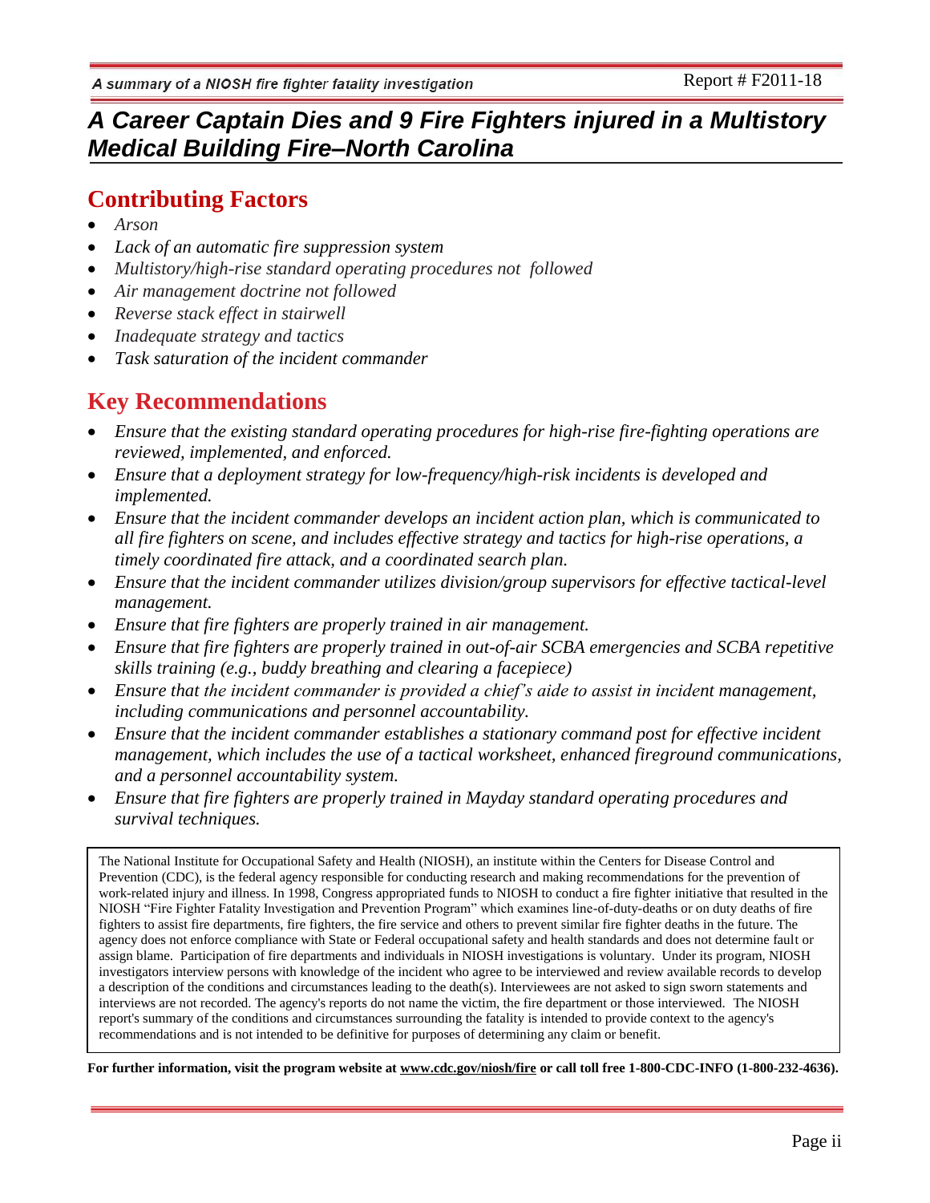# A Career Captain Dies and 9 Fire Fighters injured in a Multistory Medical Building Fire–North Carolina

## Contributing Factors

- *Arson*
- *Lack of an automatic fire suppression system*
- *Multistory/high-rise standard operating procedures not followed*
- *Air management doctrine not followed*
- *Reverse stack effect in stairwell*
- *Inadequate strategy and tactics*
- *Task saturation of the incident commander*

## Key Recommendations

- *Ensure that the existing standard operating procedures for high-rise fire-fighting operations are reviewed, implemented, and enforced.*
- *Ensure that a deployment strategy for low-frequency/high-risk incidents is developed and implemented.*
- *Ensure that the incident commander develops an incident action plan, which is communicated to all fire fighters on scene, and includes effective strategy and tactics for high-rise operations, a timely coordinated fire attack, and a coordinated search plan.*
- *Ensure that the incident commander utilizes division/group supervisors for effective tactical-level management.*
- *Ensure that fire fighters are properly trained in air management.*
- *Ensure that fire fighters are properly trained in out-of-air SCBA emergencies and SCBA repetitive skills training (e.g., buddy breathing and clearing a facepiece)*
- *Ensure that the incident commander is provided a chief's aide to assist in incident management, including communications and personnel accountability.*
- *Ensure that the incident commander establishes a stationary command post for effective incident management, which includes the use of a tactical worksheet, enhanced fireground communications, and a personnel accountability system.*
- *Ensure that fire fighters are properly trained in Mayday standard operating procedures and survival techniques.*

The National Institute for Occupational Safety and Health (NIOSH), an institute within the Centers for Disease Control and Prevention (CDC), is the federal agency responsible for conducting research and making recommendations for the prevention of work-related injury and illness. In 1998, Congress appropriated funds to NIOSH to conduct a fire fighter initiative that resulted in the NIOSH "Fire Fighter Fatality Investigation and Prevention Program" which examines line-of-duty-deaths or on duty deaths of fire fighters to assist fire departments, fire fighters, the fire service and others to prevent similar fire fighter deaths in the future. The agency does not enforce compliance with State or Federal occupational safety and health standards and does not determine fault or assign blame. Participation of fire departments and individuals in NIOSH investigations is voluntary. Under its program, NIOSH investigators interview persons with knowledge of the incident who agree to be interviewed and review available records to develop a description of the conditions and circumstances leading to the death(s). Interviewees are not asked to sign sworn statements and interviews are not recorded. The agency's reports do not name the victim, the fire department or those interviewed. The NIOSH report's summary of the conditions and circumstances surrounding the fatality is intended to provide context to the agency's recommendations and is not intended to be definitive for purposes of determining any claim or benefit.

**For further information, visit the program website at www.cdc.gov/niosh/fire or call toll free 1-800-CDC-INFO (1-800-232-4636).**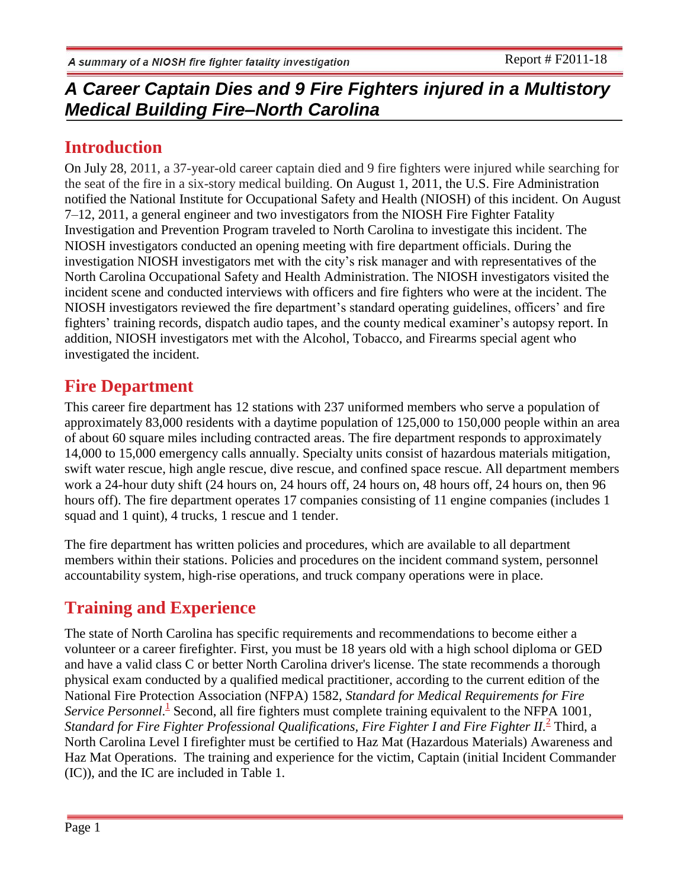# A Career Captain Dies and 9 Fire Fighters injured in a Multistory Medical Building Fire–North Carolina

## Introduction

On July 28, 2011, a 37-year-old career captain died and 9 fire fighters were injured while searching for the seat of the fire in a six-story medical building. On August 1, 2011, the U.S. Fire Administration notified the National Institute for Occupational Safety and Health (NIOSH) of this incident. On August 7–12, 2011, a general engineer and two investigators from the NIOSH Fire Fighter Fatality Investigation and Prevention Program traveled to North Carolina to investigate this incident. The NIOSH investigators conducted an opening meeting with fire department officials. During the investigation NIOSH investigators met with the city's risk manager and with representatives of the North Carolina Occupational Safety and Health Administration. The NIOSH investigators visited the incident scene and conducted interviews with officers and fire fighters who were at the incident. The NIOSH investigators reviewed the fire department's standard operating guidelines, officers' and fire fighters' training records, dispatch audio tapes, and the county medical examiner's autopsy report. In addition, NIOSH investigators met with the Alcohol, Tobacco, and Firearms special agent who investigated the incident.

## Fire Department

This career fire department has 12 stations with 237 uniformed members who serve a population of approximately 83,000 residents with a daytime population of 125,000 to 150,000 people within an area of about 60 square miles including contracted areas. The fire department responds to approximately 14,000 to 15,000 emergency calls annually. Specialty units consist of hazardous materials mitigation, swift water rescue, high angle rescue, dive rescue, and confined space rescue. All department members work a 24-hour duty shift (24 hours on, 24 hours off, 24 hours on, 48 hours off, 24 hours on, then 96 hours off). The fire department operates 17 companies consisting of 11 engine companies (includes 1 squad and 1 quint), 4 trucks, 1 rescue and 1 tender.

The fire department has written policies and procedures, which are available to all department members within their stations. Policies and procedures on the incident command system, personnel accountability system, high-rise operations, and truck company operations were in place.

## Training and Experience

The state of North Carolina has specific requirements and recommendations to become either a volunteer or a career firefighter. First, you must be 18 years old with a high school diploma or GED and have a valid class C or better North Carolina driver's license. The state recommends a thorough physical exam conducted by a qualified medical practitioner, according to the current edition of the National Fire Protection Association (NFPA) 1582, *Standard for Medical Requirements for Fire Service Personnel*.[1] Second, all fire fighters must complete training equivalent to the NFPA 1001, *Standard for Fire Fighter Professional Qualifications, Fire Fighter I and Fire Fighter II*.[2] Third, a North Carolina Level I firefighter must be certified to Haz Mat (Hazardous Materials) Awareness and Haz Mat Operations. The training and experience for the victim, Captain (initial Incident Commander (IC)), and the IC are included in Table 1.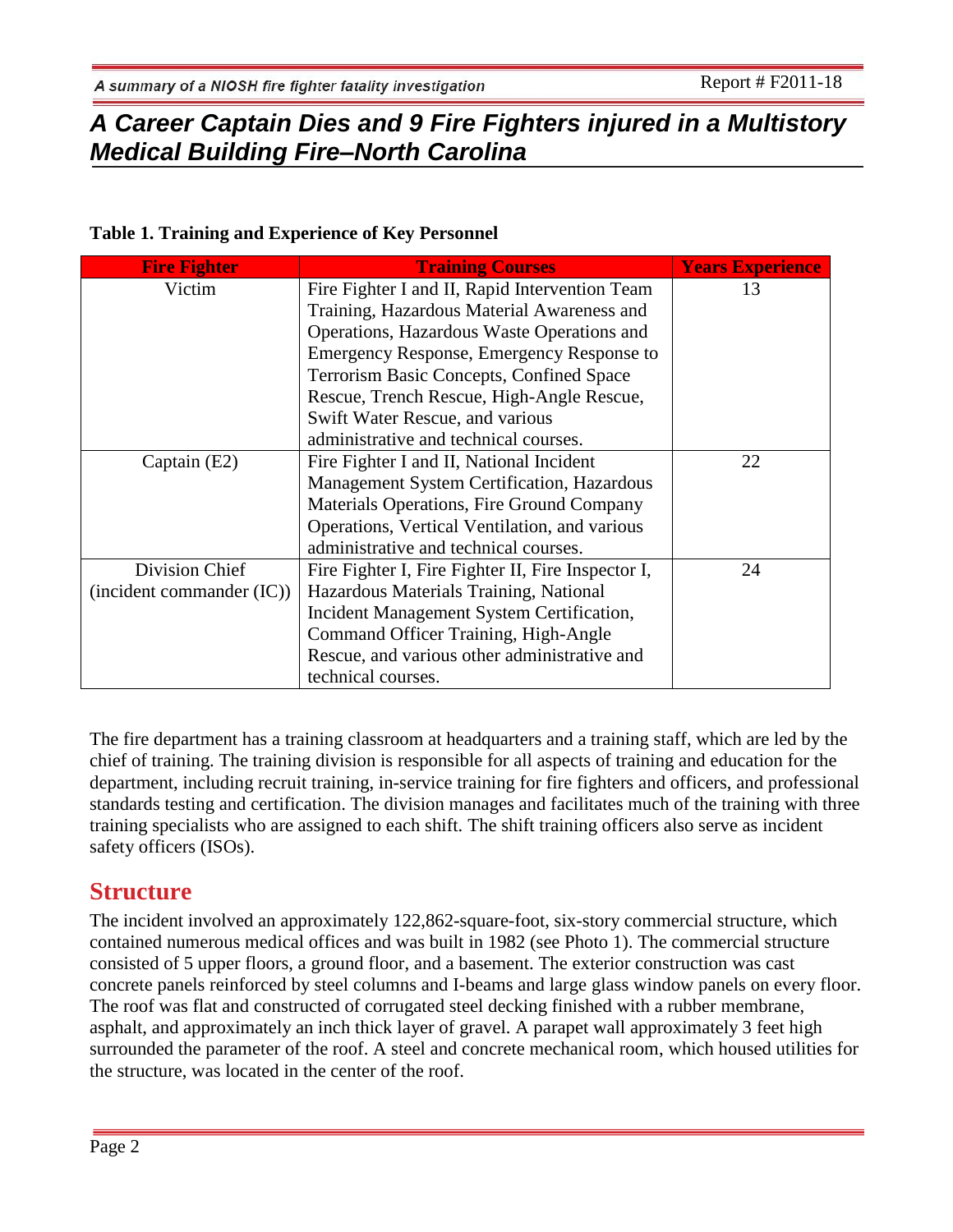**Table 1. Training and Experience of Key Personnel**

| Fire Fighter | Training Courses | Years Experience |
| --- | --- | --- |
| Victim | Fire Fighter I and II, Rapid Intervention Team Training, Hazardous Material Awareness and Operations, Hazardous Waste Operations and Emergency Response, Emergency Response to Terrorism Basic Concepts, Confined Space Rescue, Trench Rescue, High-Angle Rescue, Swift Water Rescue, and various administrative and technical courses. | 13 |
| Captain (E2) | Fire Fighter I and II, National Incident Management System Certification, Hazardous Materials Operations, Fire Ground Company Operations, Vertical Ventilation, and various administrative and technical courses. | 22 |
| Division Chief (incident commander (IC)) | Fire Fighter I, Fire Fighter II, Fire Inspector I, Hazardous Materials Training, National Incident Management System Certification, Command Officer Training, High-Angle Rescue, and various other administrative and technical courses. | 24 |

The fire department has a training classroom at headquarters and a training staff, which are led by the chief of training. The training division is responsible for all aspects of training and education for the department, including recruit training, in-service training for fire fighters and officers, and professional standards testing and certification. The division manages and facilitates much of the training with three training specialists who are assigned to each shift. The shift training officers also serve as incident safety officers (ISOs).

## Structure

The incident involved an approximately 122,862-square-foot, six-story commercial structure, which contained numerous medical offices and was built in 1982 (see Photo 1). The commercial structure consisted of 5 upper floors, a ground floor, and a basement. The exterior construction was cast concrete panels reinforced by steel columns and I-beams and large glass window panels on every floor. The roof was flat and constructed of corrugated steel decking finished with a rubber membrane, asphalt, and approximately an inch thick layer of gravel. A parapet wall approximately 3 feet high surrounded the parameter of the roof. A steel and concrete mechanical room, which housed utilities for the structure, was located in the center of the roof.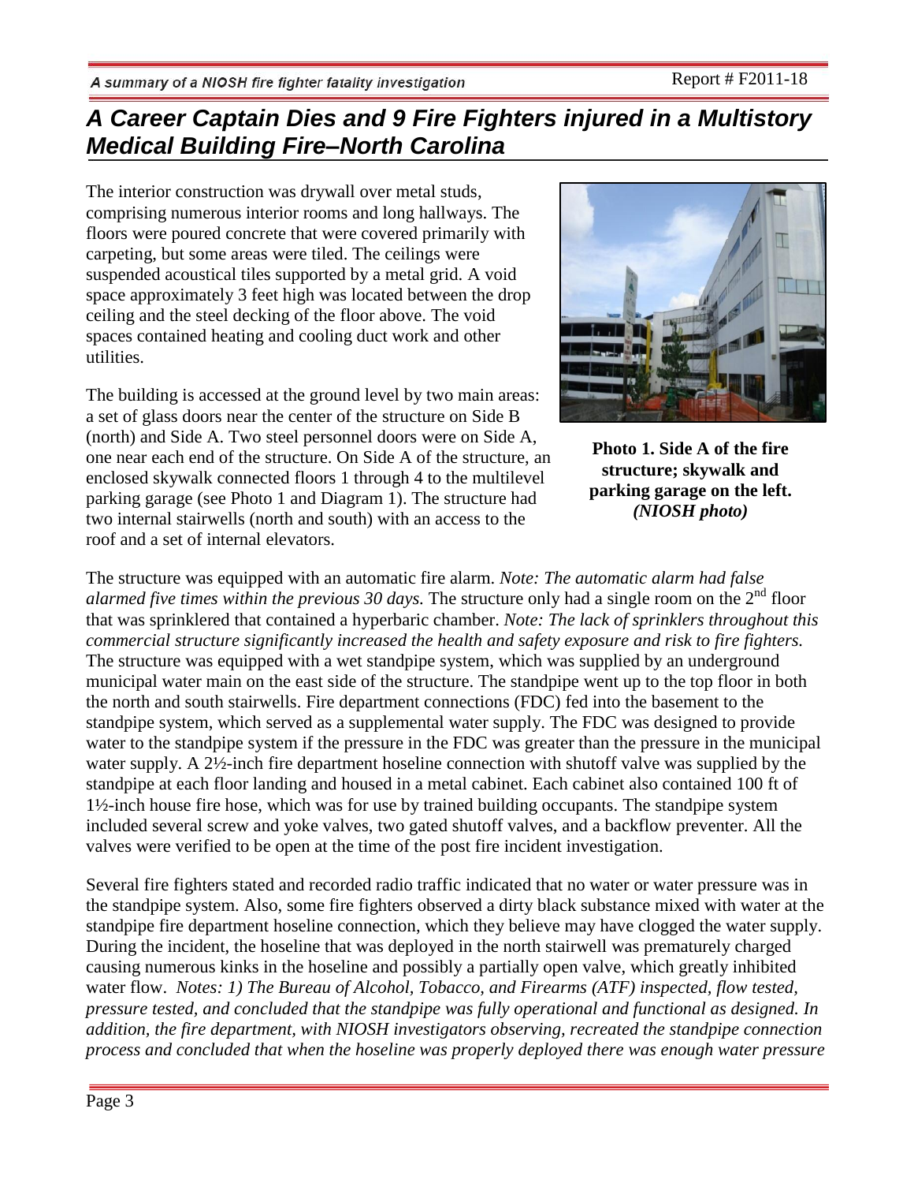The interior construction was drywall over metal studs, comprising numerous interior rooms and long hallways. The floors were poured concrete that were covered primarily with carpeting, but some areas were tiled. The ceilings were suspended acoustical tiles supported by a metal grid. A void space approximately 3 feet high was located between the drop ceiling and the steel decking of the floor above. The void spaces contained heating and cooling duct work and other utilities.

The building is accessed at the ground level by two main areas: a set of glass doors near the center of the structure on Side B (north) and Side A. Two steel personnel doors were on Side A, one near each end of the structure. On Side A of the structure, an enclosed skywalk connected floors 1 through 4 to the multilevel parking garage (see Photo 1 and Diagram 1). The structure had two internal stairwells (north and south) with an access to the roof and a set of internal elevators.

**Photo 1. Side A of the fire structure; skywalk and parking garage on the left.** ***(NIOSH photo)***

The structure was equipped with an automatic fire alarm. *Note: The automatic alarm had false alarmed five times within the previous 30 days.* The structure only had a single room on the 2nd floor that was sprinklered that contained a hyperbaric chamber. *Note: The lack of sprinklers throughout this commercial structure significantly increased the health and safety exposure and risk to fire fighters.* The structure was equipped with a wet standpipe system, which was supplied by an underground municipal water main on the east side of the structure. The standpipe went up to the top floor in both the north and south stairwells. Fire department connections (FDC) fed into the basement to the standpipe system, which served as a supplemental water supply. The FDC was designed to provide water to the standpipe system if the pressure in the FDC was greater than the pressure in the municipal water supply. A 2½-inch fire department hoseline connection with shutoff valve was supplied by the standpipe at each floor landing and housed in a metal cabinet. Each cabinet also contained 100 ft of 1½-inch house fire hose, which was for use by trained building occupants. The standpipe system included several screw and yoke valves, two gated shutoff valves, and a backflow preventer. All the valves were verified to be open at the time of the post fire incident investigation.

Several fire fighters stated and recorded radio traffic indicated that no water or water pressure was in the standpipe system. Also, some fire fighters observed a dirty black substance mixed with water at the standpipe fire department hoseline connection, which they believe may have clogged the water supply. During the incident, the hoseline that was deployed in the north stairwell was prematurely charged causing numerous kinks in the hoseline and possibly a partially open valve, which greatly inhibited water flow. *Notes: 1) The Bureau of Alcohol, Tobacco, and Firearms (ATF) inspected, flow tested, pressure tested, and concluded that the standpipe was fully operational and functional as designed. In addition, the fire department, with NIOSH investigators observing, recreated the standpipe connection process and concluded that when the hoseline was properly deployed there was enough water pressure*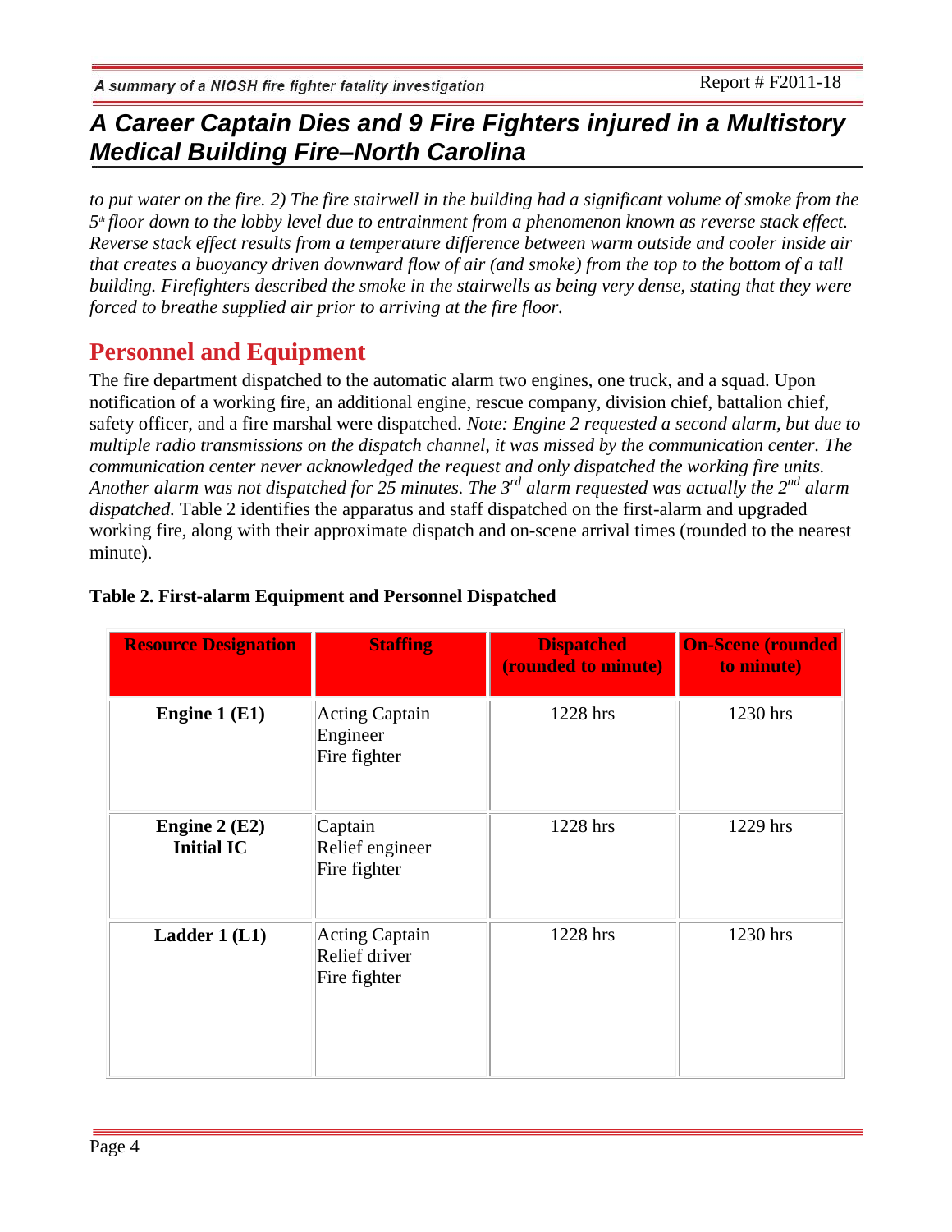*to put water on the fire. 2) The fire stairwell in the building had a significant volume of smoke from the 5th floor down to the lobby level due to entrainment from a phenomenon known as reverse stack effect. Reverse stack effect results from a temperature difference between warm outside and cooler inside air that creates a buoyancy driven downward flow of air (and smoke) from the top to the bottom of a tall building. Firefighters described the smoke in the stairwells as being very dense, stating that they were forced to breathe supplied air prior to arriving at the fire floor.*

## Personnel and Equipment

The fire department dispatched to the automatic alarm two engines, one truck, and a squad. Upon notification of a working fire, an additional engine, rescue company, division chief, battalion chief, safety officer, and a fire marshal were dispatched. *Note: Engine 2 requested a second alarm, but due to multiple radio transmissions on the dispatch channel, it was missed by the communication center. The communication center never acknowledged the request and only dispatched the working fire units. Another alarm was not dispatched for 25 minutes. The 3rd alarm requested was actually the 2nd alarm dispatched.* Table 2 identifies the apparatus and staff dispatched on the first-alarm and upgraded working fire, along with their approximate dispatch and on-scene arrival times (rounded to the nearest minute).

**Table 2. First-alarm Equipment and Personnel Dispatched**

| Resource Designation | Staffing | Dispatched (rounded to minute) | On-Scene (rounded to minute) |
|---|---|---|---|
| **Engine 1 (E1)** | Acting Captain<br>Engineer<br>Fire fighter | 1228 hrs | 1230 hrs |
| **Engine 2 (E2)<br>Initial IC** | Captain<br>Relief engineer<br>Fire fighter | 1228 hrs | 1229 hrs |
| **Ladder 1 (L1)** | Acting Captain<br>Relief driver<br>Fire fighter | 1228 hrs | 1230 hrs |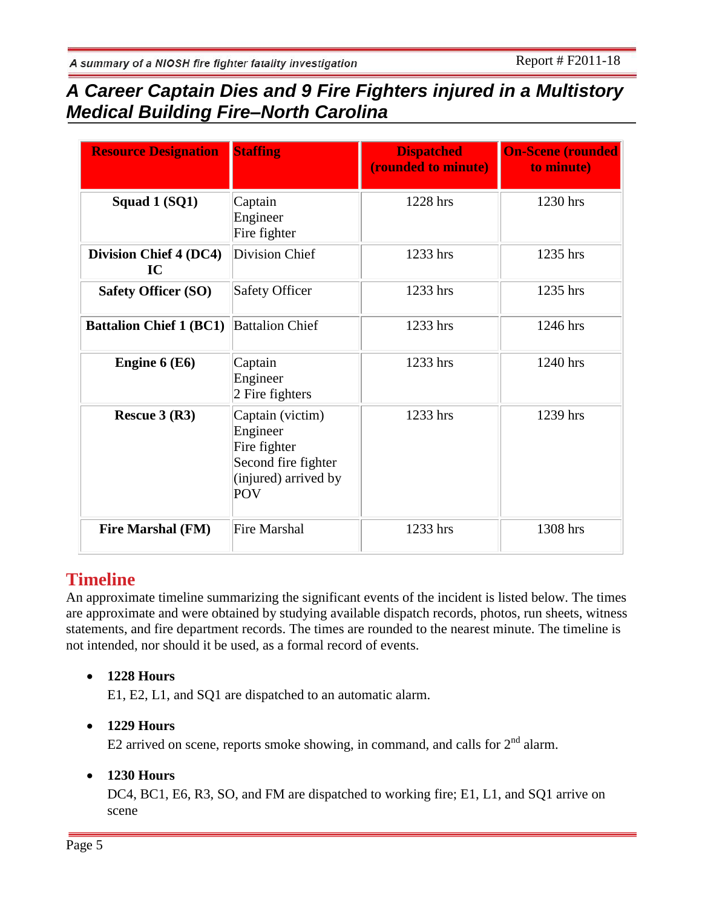| Resource Designation | Staffing | Dispatched (rounded to minute) | On-Scene (rounded to minute) |
|---|---|---|---|
| **Squad 1 (SQ1)** | Captain<br>Engineer<br>Fire fighter | 1228 hrs | 1230 hrs |
| **Division Chief 4 (DC4) IC** | Division Chief | 1233 hrs | 1235 hrs |
| **Safety Officer (SO)** | Safety Officer | 1233 hrs | 1235 hrs |
| **Battalion Chief 1 (BC1)** | Battalion Chief | 1233 hrs | 1246 hrs |
| **Engine 6 (E6)** | Captain<br>Engineer<br>2 Fire fighters | 1233 hrs | 1240 hrs |
| **Rescue 3 (R3)** | Captain (victim)<br>Engineer<br>Fire fighter<br>Second fire fighter (injured) arrived by POV | 1233 hrs | 1239 hrs |
| **Fire Marshal (FM)** | Fire Marshal | 1233 hrs | 1308 hrs |

## Timeline

An approximate timeline summarizing the significant events of the incident is listed below. The times are approximate and were obtained by studying available dispatch records, photos, run sheets, witness statements, and fire department records. The times are rounded to the nearest minute. The timeline is not intended, nor should it be used, as a formal record of events.

- **1228 Hours**
  E1, E2, L1, and SQ1 are dispatched to an automatic alarm.

- **1229 Hours**
  E2 arrived on scene, reports smoke showing, in command, and calls for 2nd alarm.

- **1230 Hours**
  DC4, BC1, E6, R3, SO, and FM are dispatched to working fire; E1, L1, and SQ1 arrive on scene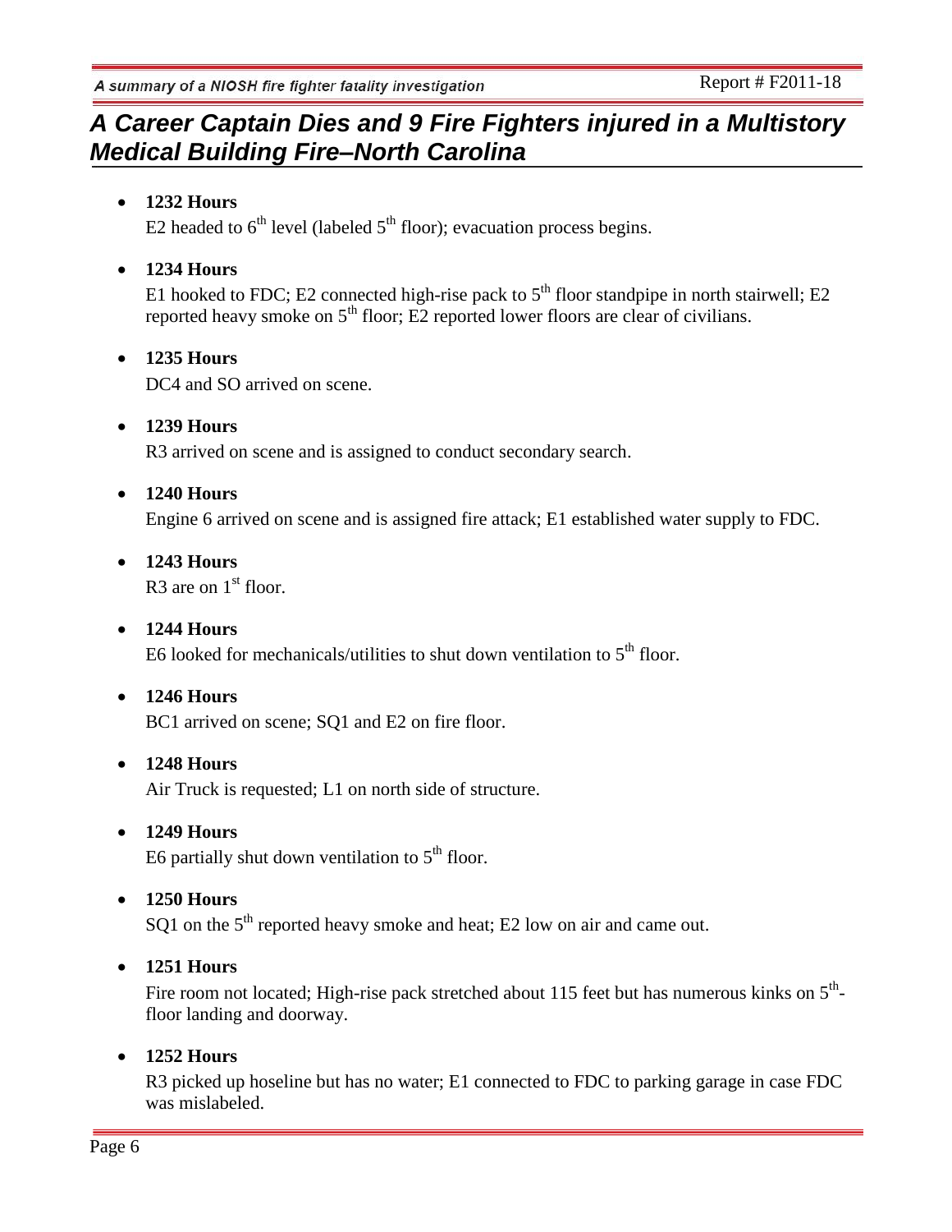- **1232 Hours**
  E2 headed to $6^{th}$ level (labeled $5^{th}$ floor); evacuation process begins.

- **1234 Hours**
  E1 hooked to FDC; E2 connected high-rise pack to $5^{th}$ floor standpipe in north stairwell; E2 reported heavy smoke on $5^{th}$ floor; E2 reported lower floors are clear of civilians.

- **1235 Hours**
  DC4 and SO arrived on scene.

- **1239 Hours**
  R3 arrived on scene and is assigned to conduct secondary search.

- **1240 Hours**
  Engine 6 arrived on scene and is assigned fire attack; E1 established water supply to FDC.

- **1243 Hours**
  R3 are on $1^{st}$ floor.

- **1244 Hours**
  E6 looked for mechanicals/utilities to shut down ventilation to $5^{th}$ floor.

- **1246 Hours**
  BC1 arrived on scene; SQ1 and E2 on fire floor.

- **1248 Hours**
  Air Truck is requested; L1 on north side of structure.

- **1249 Hours**
  E6 partially shut down ventilation to $5^{th}$ floor.

- **1250 Hours**
  SQ1 on the $5^{th}$ reported heavy smoke and heat; E2 low on air and came out.

- **1251 Hours**
  Fire room not located; High-rise pack stretched about 115 feet but has numerous kinks on $5^{th}$-floor landing and doorway.

- **1252 Hours**
  R3 picked up hoseline but has no water; E1 connected to FDC to parking garage in case FDC was mislabeled.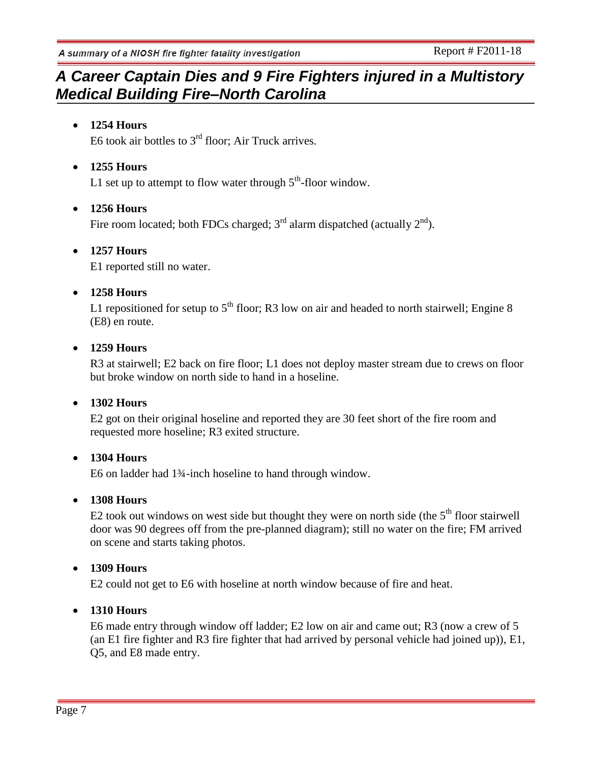- **1254 Hours**
  E6 took air bottles to 3rd floor; Air Truck arrives.

- **1255 Hours**
  L1 set up to attempt to flow water through 5th-floor window.

- **1256 Hours**
  Fire room located; both FDCs charged; 3rd alarm dispatched (actually 2nd).

- **1257 Hours**
  E1 reported still no water.

- **1258 Hours**
  L1 repositioned for setup to 5th floor; R3 low on air and headed to north stairwell; Engine 8 (E8) en route.

- **1259 Hours**
  R3 at stairwell; E2 back on fire floor; L1 does not deploy master stream due to crews on floor but broke window on north side to hand in a hoseline.

- **1302 Hours**
  E2 got on their original hoseline and reported they are 30 feet short of the fire room and requested more hoseline; R3 exited structure.

- **1304 Hours**
  E6 on ladder had 1¾-inch hoseline to hand through window.

- **1308 Hours**
  E2 took out windows on west side but thought they were on north side (the 5th floor stairwell door was 90 degrees off from the pre-planned diagram); still no water on the fire; FM arrived on scene and starts taking photos.

- **1309 Hours**
  E2 could not get to E6 with hoseline at north window because of fire and heat.

- **1310 Hours**
  E6 made entry through window off ladder; E2 low on air and came out; R3 (now a crew of 5 (an E1 fire fighter and R3 fire fighter that had arrived by personal vehicle had joined up)), E1, Q5, and E8 made entry.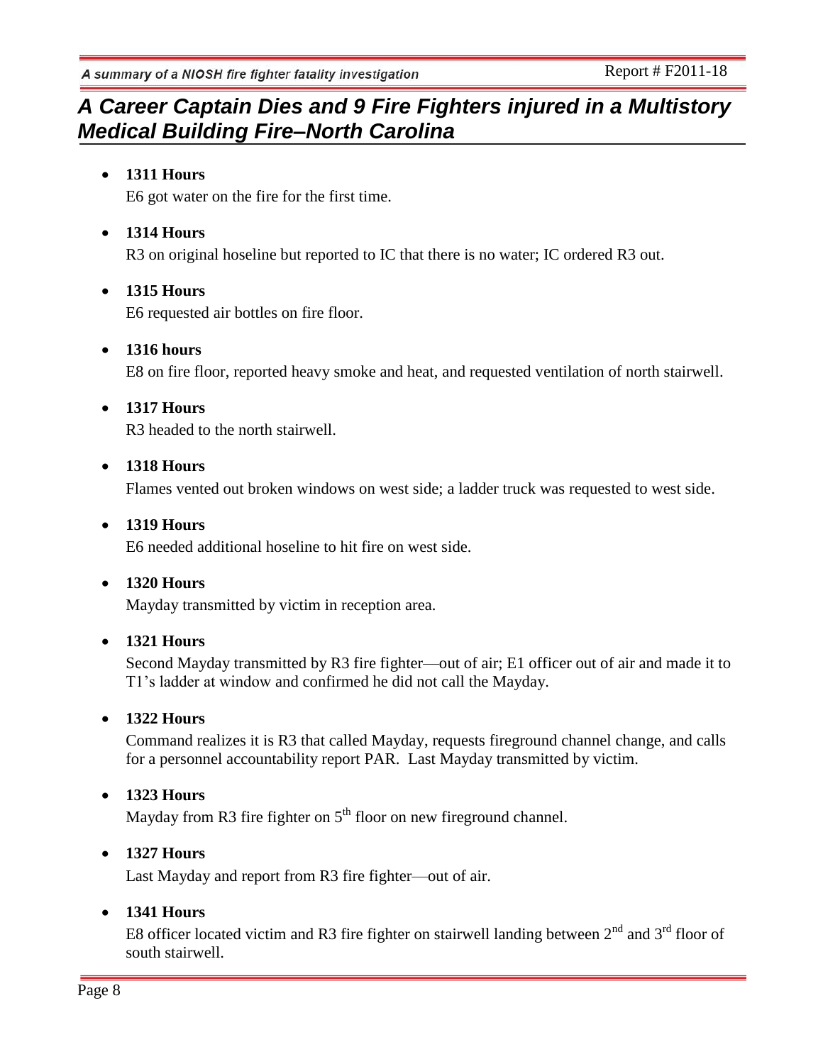- **1311 Hours**
  E6 got water on the fire for the first time.

- **1314 Hours**
  R3 on original hoseline but reported to IC that there is no water; IC ordered R3 out.

- **1315 Hours**
  E6 requested air bottles on fire floor.

- **1316 hours**
  E8 on fire floor, reported heavy smoke and heat, and requested ventilation of north stairwell.

- **1317 Hours**
  R3 headed to the north stairwell.

- **1318 Hours**
  Flames vented out broken windows on west side; a ladder truck was requested to west side.

- **1319 Hours**
  E6 needed additional hoseline to hit fire on west side.

- **1320 Hours**
  Mayday transmitted by victim in reception area.

- **1321 Hours**
  Second Mayday transmitted by R3 fire fighter—out of air; E1 officer out of air and made it to T1's ladder at window and confirmed he did not call the Mayday.

- **1322 Hours**
  Command realizes it is R3 that called Mayday, requests fireground channel change, and calls for a personnel accountability report PAR. Last Mayday transmitted by victim.

- **1323 Hours**
  Mayday from R3 fire fighter on 5th floor on new fireground channel.

- **1327 Hours**
  Last Mayday and report from R3 fire fighter—out of air.

- **1341 Hours**
  E8 officer located victim and R3 fire fighter on stairwell landing between 2nd and 3rd floor of south stairwell.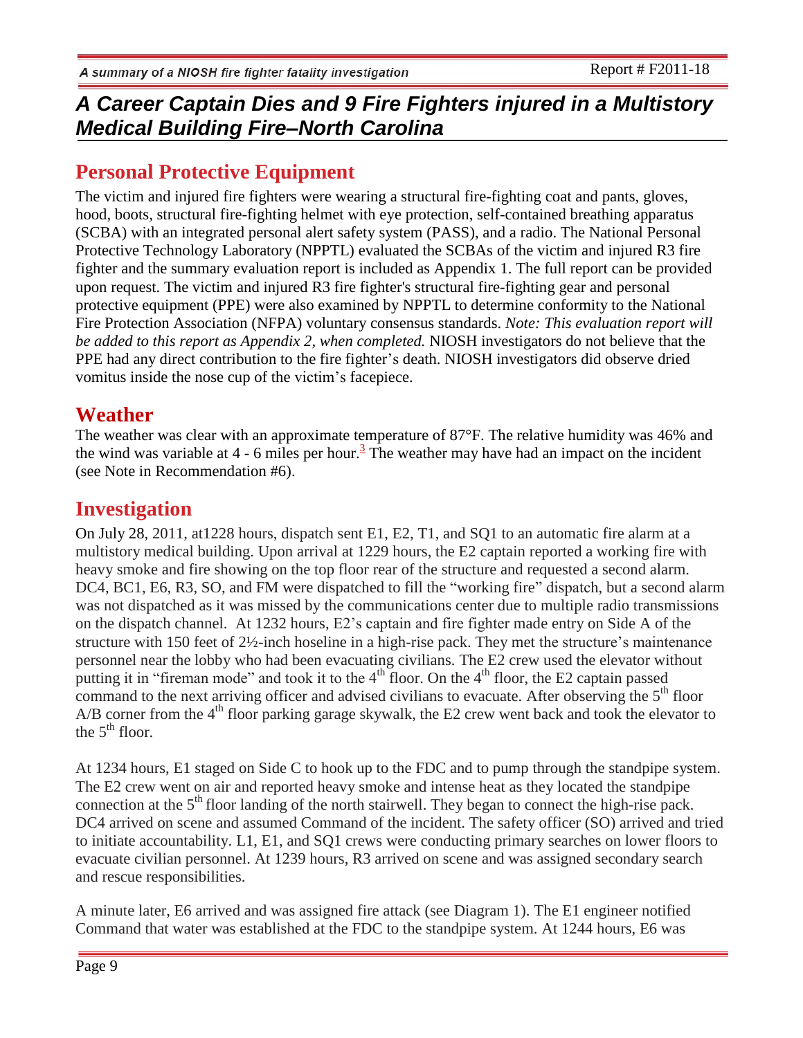## Personal Protective Equipment

The victim and injured fire fighters were wearing a structural fire-fighting coat and pants, gloves, hood, boots, structural fire-fighting helmet with eye protection, self-contained breathing apparatus (SCBA) with an integrated personal alert safety system (PASS), and a radio. The National Personal Protective Technology Laboratory (NPPTL) evaluated the SCBAs of the victim and injured R3 fire fighter and the summary evaluation report is included as Appendix 1. The full report can be provided upon request. The victim and injured R3 fire fighter's structural fire-fighting gear and personal protective equipment (PPE) were also examined by NPPTL to determine conformity to the National Fire Protection Association (NFPA) voluntary consensus standards. *Note: This evaluation report will be added to this report as Appendix 2, when completed.* NIOSH investigators do not believe that the PPE had any direct contribution to the fire fighter's death. NIOSH investigators did observe dried vomitus inside the nose cup of the victim's facepiece.

## Weather

The weather was clear with an approximate temperature of 87°F. The relative humidity was 46% and the wind was variable at 4 - 6 miles per hour.[3] The weather may have had an impact on the incident (see Note in Recommendation #6).

## Investigation

On July 28, 2011, at1228 hours, dispatch sent E1, E2, T1, and SQ1 to an automatic fire alarm at a multistory medical building. Upon arrival at 1229 hours, the E2 captain reported a working fire with heavy smoke and fire showing on the top floor rear of the structure and requested a second alarm. DC4, BC1, E6, R3, SO, and FM were dispatched to fill the "working fire" dispatch, but a second alarm was not dispatched as it was missed by the communications center due to multiple radio transmissions on the dispatch channel. At 1232 hours, E2's captain and fire fighter made entry on Side A of the structure with 150 feet of 2½-inch hoseline in a high-rise pack. They met the structure's maintenance personnel near the lobby who had been evacuating civilians. The E2 crew used the elevator without putting it in "fireman mode" and took it to the 4th floor. On the 4th floor, the E2 captain passed command to the next arriving officer and advised civilians to evacuate. After observing the 5th floor A/B corner from the 4th floor parking garage skywalk, the E2 crew went back and took the elevator to the 5th floor.

At 1234 hours, E1 staged on Side C to hook up to the FDC and to pump through the standpipe system. The E2 crew went on air and reported heavy smoke and intense heat as they located the standpipe connection at the 5th floor landing of the north stairwell. They began to connect the high-rise pack. DC4 arrived on scene and assumed Command of the incident. The safety officer (SO) arrived and tried to initiate accountability. L1, E1, and SQ1 crews were conducting primary searches on lower floors to evacuate civilian personnel. At 1239 hours, R3 arrived on scene and was assigned secondary search and rescue responsibilities.

A minute later, E6 arrived and was assigned fire attack (see Diagram 1). The E1 engineer notified Command that water was established at the FDC to the standpipe system. At 1244 hours, E6 was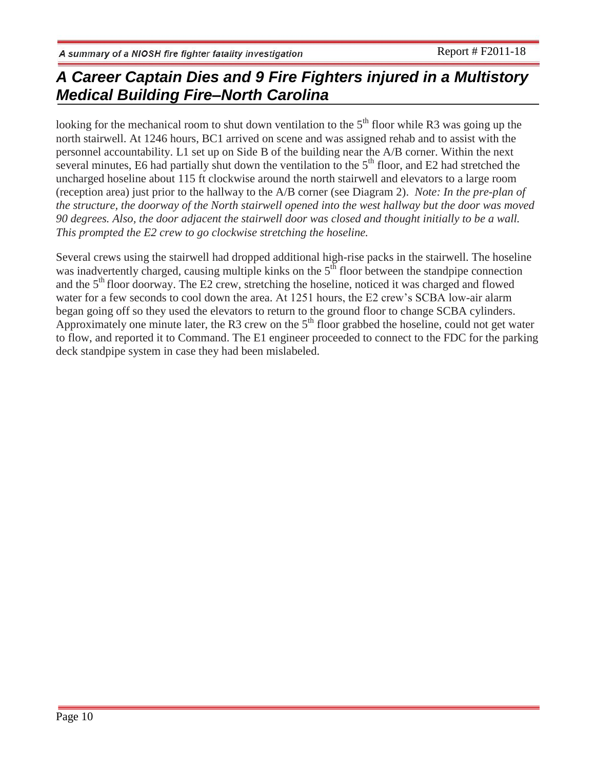looking for the mechanical room to shut down ventilation to the 5th floor while R3 was going up the north stairwell. At 1246 hours, BC1 arrived on scene and was assigned rehab and to assist with the personnel accountability. L1 set up on Side B of the building near the A/B corner. Within the next several minutes, E6 had partially shut down the ventilation to the 5th floor, and E2 had stretched the uncharged hoseline about 115 ft clockwise around the north stairwell and elevators to a large room (reception area) just prior to the hallway to the A/B corner (see Diagram 2). *Note: In the pre-plan of the structure, the doorway of the North stairwell opened into the west hallway but the door was moved 90 degrees. Also, the door adjacent the stairwell door was closed and thought initially to be a wall. This prompted the E2 crew to go clockwise stretching the hoseline.*

Several crews using the stairwell had dropped additional high-rise packs in the stairwell. The hoseline was inadvertently charged, causing multiple kinks on the 5th floor between the standpipe connection and the 5th floor doorway. The E2 crew, stretching the hoseline, noticed it was charged and flowed water for a few seconds to cool down the area. At 1251 hours, the E2 crew's SCBA low-air alarm began going off so they used the elevators to return to the ground floor to change SCBA cylinders. Approximately one minute later, the R3 crew on the 5th floor grabbed the hoseline, could not get water to flow, and reported it to Command. The E1 engineer proceeded to connect to the FDC for the parking deck standpipe system in case they had been mislabeled.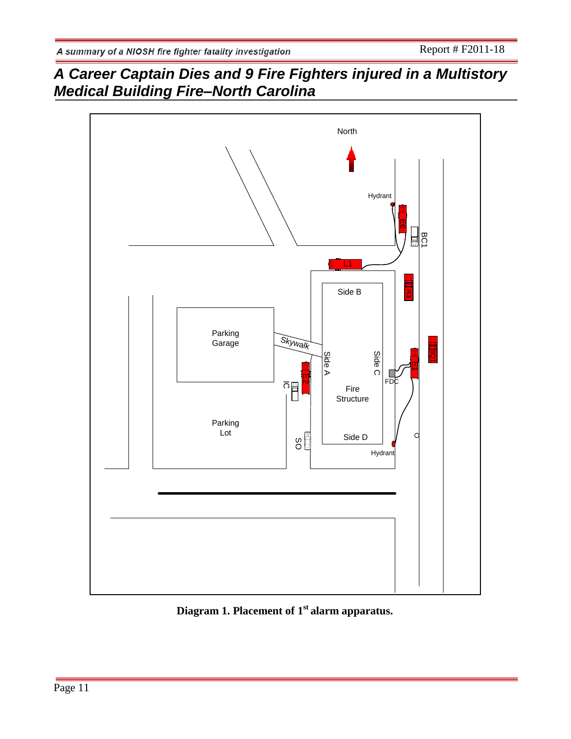**Diagram 1. Placement of 1st alarm apparatus.**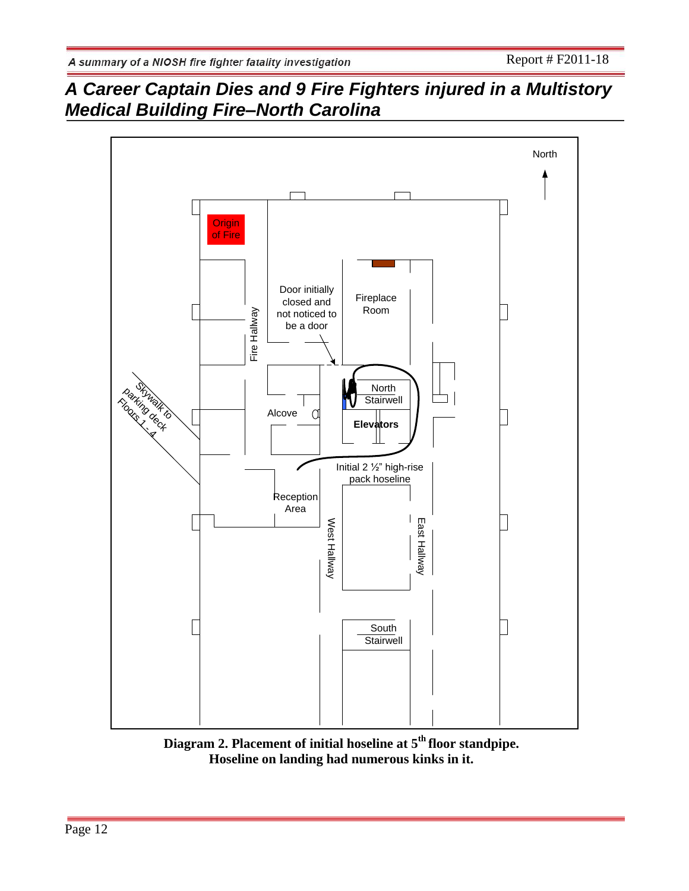North

Origin of Fire

Door initially closed and not noticed to be a door

Fireplace Room

Fire Hallway

Skywalk to Parking deck Floors 1 - 4

Alcove

North Stairwell

Elevators

Initial 2 ½" high-rise pack hoseline

Reception Area

West Hallway

East Hallway

South Stairwell

**Diagram 2. Placement of initial hoseline at 5th floor standpipe. Hoseline on landing had numerous kinks in it.**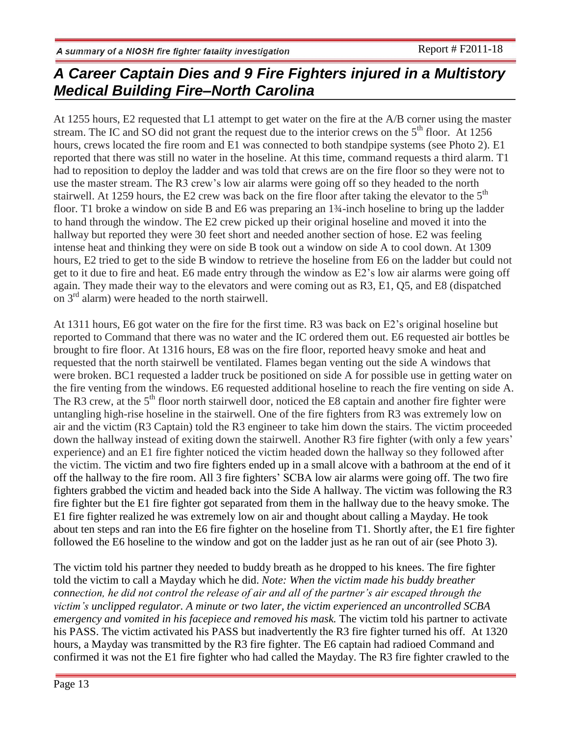At 1255 hours, E2 requested that L1 attempt to get water on the fire at the A/B corner using the master stream. The IC and SO did not grant the request due to the interior crews on the 5th floor. At 1256 hours, crews located the fire room and E1 was connected to both standpipe systems (see Photo 2). E1 reported that there was still no water in the hoseline. At this time, command requests a third alarm. T1 had to reposition to deploy the ladder and was told that crews are on the fire floor so they were not to use the master stream. The R3 crew's low air alarms were going off so they headed to the north stairwell. At 1259 hours, the E2 crew was back on the fire floor after taking the elevator to the 5th floor. T1 broke a window on side B and E6 was preparing an 1¾-inch hoseline to bring up the ladder to hand through the window. The E2 crew picked up their original hoseline and moved it into the hallway but reported they were 30 feet short and needed another section of hose. E2 was feeling intense heat and thinking they were on side B took out a window on side A to cool down. At 1309 hours, E2 tried to get to the side B window to retrieve the hoseline from E6 on the ladder but could not get to it due to fire and heat. E6 made entry through the window as E2's low air alarms were going off again. They made their way to the elevators and were coming out as R3, E1, Q5, and E8 (dispatched on 3rd alarm) were headed to the north stairwell.

At 1311 hours, E6 got water on the fire for the first time. R3 was back on E2's original hoseline but reported to Command that there was no water and the IC ordered them out. E6 requested air bottles be brought to fire floor. At 1316 hours, E8 was on the fire floor, reported heavy smoke and heat and requested that the north stairwell be ventilated. Flames began venting out the side A windows that were broken. BC1 requested a ladder truck be positioned on side A for possible use in getting water on the fire venting from the windows. E6 requested additional hoseline to reach the fire venting on side A. The R3 crew, at the 5th floor north stairwell door, noticed the E8 captain and another fire fighter were untangling high-rise hoseline in the stairwell. One of the fire fighters from R3 was extremely low on air and the victim (R3 Captain) told the R3 engineer to take him down the stairs. The victim proceeded down the hallway instead of exiting down the stairwell. Another R3 fire fighter (with only a few years' experience) and an E1 fire fighter noticed the victim headed down the hallway so they followed after the victim. The victim and two fire fighters ended up in a small alcove with a bathroom at the end of it off the hallway to the fire room. All 3 fire fighters' SCBA low air alarms were going off. The two fire fighters grabbed the victim and headed back into the Side A hallway. The victim was following the R3 fire fighter but the E1 fire fighter got separated from them in the hallway due to the heavy smoke. The E1 fire fighter realized he was extremely low on air and thought about calling a Mayday. He took about ten steps and ran into the E6 fire fighter on the hoseline from T1. Shortly after, the E1 fire fighter followed the E6 hoseline to the window and got on the ladder just as he ran out of air (see Photo 3).

The victim told his partner they needed to buddy breath as he dropped to his knees. The fire fighter told the victim to call a Mayday which he did. *Note: When the victim made his buddy breather connection, he did not control the release of air and all of the partner's air escaped through the victim's unclipped regulator. A minute or two later, the victim experienced an uncontrolled SCBA emergency and vomited in his facepiece and removed his mask.* The victim told his partner to activate his PASS. The victim activated his PASS but inadvertently the R3 fire fighter turned his off. At 1320 hours, a Mayday was transmitted by the R3 fire fighter. The E6 captain had radioed Command and confirmed it was not the E1 fire fighter who had called the Mayday. The R3 fire fighter crawled to the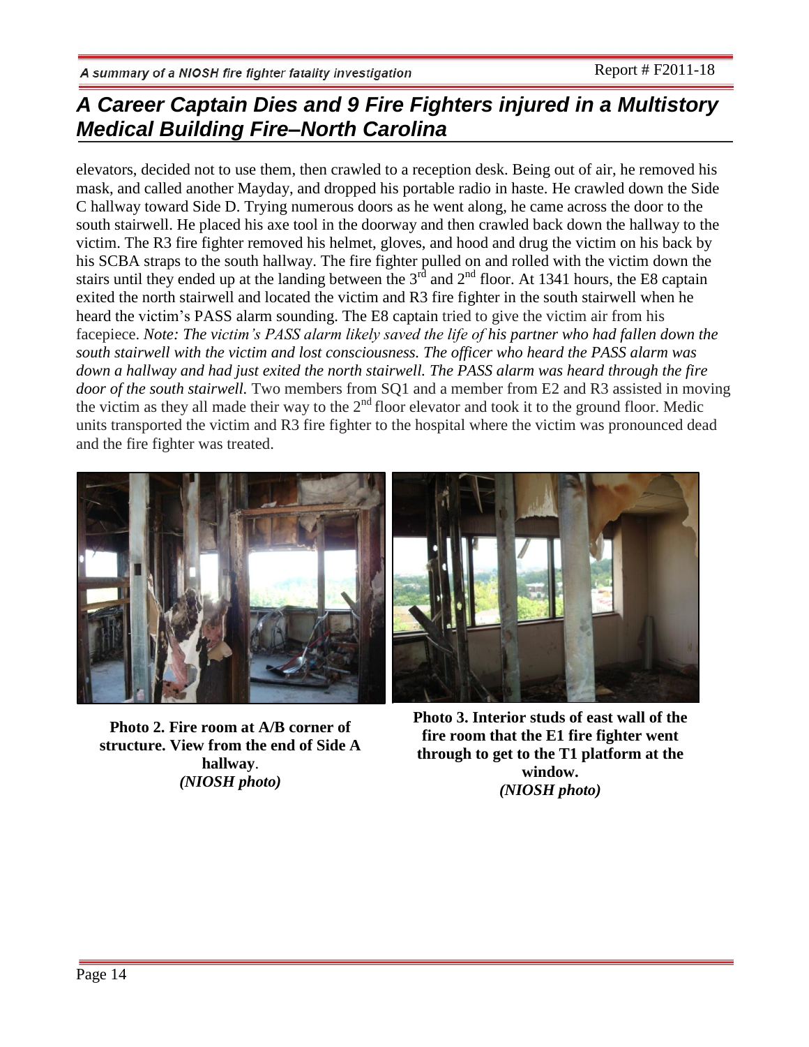elevators, decided not to use them, then crawled to a reception desk. Being out of air, he removed his mask, and called another Mayday, and dropped his portable radio in haste. He crawled down the Side C hallway toward Side D. Trying numerous doors as he went along, he came across the door to the south stairwell. He placed his axe tool in the doorway and then crawled back down the hallway to the victim. The R3 fire fighter removed his helmet, gloves, and hood and drug the victim on his back by his SCBA straps to the south hallway. The fire fighter pulled on and rolled with the victim down the stairs until they ended up at the landing between the 3rd and 2nd floor. At 1341 hours, the E8 captain exited the north stairwell and located the victim and R3 fire fighter in the south stairwell when he heard the victim's PASS alarm sounding. The E8 captain tried to give the victim air from his facepiece. *Note: The victim's PASS alarm likely saved the life of his partner who had fallen down the south stairwell with the victim and lost consciousness. The officer who heard the PASS alarm was down a hallway and had just exited the north stairwell. The PASS alarm was heard through the fire door of the south stairwell.* Two members from SQ1 and a member from E2 and R3 assisted in moving the victim as they all made their way to the 2nd floor elevator and took it to the ground floor. Medic units transported the victim and R3 fire fighter to the hospital where the victim was pronounced dead and the fire fighter was treated.

**Photo 2. Fire room at A/B corner of structure. View from the end of Side A hallway**.
***(NIOSH photo)***

**Photo 3. Interior studs of east wall of the fire room that the E1 fire fighter went through to get to the T1 platform at the window.**
***(NIOSH photo)***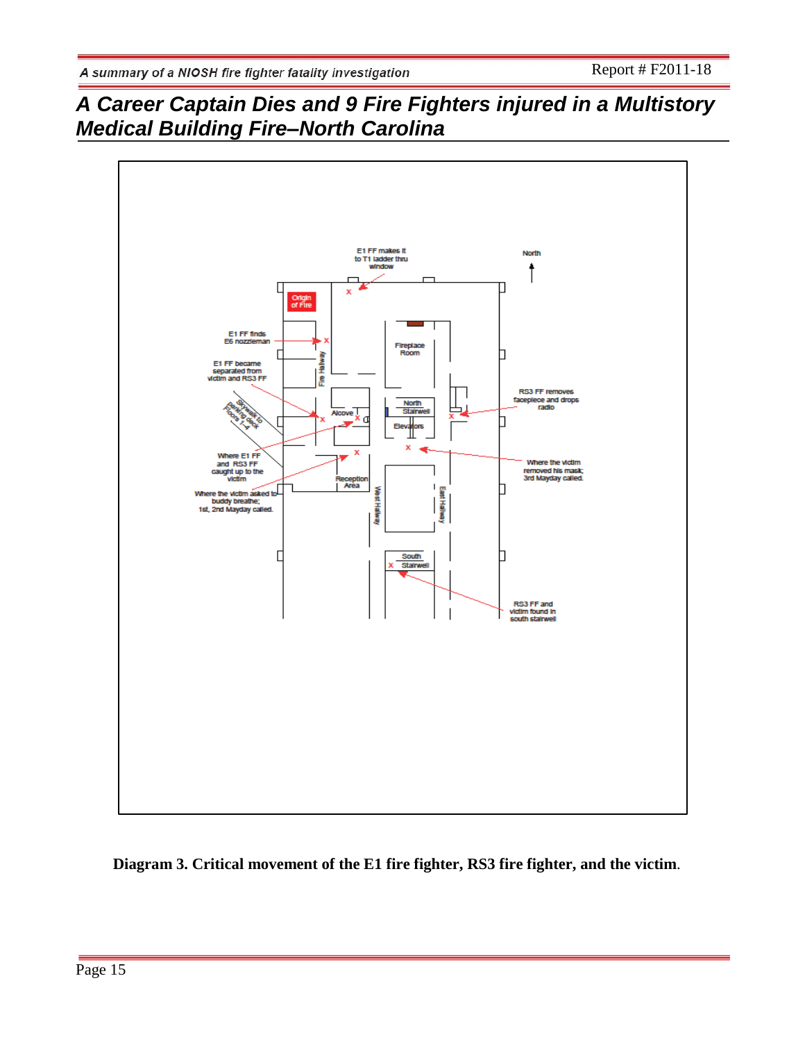E1 FF makes it to T1 ladder thru window

North

Origin of Fire

E1 FF finds E6 nozzleman

E1 FF became separated from victim and RS3 FF

Skywalk to parking deck Floors 1-4

Where E1 FF and RS3 FF caught up to the victim

Where the victim asked to buddy breathe; 1st, 2nd Mayday called.

Fire Hallway

Alcove

Fireplace Room

North Stairwell

Elevators

RS3 FF removes facepiece and drops radio

Where the victim removed his mask; 3rd Mayday called.

Reception Area

West Hallway

East Hallway

South Stairwell

RS3 FF and victim found in south stairwell

**Diagram 3. Critical movement of the E1 fire fighter, RS3 fire fighter, and the victim**.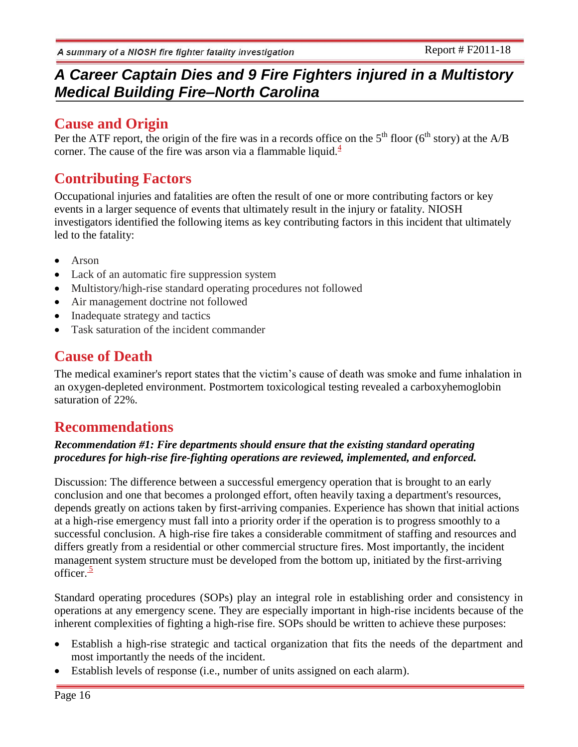## Cause and Origin

Per the ATF report, the origin of the fire was in a records office on the 5th floor (6th story) at the A/B corner. The cause of the fire was arson via a flammable liquid.[4]

## Contributing Factors

Occupational injuries and fatalities are often the result of one or more contributing factors or key events in a larger sequence of events that ultimately result in the injury or fatality. NIOSH investigators identified the following items as key contributing factors in this incident that ultimately led to the fatality:

- Arson
- Lack of an automatic fire suppression system
- Multistory/high-rise standard operating procedures not followed
- Air management doctrine not followed
- Inadequate strategy and tactics
- Task saturation of the incident commander

## Cause of Death

The medical examiner's report states that the victim's cause of death was smoke and fume inhalation in an oxygen-depleted environment. Postmortem toxicological testing revealed a carboxyhemoglobin saturation of 22%.

## Recommendations

***Recommendation #1: Fire departments should ensure that the existing standard operating procedures for high-rise fire-fighting operations are reviewed, implemented, and enforced.***

Discussion: The difference between a successful emergency operation that is brought to an early conclusion and one that becomes a prolonged effort, often heavily taxing a department's resources, depends greatly on actions taken by first-arriving companies. Experience has shown that initial actions at a high-rise emergency must fall into a priority order if the operation is to progress smoothly to a successful conclusion. A high-rise fire takes a considerable commitment of staffing and resources and differs greatly from a residential or other commercial structure fires. Most importantly, the incident management system structure must be developed from the bottom up, initiated by the first-arriving officer.[5]

Standard operating procedures (SOPs) play an integral role in establishing order and consistency in operations at any emergency scene. They are especially important in high-rise incidents because of the inherent complexities of fighting a high-rise fire. SOPs should be written to achieve these purposes:

- Establish a high-rise strategic and tactical organization that fits the needs of the department and most importantly the needs of the incident.
- Establish levels of response (i.e., number of units assigned on each alarm).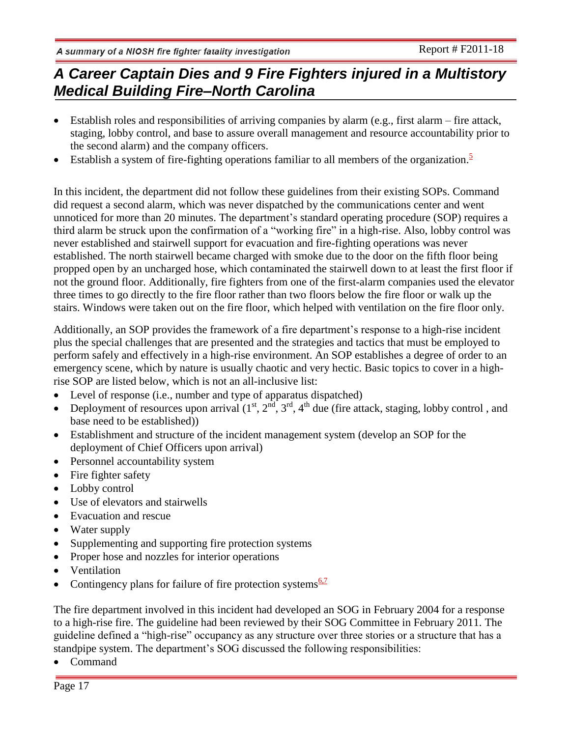- Establish roles and responsibilities of arriving companies by alarm (e.g., first alarm – fire attack, staging, lobby control, and base to assure overall management and resource accountability prior to the second alarm) and the company officers.
- Establish a system of fire-fighting operations familiar to all members of the organization.[5]

In this incident, the department did not follow these guidelines from their existing SOPs. Command did request a second alarm, which was never dispatched by the communications center and went unnoticed for more than 20 minutes. The department's standard operating procedure (SOP) requires a third alarm be struck upon the confirmation of a "working fire" in a high-rise. Also, lobby control was never established and stairwell support for evacuation and fire-fighting operations was never established. The north stairwell became charged with smoke due to the door on the fifth floor being propped open by an uncharged hose, which contaminated the stairwell down to at least the first floor if not the ground floor. Additionally, fire fighters from one of the first-alarm companies used the elevator three times to go directly to the fire floor rather than two floors below the fire floor or walk up the stairs. Windows were taken out on the fire floor, which helped with ventilation on the fire floor only.

Additionally, an SOP provides the framework of a fire department's response to a high-rise incident plus the special challenges that are presented and the strategies and tactics that must be employed to perform safely and effectively in a high-rise environment. An SOP establishes a degree of order to an emergency scene, which by nature is usually chaotic and very hectic. Basic topics to cover in a high-rise SOP are listed below, which is not an all-inclusive list:

- Level of response (i.e., number and type of apparatus dispatched)
- Deployment of resources upon arrival (1st, 2nd, 3rd, 4th due (fire attack, staging, lobby control , and base need to be established))
- Establishment and structure of the incident management system (develop an SOP for the deployment of Chief Officers upon arrival)
- Personnel accountability system
- Fire fighter safety
- Lobby control
- Use of elevators and stairwells
- Evacuation and rescue
- Water supply
- Supplementing and supporting fire protection systems
- Proper hose and nozzles for interior operations
- Ventilation
- Contingency plans for failure of fire protection systems[6,7]

The fire department involved in this incident had developed an SOG in February 2004 for a response to a high-rise fire. The guideline had been reviewed by their SOG Committee in February 2011. The guideline defined a "high-rise" occupancy as any structure over three stories or a structure that has a standpipe system. The department's SOG discussed the following responsibilities:

- Command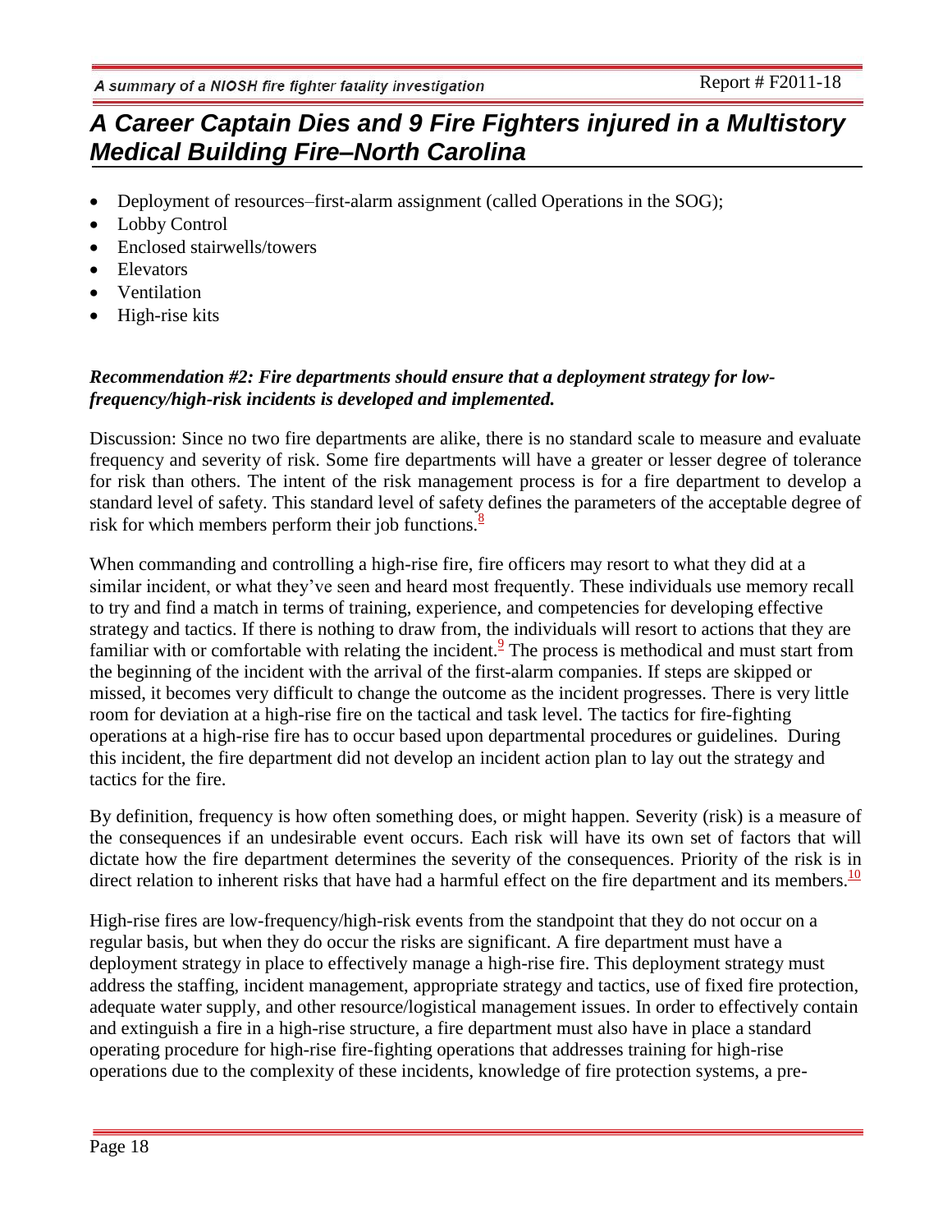- Deployment of resources–first-alarm assignment (called Operations in the SOG);
- Lobby Control
- Enclosed stairwells/towers
- Elevators
- Ventilation
- High-rise kits

***Recommendation #2: Fire departments should ensure that a deployment strategy for low-frequency/high-risk incidents is developed and implemented.***

Discussion: Since no two fire departments are alike, there is no standard scale to measure and evaluate frequency and severity of risk. Some fire departments will have a greater or lesser degree of tolerance for risk than others. The intent of the risk management process is for a fire department to develop a standard level of safety. This standard level of safety defines the parameters of the acceptable degree of risk for which members perform their job functions.[8]

When commanding and controlling a high-rise fire, fire officers may resort to what they did at a similar incident, or what they've seen and heard most frequently. These individuals use memory recall to try and find a match in terms of training, experience, and competencies for developing effective strategy and tactics. If there is nothing to draw from, the individuals will resort to actions that they are familiar with or comfortable with relating the incident.[9] The process is methodical and must start from the beginning of the incident with the arrival of the first-alarm companies. If steps are skipped or missed, it becomes very difficult to change the outcome as the incident progresses. There is very little room for deviation at a high-rise fire on the tactical and task level. The tactics for fire-fighting operations at a high-rise fire has to occur based upon departmental procedures or guidelines. During this incident, the fire department did not develop an incident action plan to lay out the strategy and tactics for the fire.

By definition, frequency is how often something does, or might happen. Severity (risk) is a measure of the consequences if an undesirable event occurs. Each risk will have its own set of factors that will dictate how the fire department determines the severity of the consequences. Priority of the risk is in direct relation to inherent risks that have had a harmful effect on the fire department and its members.[10]

High-rise fires are low-frequency/high-risk events from the standpoint that they do not occur on a regular basis, but when they do occur the risks are significant. A fire department must have a deployment strategy in place to effectively manage a high-rise fire. This deployment strategy must address the staffing, incident management, appropriate strategy and tactics, use of fixed fire protection, adequate water supply, and other resource/logistical management issues. In order to effectively contain and extinguish a fire in a high-rise structure, a fire department must also have in place a standard operating procedure for high-rise fire-fighting operations that addresses training for high-rise operations due to the complexity of these incidents, knowledge of fire protection systems, a pre-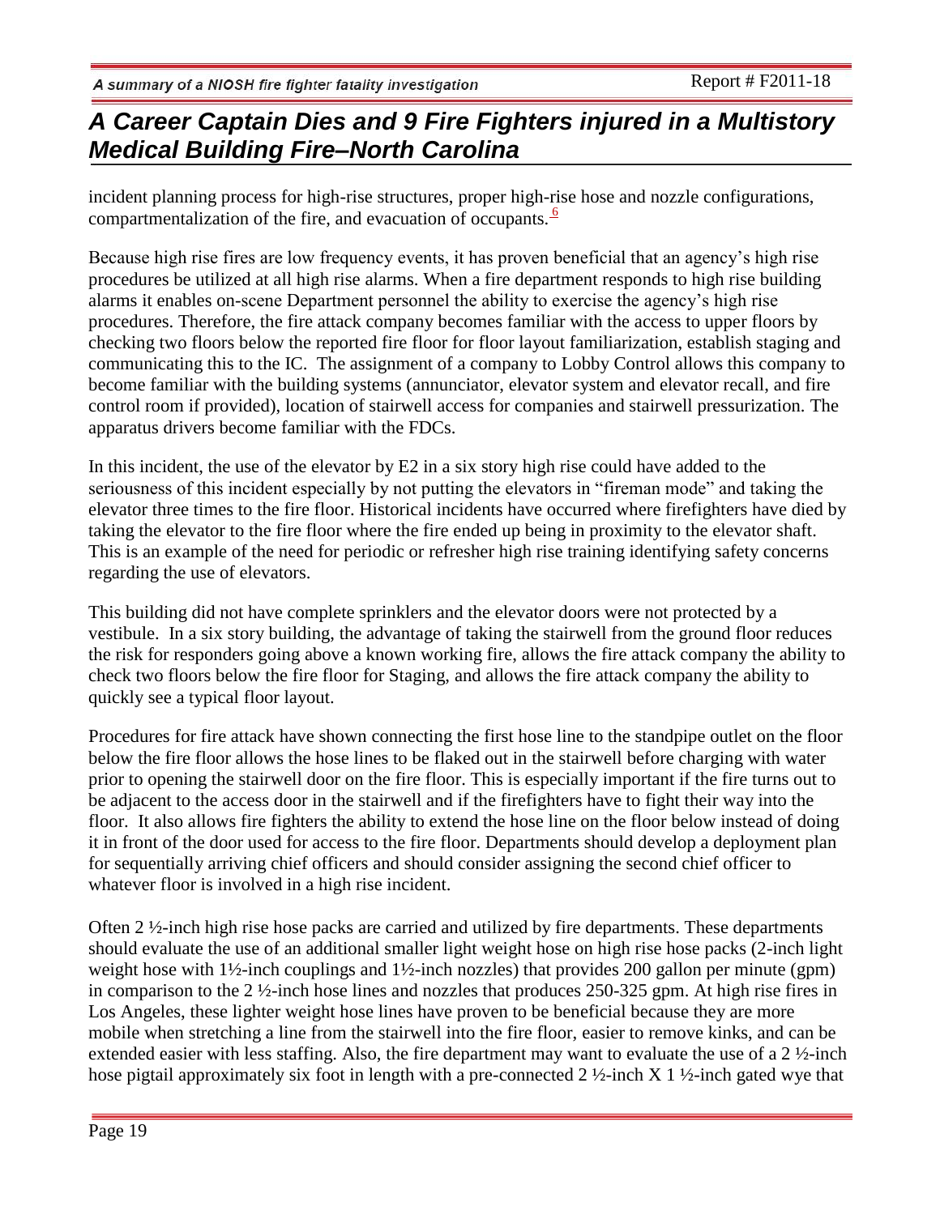incident planning process for high-rise structures, proper high-rise hose and nozzle configurations, compartmentalization of the fire, and evacuation of occupants.[6]

Because high rise fires are low frequency events, it has proven beneficial that an agency's high rise procedures be utilized at all high rise alarms. When a fire department responds to high rise building alarms it enables on-scene Department personnel the ability to exercise the agency's high rise procedures. Therefore, the fire attack company becomes familiar with the access to upper floors by checking two floors below the reported fire floor for floor layout familiarization, establish staging and communicating this to the IC. The assignment of a company to Lobby Control allows this company to become familiar with the building systems (annunciator, elevator system and elevator recall, and fire control room if provided), location of stairwell access for companies and stairwell pressurization. The apparatus drivers become familiar with the FDCs.

In this incident, the use of the elevator by E2 in a six story high rise could have added to the seriousness of this incident especially by not putting the elevators in "fireman mode" and taking the elevator three times to the fire floor. Historical incidents have occurred where firefighters have died by taking the elevator to the fire floor where the fire ended up being in proximity to the elevator shaft. This is an example of the need for periodic or refresher high rise training identifying safety concerns regarding the use of elevators.

This building did not have complete sprinklers and the elevator doors were not protected by a vestibule. In a six story building, the advantage of taking the stairwell from the ground floor reduces the risk for responders going above a known working fire, allows the fire attack company the ability to check two floors below the fire floor for Staging, and allows the fire attack company the ability to quickly see a typical floor layout.

Procedures for fire attack have shown connecting the first hose line to the standpipe outlet on the floor below the fire floor allows the hose lines to be flaked out in the stairwell before charging with water prior to opening the stairwell door on the fire floor. This is especially important if the fire turns out to be adjacent to the access door in the stairwell and if the firefighters have to fight their way into the floor. It also allows fire fighters the ability to extend the hose line on the floor below instead of doing it in front of the door used for access to the fire floor. Departments should develop a deployment plan for sequentially arriving chief officers and should consider assigning the second chief officer to whatever floor is involved in a high rise incident.

Often 2 ½-inch high rise hose packs are carried and utilized by fire departments. These departments should evaluate the use of an additional smaller light weight hose on high rise hose packs (2-inch light weight hose with 1½-inch couplings and 1½-inch nozzles) that provides 200 gallon per minute (gpm) in comparison to the 2 ½-inch hose lines and nozzles that produces 250-325 gpm. At high rise fires in Los Angeles, these lighter weight hose lines have proven to be beneficial because they are more mobile when stretching a line from the stairwell into the fire floor, easier to remove kinks, and can be extended easier with less staffing. Also, the fire department may want to evaluate the use of a 2 ½-inch hose pigtail approximately six foot in length with a pre-connected 2 ½-inch X 1 ½-inch gated wye that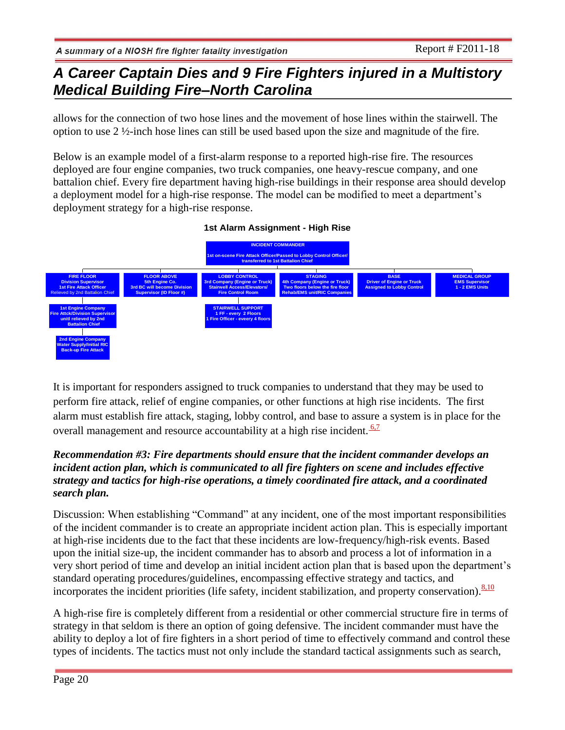allows for the connection of two hose lines and the movement of hose lines within the stairwell. The option to use 2 ½-inch hose lines can still be used based upon the size and magnitude of the fire.

Below is an example model of a first-alarm response to a reported high-rise fire. The resources deployed are four engine companies, two truck companies, one heavy-rescue company, and one battalion chief. Every fire department having high-rise buildings in their response area should develop a deployment model for a high-rise response. The model can be modified to meet a department's deployment strategy for a high-rise response.

**1st Alarm Assignment - High Rise**

- **INCIDENT COMMANDER** — 1st on-scene Fire Attack Officer/Passed to Lobby Control Officer/ transferred to 1st Battalion Chief
  - **FIRE FLOOR** — Division Supervisor; 1st Fire Attack Officer; Relieved by 2nd Battalion Chief
    - **1st Engine Company** — Fire Attck/Division Supervisor until relieved by 2nd Battalion Chief
      - **2nd Engine Company** — Water Supply/Initial RIC; Back-up Fire Attack
  - **FLOOR ABOVE** — 5th Engine Co.; 3rd BC will become Division Supervisor (ID Floor #)
  - **LOBBY CONTROL** — 3rd Company (Engine or Truck); Stairwell Access/Elevators/ Fire Control Room
    - **STAIRWELL SUPPORT** — 1 FF - every 2 Floors; 1 Fire Officer - every 4 floors
  - **STAGING** — 4th Company (Engine or Truck); Two floors below the fire floor; Rehab/EMS unit/RIC Companies
  - **BASE** — Driver of Engine or Truck; Assigned to Lobby Control
  - **MEDICAL GROUP** — EMS Supervisor; 1 - 2 EMS Units

It is important for responders assigned to truck companies to understand that they may be used to perform fire attack, relief of engine companies, or other functions at high rise incidents. The first alarm must establish fire attack, staging, lobby control, and base to assure a system is in place for the overall management and resource accountability at a high rise incident.[6,7]

***Recommendation #3: Fire departments should ensure that the incident commander develops an incident action plan, which is communicated to all fire fighters on scene and includes effective strategy and tactics for high-rise operations, a timely coordinated fire attack, and a coordinated search plan.***

Discussion: When establishing "Command" at any incident, one of the most important responsibilities of the incident commander is to create an appropriate incident action plan. This is especially important at high-rise incidents due to the fact that these incidents are low-frequency/high-risk events. Based upon the initial size-up, the incident commander has to absorb and process a lot of information in a very short period of time and develop an initial incident action plan that is based upon the department's standard operating procedures/guidelines, encompassing effective strategy and tactics, and incorporates the incident priorities (life safety, incident stabilization, and property conservation).[8,10]

A high-rise fire is completely different from a residential or other commercial structure fire in terms of strategy in that seldom is there an option of going defensive. The incident commander must have the ability to deploy a lot of fire fighters in a short period of time to effectively command and control these types of incidents. The tactics must not only include the standard tactical assignments such as search,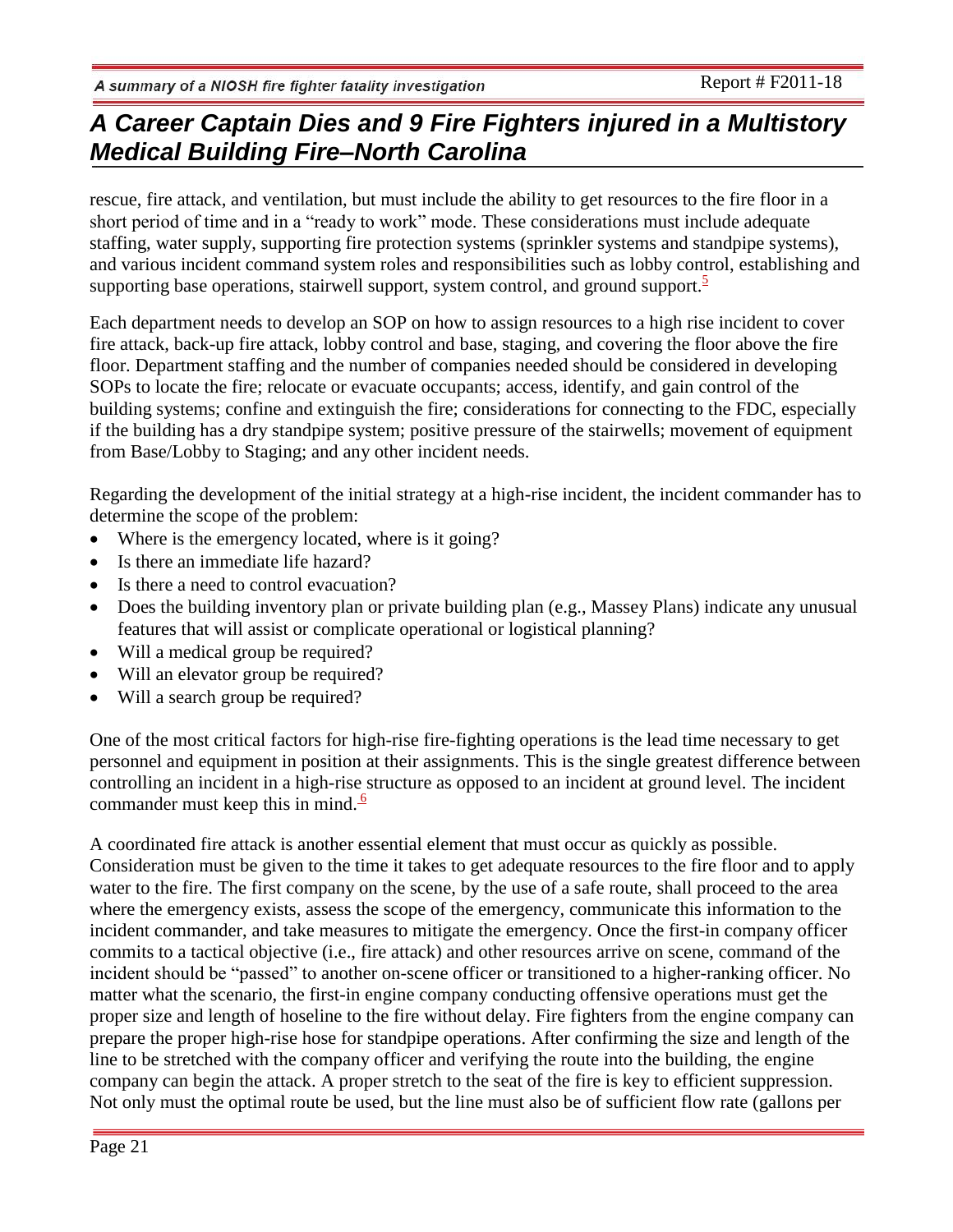rescue, fire attack, and ventilation, but must include the ability to get resources to the fire floor in a short period of time and in a "ready to work" mode. These considerations must include adequate staffing, water supply, supporting fire protection systems (sprinkler systems and standpipe systems), and various incident command system roles and responsibilities such as lobby control, establishing and supporting base operations, stairwell support, system control, and ground support.[5]

Each department needs to develop an SOP on how to assign resources to a high rise incident to cover fire attack, back-up fire attack, lobby control and base, staging, and covering the floor above the fire floor. Department staffing and the number of companies needed should be considered in developing SOPs to locate the fire; relocate or evacuate occupants; access, identify, and gain control of the building systems; confine and extinguish the fire; considerations for connecting to the FDC, especially if the building has a dry standpipe system; positive pressure of the stairwells; movement of equipment from Base/Lobby to Staging; and any other incident needs.

Regarding the development of the initial strategy at a high-rise incident, the incident commander has to determine the scope of the problem:

- Where is the emergency located, where is it going?
- Is there an immediate life hazard?
- Is there a need to control evacuation?
- Does the building inventory plan or private building plan (e.g., Massey Plans) indicate any unusual features that will assist or complicate operational or logistical planning?
- Will a medical group be required?
- Will an elevator group be required?
- Will a search group be required?

One of the most critical factors for high-rise fire-fighting operations is the lead time necessary to get personnel and equipment in position at their assignments. This is the single greatest difference between controlling an incident in a high-rise structure as opposed to an incident at ground level. The incident commander must keep this in mind.[6]

A coordinated fire attack is another essential element that must occur as quickly as possible. Consideration must be given to the time it takes to get adequate resources to the fire floor and to apply water to the fire. The first company on the scene, by the use of a safe route, shall proceed to the area where the emergency exists, assess the scope of the emergency, communicate this information to the incident commander, and take measures to mitigate the emergency. Once the first-in company officer commits to a tactical objective (i.e., fire attack) and other resources arrive on scene, command of the incident should be "passed" to another on-scene officer or transitioned to a higher-ranking officer. No matter what the scenario, the first-in engine company conducting offensive operations must get the proper size and length of hoseline to the fire without delay. Fire fighters from the engine company can prepare the proper high-rise hose for standpipe operations. After confirming the size and length of the line to be stretched with the company officer and verifying the route into the building, the engine company can begin the attack. A proper stretch to the seat of the fire is key to efficient suppression. Not only must the optimal route be used, but the line must also be of sufficient flow rate (gallons per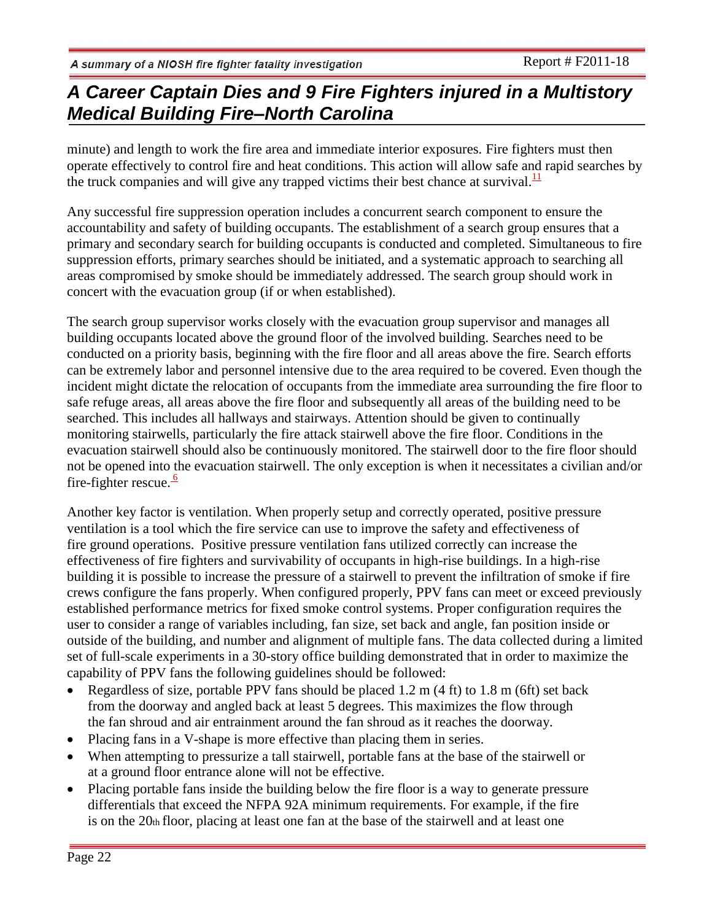minute) and length to work the fire area and immediate interior exposures. Fire fighters must then operate effectively to control fire and heat conditions. This action will allow safe and rapid searches by the truck companies and will give any trapped victims their best chance at survival.[11]

Any successful fire suppression operation includes a concurrent search component to ensure the accountability and safety of building occupants. The establishment of a search group ensures that a primary and secondary search for building occupants is conducted and completed. Simultaneous to fire suppression efforts, primary searches should be initiated, and a systematic approach to searching all areas compromised by smoke should be immediately addressed. The search group should work in concert with the evacuation group (if or when established).

The search group supervisor works closely with the evacuation group supervisor and manages all building occupants located above the ground floor of the involved building. Searches need to be conducted on a priority basis, beginning with the fire floor and all areas above the fire. Search efforts can be extremely labor and personnel intensive due to the area required to be covered. Even though the incident might dictate the relocation of occupants from the immediate area surrounding the fire floor to safe refuge areas, all areas above the fire floor and subsequently all areas of the building need to be searched. This includes all hallways and stairways. Attention should be given to continually monitoring stairwells, particularly the fire attack stairwell above the fire floor. Conditions in the evacuation stairwell should also be continuously monitored. The stairwell door to the fire floor should not be opened into the evacuation stairwell. The only exception is when it necessitates a civilian and/or fire-fighter rescue.[6]

Another key factor is ventilation. When properly setup and correctly operated, positive pressure ventilation is a tool which the fire service can use to improve the safety and effectiveness of fire ground operations. Positive pressure ventilation fans utilized correctly can increase the effectiveness of fire fighters and survivability of occupants in high-rise buildings. In a high-rise building it is possible to increase the pressure of a stairwell to prevent the infiltration of smoke if fire crews configure the fans properly. When configured properly, PPV fans can meet or exceed previously established performance metrics for fixed smoke control systems. Proper configuration requires the user to consider a range of variables including, fan size, set back and angle, fan position inside or outside of the building, and number and alignment of multiple fans. The data collected during a limited set of full-scale experiments in a 30-story office building demonstrated that in order to maximize the capability of PPV fans the following guidelines should be followed:

- Regardless of size, portable PPV fans should be placed 1.2 m (4 ft) to 1.8 m (6ft) set back from the doorway and angled back at least 5 degrees. This maximizes the flow through the fan shroud and air entrainment around the fan shroud as it reaches the doorway.
- Placing fans in a V-shape is more effective than placing them in series.
- When attempting to pressurize a tall stairwell, portable fans at the base of the stairwell or at a ground floor entrance alone will not be effective.
- Placing portable fans inside the building below the fire floor is a way to generate pressure differentials that exceed the NFPA 92A minimum requirements. For example, if the fire is on the 20th floor, placing at least one fan at the base of the stairwell and at least one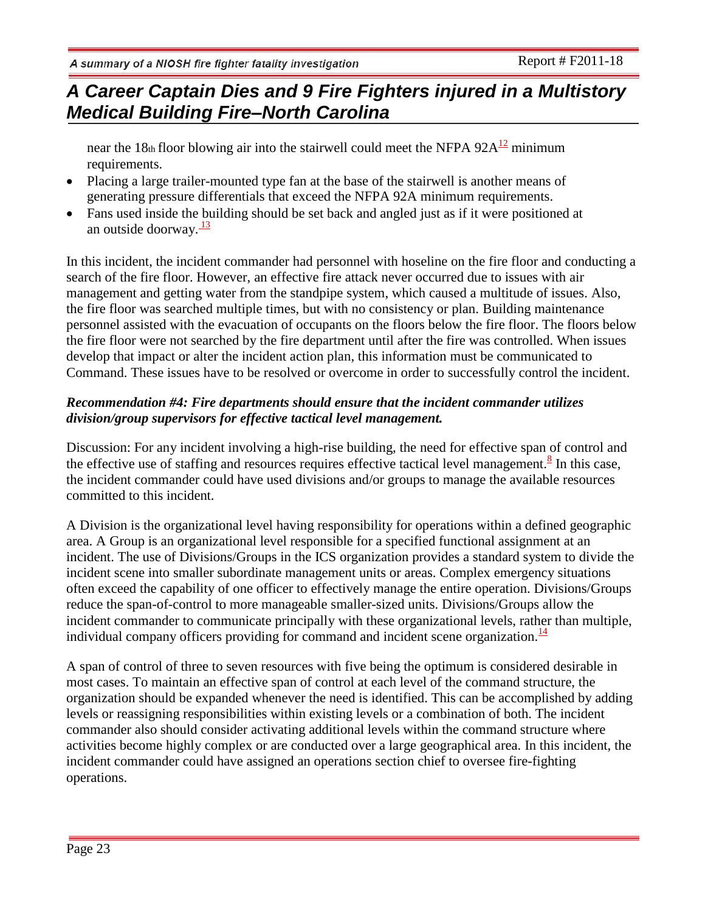near the 18th floor blowing air into the stairwell could meet the NFPA 92A[12] minimum requirements.

- Placing a large trailer-mounted type fan at the base of the stairwell is another means of generating pressure differentials that exceed the NFPA 92A minimum requirements.
- Fans used inside the building should be set back and angled just as if it were positioned at an outside doorway.[13]

In this incident, the incident commander had personnel with hoseline on the fire floor and conducting a search of the fire floor. However, an effective fire attack never occurred due to issues with air management and getting water from the standpipe system, which caused a multitude of issues. Also, the fire floor was searched multiple times, but with no consistency or plan. Building maintenance personnel assisted with the evacuation of occupants on the floors below the fire floor. The floors below the fire floor were not searched by the fire department until after the fire was controlled. When issues develop that impact or alter the incident action plan, this information must be communicated to Command. These issues have to be resolved or overcome in order to successfully control the incident.

***Recommendation #4: Fire departments should ensure that the incident commander utilizes division/group supervisors for effective tactical level management.***

Discussion: For any incident involving a high-rise building, the need for effective span of control and the effective use of staffing and resources requires effective tactical level management.[8] In this case, the incident commander could have used divisions and/or groups to manage the available resources committed to this incident.

A Division is the organizational level having responsibility for operations within a defined geographic area. A Group is an organizational level responsible for a specified functional assignment at an incident. The use of Divisions/Groups in the ICS organization provides a standard system to divide the incident scene into smaller subordinate management units or areas. Complex emergency situations often exceed the capability of one officer to effectively manage the entire operation. Divisions/Groups reduce the span-of-control to more manageable smaller-sized units. Divisions/Groups allow the incident commander to communicate principally with these organizational levels, rather than multiple, individual company officers providing for command and incident scene organization.[14]

A span of control of three to seven resources with five being the optimum is considered desirable in most cases. To maintain an effective span of control at each level of the command structure, the organization should be expanded whenever the need is identified. This can be accomplished by adding levels or reassigning responsibilities within existing levels or a combination of both. The incident commander also should consider activating additional levels within the command structure where activities become highly complex or are conducted over a large geographical area. In this incident, the incident commander could have assigned an operations section chief to oversee fire-fighting operations.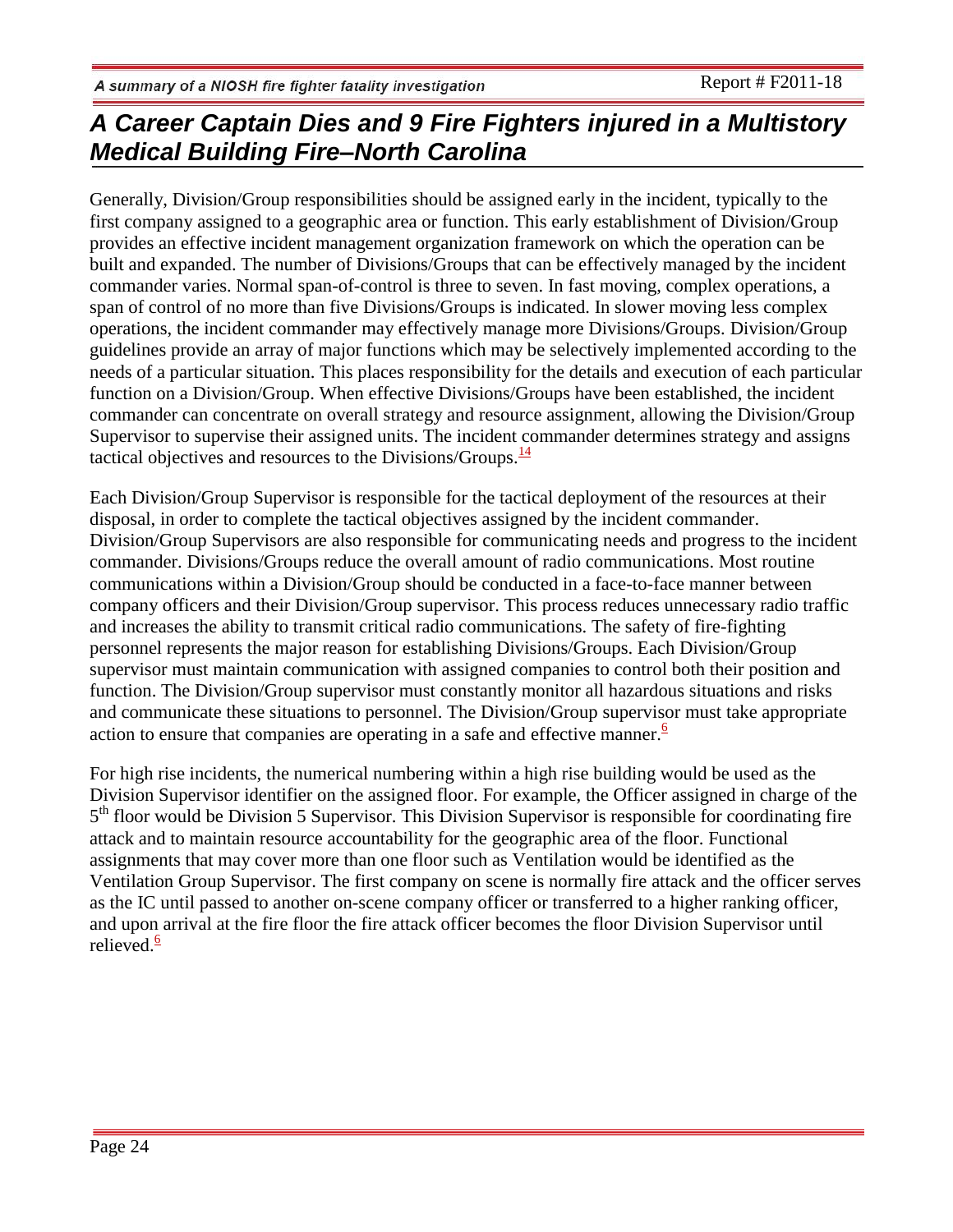Generally, Division/Group responsibilities should be assigned early in the incident, typically to the first company assigned to a geographic area or function. This early establishment of Division/Group provides an effective incident management organization framework on which the operation can be built and expanded. The number of Divisions/Groups that can be effectively managed by the incident commander varies. Normal span-of-control is three to seven. In fast moving, complex operations, a span of control of no more than five Divisions/Groups is indicated. In slower moving less complex operations, the incident commander may effectively manage more Divisions/Groups. Division/Group guidelines provide an array of major functions which may be selectively implemented according to the needs of a particular situation. This places responsibility for the details and execution of each particular function on a Division/Group. When effective Divisions/Groups have been established, the incident commander can concentrate on overall strategy and resource assignment, allowing the Division/Group Supervisor to supervise their assigned units. The incident commander determines strategy and assigns tactical objectives and resources to the Divisions/Groups.[14]

Each Division/Group Supervisor is responsible for the tactical deployment of the resources at their disposal, in order to complete the tactical objectives assigned by the incident commander. Division/Group Supervisors are also responsible for communicating needs and progress to the incident commander. Divisions/Groups reduce the overall amount of radio communications. Most routine communications within a Division/Group should be conducted in a face-to-face manner between company officers and their Division/Group supervisor. This process reduces unnecessary radio traffic and increases the ability to transmit critical radio communications. The safety of fire-fighting personnel represents the major reason for establishing Divisions/Groups. Each Division/Group supervisor must maintain communication with assigned companies to control both their position and function. The Division/Group supervisor must constantly monitor all hazardous situations and risks and communicate these situations to personnel. The Division/Group supervisor must take appropriate action to ensure that companies are operating in a safe and effective manner.[6]

For high rise incidents, the numerical numbering within a high rise building would be used as the Division Supervisor identifier on the assigned floor. For example, the Officer assigned in charge of the 5th floor would be Division 5 Supervisor. This Division Supervisor is responsible for coordinating fire attack and to maintain resource accountability for the geographic area of the floor. Functional assignments that may cover more than one floor such as Ventilation would be identified as the Ventilation Group Supervisor. The first company on scene is normally fire attack and the officer serves as the IC until passed to another on-scene company officer or transferred to a higher ranking officer, and upon arrival at the fire floor the fire attack officer becomes the floor Division Supervisor until relieved.[6]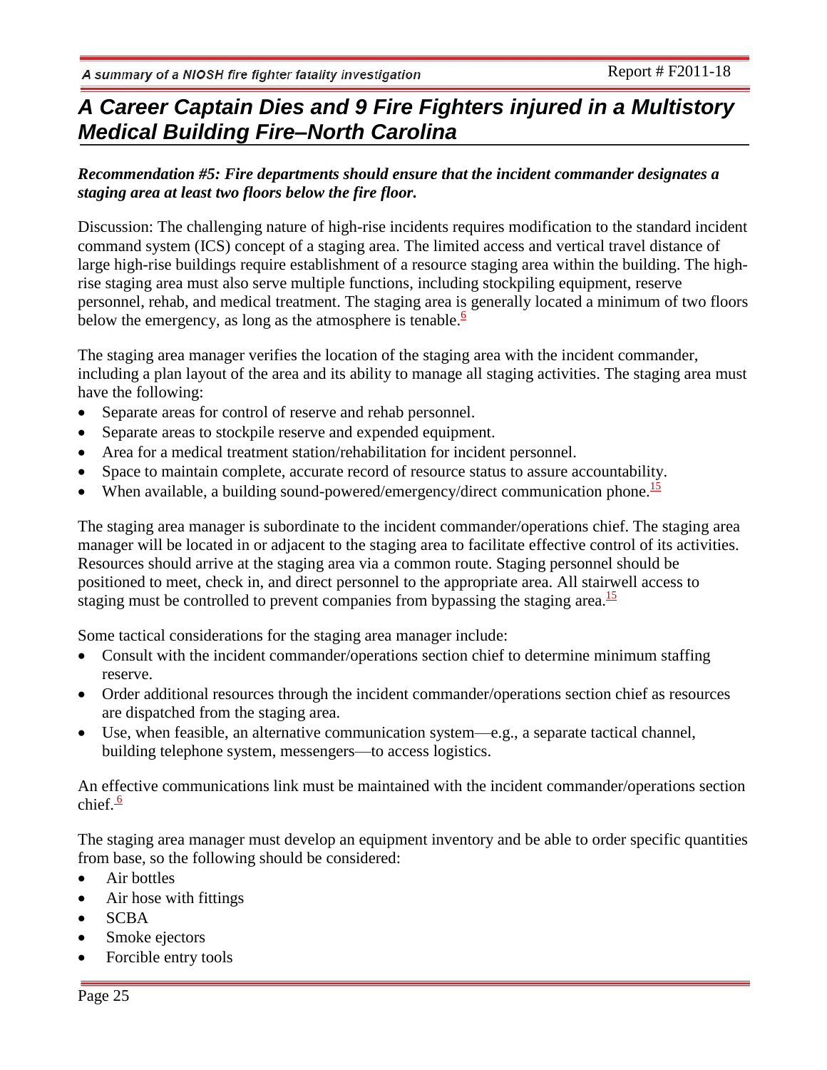***Recommendation #5: Fire departments should ensure that the incident commander designates a staging area at least two floors below the fire floor.***

Discussion: The challenging nature of high-rise incidents requires modification to the standard incident command system (ICS) concept of a staging area. The limited access and vertical travel distance of large high-rise buildings require establishment of a resource staging area within the building. The high-rise staging area must also serve multiple functions, including stockpiling equipment, reserve personnel, rehab, and medical treatment. The staging area is generally located a minimum of two floors below the emergency, as long as the atmosphere is tenable.[6]

The staging area manager verifies the location of the staging area with the incident commander, including a plan layout of the area and its ability to manage all staging activities. The staging area must have the following:

- Separate areas for control of reserve and rehab personnel.
- Separate areas to stockpile reserve and expended equipment.
- Area for a medical treatment station/rehabilitation for incident personnel.
- Space to maintain complete, accurate record of resource status to assure accountability.
- When available, a building sound-powered/emergency/direct communication phone.[15]

The staging area manager is subordinate to the incident commander/operations chief. The staging area manager will be located in or adjacent to the staging area to facilitate effective control of its activities. Resources should arrive at the staging area via a common route. Staging personnel should be positioned to meet, check in, and direct personnel to the appropriate area. All stairwell access to staging must be controlled to prevent companies from bypassing the staging area.[15]

Some tactical considerations for the staging area manager include:

- Consult with the incident commander/operations section chief to determine minimum staffing reserve.
- Order additional resources through the incident commander/operations section chief as resources are dispatched from the staging area.
- Use, when feasible, an alternative communication system—e.g., a separate tactical channel, building telephone system, messengers—to access logistics.

An effective communications link must be maintained with the incident commander/operations section chief.[6]

The staging area manager must develop an equipment inventory and be able to order specific quantities from base, so the following should be considered:

- Air bottles
- Air hose with fittings
- SCBA
- Smoke ejectors
- Forcible entry tools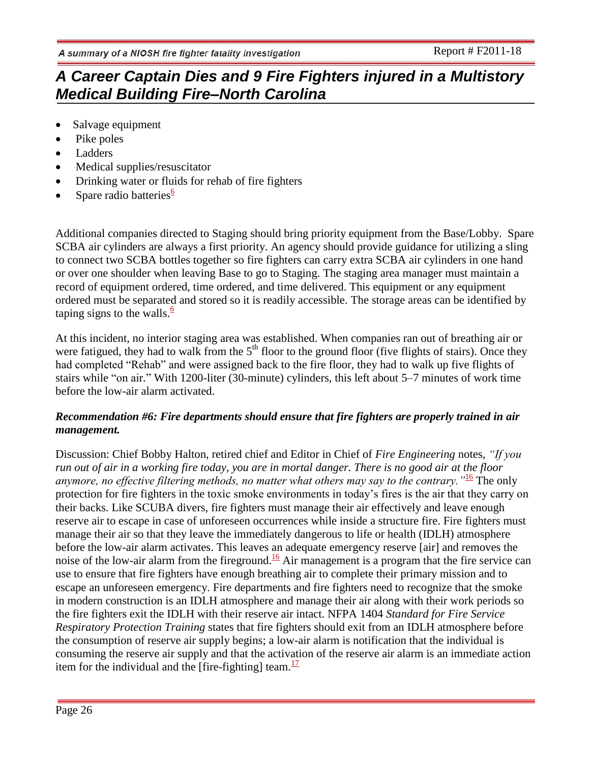- Salvage equipment
- Pike poles
- Ladders
- Medical supplies/resuscitator
- Drinking water or fluids for rehab of fire fighters
- Spare radio batteries[6]

Additional companies directed to Staging should bring priority equipment from the Base/Lobby. Spare SCBA air cylinders are always a first priority. An agency should provide guidance for utilizing a sling to connect two SCBA bottles together so fire fighters can carry extra SCBA air cylinders in one hand or over one shoulder when leaving Base to go to Staging. The staging area manager must maintain a record of equipment ordered, time ordered, and time delivered. This equipment or any equipment ordered must be separated and stored so it is readily accessible. The storage areas can be identified by taping signs to the walls.[6]

At this incident, no interior staging area was established. When companies ran out of breathing air or were fatigued, they had to walk from the 5th floor to the ground floor (five flights of stairs). Once they had completed "Rehab" and were assigned back to the fire floor, they had to walk up five flights of stairs while "on air." With 1200-liter (30-minute) cylinders, this left about 5–7 minutes of work time before the low-air alarm activated.

***Recommendation #6: Fire departments should ensure that fire fighters are properly trained in air management.***

Discussion: Chief Bobby Halton, retired chief and Editor in Chief of *Fire Engineering* notes, *"If you run out of air in a working fire today, you are in mortal danger. There is no good air at the floor anymore, no effective filtering methods, no matter what others may say to the contrary."*[16] The only protection for fire fighters in the toxic smoke environments in today's fires is the air that they carry on their backs. Like SCUBA divers, fire fighters must manage their air effectively and leave enough reserve air to escape in case of unforeseen occurrences while inside a structure fire. Fire fighters must manage their air so that they leave the immediately dangerous to life or health (IDLH) atmosphere before the low-air alarm activates. This leaves an adequate emergency reserve [air] and removes the noise of the low-air alarm from the fireground.[16] Air management is a program that the fire service can use to ensure that fire fighters have enough breathing air to complete their primary mission and to escape an unforeseen emergency. Fire departments and fire fighters need to recognize that the smoke in modern construction is an IDLH atmosphere and manage their air along with their work periods so the fire fighters exit the IDLH with their reserve air intact. NFPA 1404 *Standard for Fire Service Respiratory Protection Training* states that fire fighters should exit from an IDLH atmosphere before the consumption of reserve air supply begins; a low-air alarm is notification that the individual is consuming the reserve air supply and that the activation of the reserve air alarm is an immediate action item for the individual and the [fire-fighting] team.[17]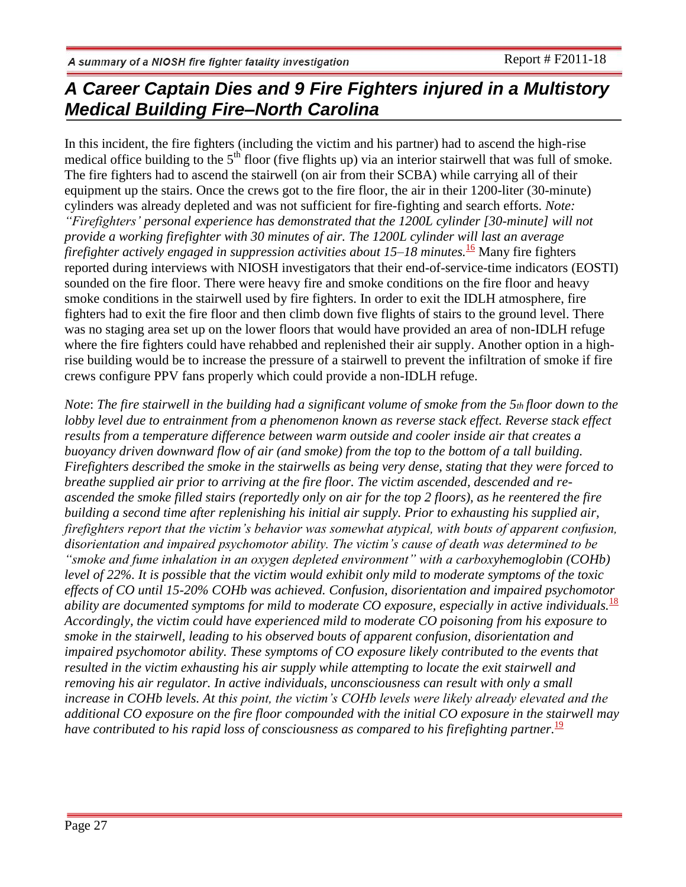In this incident, the fire fighters (including the victim and his partner) had to ascend the high-rise medical office building to the 5th floor (five flights up) via an interior stairwell that was full of smoke. The fire fighters had to ascend the stairwell (on air from their SCBA) while carrying all of their equipment up the stairs. Once the crews got to the fire floor, the air in their 1200-liter (30-minute) cylinders was already depleted and was not sufficient for fire-fighting and search efforts. *Note: "Firefighters' personal experience has demonstrated that the 1200L cylinder [30-minute] will not provide a working firefighter with 30 minutes of air. The 1200L cylinder will last an average firefighter actively engaged in suppression activities about 15–18 minutes.*[16] Many fire fighters reported during interviews with NIOSH investigators that their end-of-service-time indicators (EOSTI) sounded on the fire floor. There were heavy fire and smoke conditions on the fire floor and heavy smoke conditions in the stairwell used by fire fighters. In order to exit the IDLH atmosphere, fire fighters had to exit the fire floor and then climb down five flights of stairs to the ground level. There was no staging area set up on the lower floors that would have provided an area of non-IDLH refuge where the fire fighters could have rehabbed and replenished their air supply. Another option in a high-rise building would be to increase the pressure of a stairwell to prevent the infiltration of smoke if fire crews configure PPV fans properly which could provide a non-IDLH refuge.

*Note*: *The fire stairwell in the building had a significant volume of smoke from the 5th floor down to the lobby level due to entrainment from a phenomenon known as reverse stack effect. Reverse stack effect results from a temperature difference between warm outside and cooler inside air that creates a buoyancy driven downward flow of air (and smoke) from the top to the bottom of a tall building. Firefighters described the smoke in the stairwells as being very dense, stating that they were forced to breathe supplied air prior to arriving at the fire floor. The victim ascended, descended and re-ascended the smoke filled stairs (reportedly only on air for the top 2 floors), as he reentered the fire building a second time after replenishing his initial air supply. Prior to exhausting his supplied air, firefighters report that the victim's behavior was somewhat atypical, with bouts of apparent confusion, disorientation and impaired psychomotor ability. The victim's cause of death was determined to be "smoke and fume inhalation in an oxygen depleted environment" with a carboxyhemoglobin (COHb) level of 22%. It is possible that the victim would exhibit only mild to moderate symptoms of the toxic effects of CO until 15-20% COHb was achieved. Confusion, disorientation and impaired psychomotor ability are documented symptoms for mild to moderate CO exposure, especially in active individuals.*[18] *Accordingly, the victim could have experienced mild to moderate CO poisoning from his exposure to smoke in the stairwell, leading to his observed bouts of apparent confusion, disorientation and impaired psychomotor ability. These symptoms of CO exposure likely contributed to the events that resulted in the victim exhausting his air supply while attempting to locate the exit stairwell and removing his air regulator. In active individuals, unconsciousness can result with only a small increase in COHb levels. At this point, the victim's COHb levels were likely already elevated and the additional CO exposure on the fire floor compounded with the initial CO exposure in the stairwell may have contributed to his rapid loss of consciousness as compared to his firefighting partner.*[19]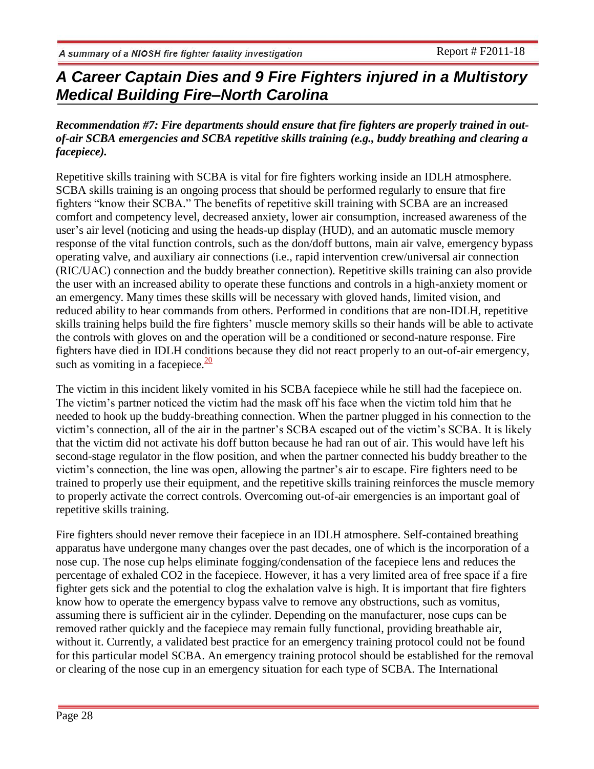***Recommendation #7: Fire departments should ensure that fire fighters are properly trained in out-of-air SCBA emergencies and SCBA repetitive skills training (e.g., buddy breathing and clearing a facepiece).***

Repetitive skills training with SCBA is vital for fire fighters working inside an IDLH atmosphere. SCBA skills training is an ongoing process that should be performed regularly to ensure that fire fighters "know their SCBA." The benefits of repetitive skill training with SCBA are an increased comfort and competency level, decreased anxiety, lower air consumption, increased awareness of the user's air level (noticing and using the heads-up display (HUD), and an automatic muscle memory response of the vital function controls, such as the don/doff buttons, main air valve, emergency bypass operating valve, and auxiliary air connections (i.e., rapid intervention crew/universal air connection (RIC/UAC) connection and the buddy breather connection). Repetitive skills training can also provide the user with an increased ability to operate these functions and controls in a high-anxiety moment or an emergency. Many times these skills will be necessary with gloved hands, limited vision, and reduced ability to hear commands from others. Performed in conditions that are non-IDLH, repetitive skills training helps build the fire fighters' muscle memory skills so their hands will be able to activate the controls with gloves on and the operation will be a conditioned or second-nature response. Fire fighters have died in IDLH conditions because they did not react properly to an out-of-air emergency, such as vomiting in a facepiece.[20]

The victim in this incident likely vomited in his SCBA facepiece while he still had the facepiece on. The victim's partner noticed the victim had the mask off his face when the victim told him that he needed to hook up the buddy-breathing connection. When the partner plugged in his connection to the victim's connection, all of the air in the partner's SCBA escaped out of the victim's SCBA. It is likely that the victim did not activate his doff button because he had ran out of air. This would have left his second-stage regulator in the flow position, and when the partner connected his buddy breather to the victim's connection, the line was open, allowing the partner's air to escape. Fire fighters need to be trained to properly use their equipment, and the repetitive skills training reinforces the muscle memory to properly activate the correct controls. Overcoming out-of-air emergencies is an important goal of repetitive skills training.

Fire fighters should never remove their facepiece in an IDLH atmosphere. Self-contained breathing apparatus have undergone many changes over the past decades, one of which is the incorporation of a nose cup. The nose cup helps eliminate fogging/condensation of the facepiece lens and reduces the percentage of exhaled $CO_2$ in the facepiece. However, it has a very limited area of free space if a fire fighter gets sick and the potential to clog the exhalation valve is high. It is important that fire fighters know how to operate the emergency bypass valve to remove any obstructions, such as vomitus, assuming there is sufficient air in the cylinder. Depending on the manufacturer, nose cups can be removed rather quickly and the facepiece may remain fully functional, providing breathable air, without it. Currently, a validated best practice for an emergency training protocol could not be found for this particular model SCBA. An emergency training protocol should be established for the removal or clearing of the nose cup in an emergency situation for each type of SCBA. The International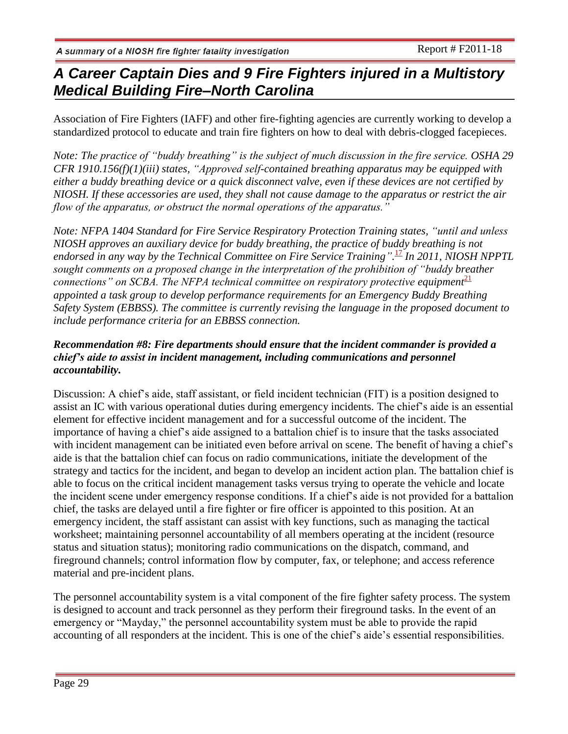Association of Fire Fighters (IAFF) and other fire-fighting agencies are currently working to develop a standardized protocol to educate and train fire fighters on how to deal with debris-clogged facepieces.

*Note: The practice of "buddy breathing" is the subject of much discussion in the fire service. OSHA 29 CFR 1910.156(f)(1)(iii) states, "Approved self-contained breathing apparatus may be equipped with either a buddy breathing device or a quick disconnect valve, even if these devices are not certified by NIOSH. If these accessories are used, they shall not cause damage to the apparatus or restrict the air flow of the apparatus, or obstruct the normal operations of the apparatus."*

*Note: NFPA 1404 Standard for Fire Service Respiratory Protection Training states, "until and unless NIOSH approves an auxiliary device for buddy breathing, the practice of buddy breathing is not endorsed in any way by the Technical Committee on Fire Service Training".[17] In 2011, NIOSH NPPTL sought comments on a proposed change in the interpretation of the prohibition of "buddy breather connections" on SCBA. The NFPA technical committee on respiratory protective equipment[21] appointed a task group to develop performance requirements for an Emergency Buddy Breathing Safety System (EBBSS). The committee is currently revising the language in the proposed document to include performance criteria for an EBBSS connection.*

***Recommendation #8: Fire departments should ensure that the incident commander is provided a chief's aide to assist in incident management, including communications and personnel accountability.***

Discussion: A chief's aide, staff assistant, or field incident technician (FIT) is a position designed to assist an IC with various operational duties during emergency incidents. The chief's aide is an essential element for effective incident management and for a successful outcome of the incident. The importance of having a chief's aide assigned to a battalion chief is to insure that the tasks associated with incident management can be initiated even before arrival on scene. The benefit of having a chief's aide is that the battalion chief can focus on radio communications, initiate the development of the strategy and tactics for the incident, and began to develop an incident action plan. The battalion chief is able to focus on the critical incident management tasks versus trying to operate the vehicle and locate the incident scene under emergency response conditions. If a chief's aide is not provided for a battalion chief, the tasks are delayed until a fire fighter or fire officer is appointed to this position. At an emergency incident, the staff assistant can assist with key functions, such as managing the tactical worksheet; maintaining personnel accountability of all members operating at the incident (resource status and situation status); monitoring radio communications on the dispatch, command, and fireground channels; control information flow by computer, fax, or telephone; and access reference material and pre-incident plans.

The personnel accountability system is a vital component of the fire fighter safety process. The system is designed to account and track personnel as they perform their fireground tasks. In the event of an emergency or "Mayday," the personnel accountability system must be able to provide the rapid accounting of all responders at the incident. This is one of the chief's aide's essential responsibilities.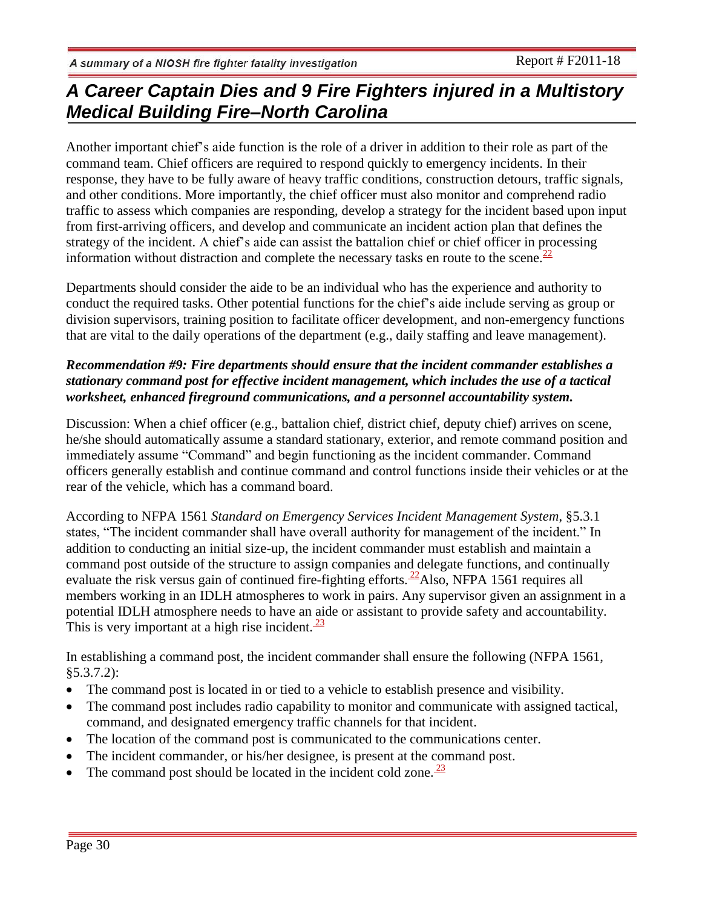Another important chief's aide function is the role of a driver in addition to their role as part of the command team. Chief officers are required to respond quickly to emergency incidents. In their response, they have to be fully aware of heavy traffic conditions, construction detours, traffic signals, and other conditions. More importantly, the chief officer must also monitor and comprehend radio traffic to assess which companies are responding, develop a strategy for the incident based upon input from first-arriving officers, and develop and communicate an incident action plan that defines the strategy of the incident. A chief's aide can assist the battalion chief or chief officer in processing information without distraction and complete the necessary tasks en route to the scene.[22]

Departments should consider the aide to be an individual who has the experience and authority to conduct the required tasks. Other potential functions for the chief's aide include serving as group or division supervisors, training position to facilitate officer development, and non-emergency functions that are vital to the daily operations of the department (e.g., daily staffing and leave management).

***Recommendation #9: Fire departments should ensure that the incident commander establishes a stationary command post for effective incident management, which includes the use of a tactical worksheet, enhanced fireground communications, and a personnel accountability system.***

Discussion: When a chief officer (e.g., battalion chief, district chief, deputy chief) arrives on scene, he/she should automatically assume a standard stationary, exterior, and remote command position and immediately assume "Command" and begin functioning as the incident commander. Command officers generally establish and continue command and control functions inside their vehicles or at the rear of the vehicle, which has a command board.

According to NFPA 1561 *Standard on Emergency Services Incident Management System*, §5.3.1 states, "The incident commander shall have overall authority for management of the incident." In addition to conducting an initial size-up, the incident commander must establish and maintain a command post outside of the structure to assign companies and delegate functions, and continually evaluate the risk versus gain of continued fire-fighting efforts.[22] Also, NFPA 1561 requires all members working in an IDLH atmospheres to work in pairs. Any supervisor given an assignment in a potential IDLH atmosphere needs to have an aide or assistant to provide safety and accountability. This is very important at a high rise incident.[23]

In establishing a command post, the incident commander shall ensure the following (NFPA 1561, §5.3.7.2):

- The command post is located in or tied to a vehicle to establish presence and visibility.
- The command post includes radio capability to monitor and communicate with assigned tactical, command, and designated emergency traffic channels for that incident.
- The location of the command post is communicated to the communications center.
- The incident commander, or his/her designee, is present at the command post.
- The command post should be located in the incident cold zone.[23]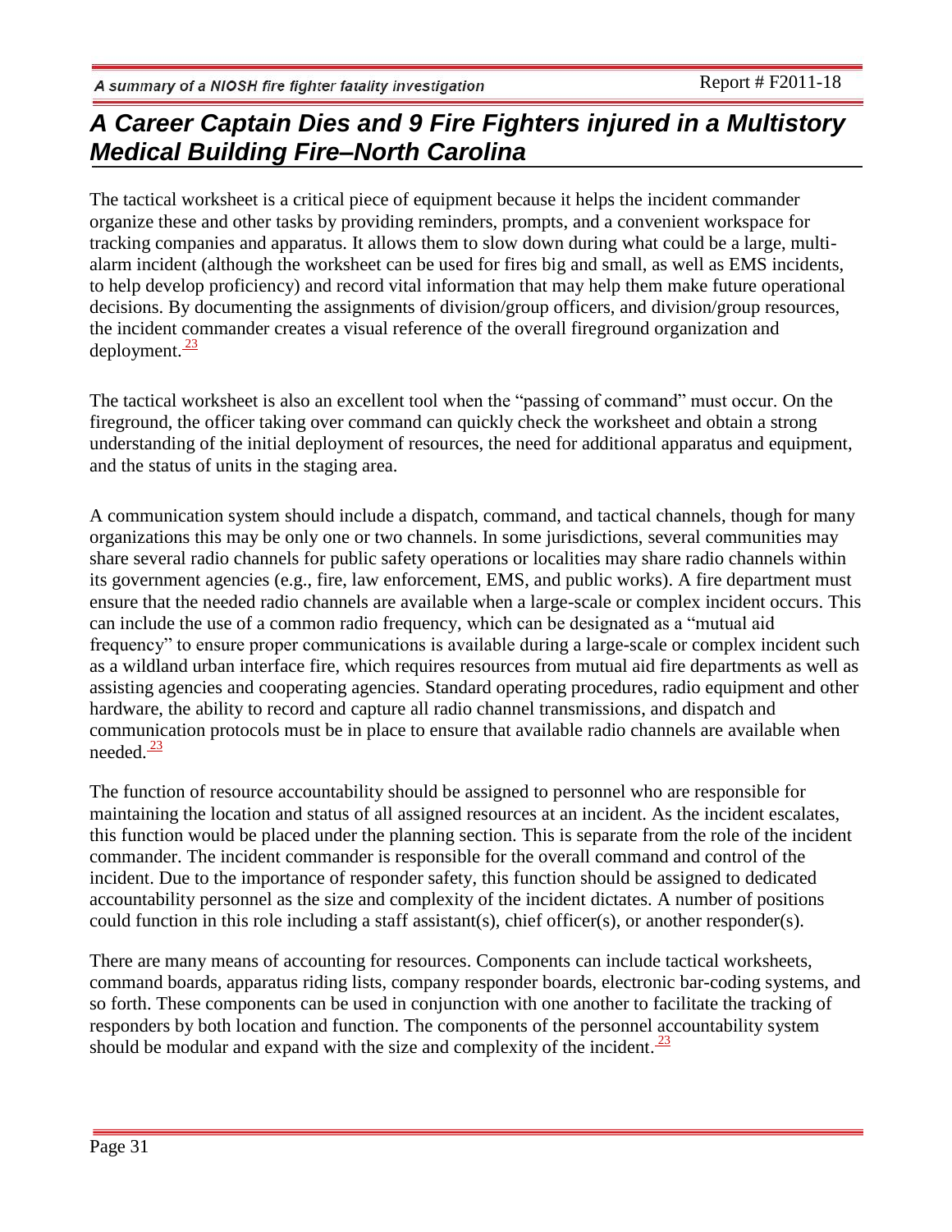The tactical worksheet is a critical piece of equipment because it helps the incident commander organize these and other tasks by providing reminders, prompts, and a convenient workspace for tracking companies and apparatus. It allows them to slow down during what could be a large, multi-alarm incident (although the worksheet can be used for fires big and small, as well as EMS incidents, to help develop proficiency) and record vital information that may help them make future operational decisions. By documenting the assignments of division/group officers, and division/group resources, the incident commander creates a visual reference of the overall fireground organization and deployment.[23]

The tactical worksheet is also an excellent tool when the "passing of command" must occur. On the fireground, the officer taking over command can quickly check the worksheet and obtain a strong understanding of the initial deployment of resources, the need for additional apparatus and equipment, and the status of units in the staging area.

A communication system should include a dispatch, command, and tactical channels, though for many organizations this may be only one or two channels. In some jurisdictions, several communities may share several radio channels for public safety operations or localities may share radio channels within its government agencies (e.g., fire, law enforcement, EMS, and public works). A fire department must ensure that the needed radio channels are available when a large-scale or complex incident occurs. This can include the use of a common radio frequency, which can be designated as a "mutual aid frequency" to ensure proper communications is available during a large-scale or complex incident such as a wildland urban interface fire, which requires resources from mutual aid fire departments as well as assisting agencies and cooperating agencies. Standard operating procedures, radio equipment and other hardware, the ability to record and capture all radio channel transmissions, and dispatch and communication protocols must be in place to ensure that available radio channels are available when needed.[23]

The function of resource accountability should be assigned to personnel who are responsible for maintaining the location and status of all assigned resources at an incident. As the incident escalates, this function would be placed under the planning section. This is separate from the role of the incident commander. The incident commander is responsible for the overall command and control of the incident. Due to the importance of responder safety, this function should be assigned to dedicated accountability personnel as the size and complexity of the incident dictates. A number of positions could function in this role including a staff assistant(s), chief officer(s), or another responder(s).

There are many means of accounting for resources. Components can include tactical worksheets, command boards, apparatus riding lists, company responder boards, electronic bar-coding systems, and so forth. These components can be used in conjunction with one another to facilitate the tracking of responders by both location and function. The components of the personnel accountability system should be modular and expand with the size and complexity of the incident.[23]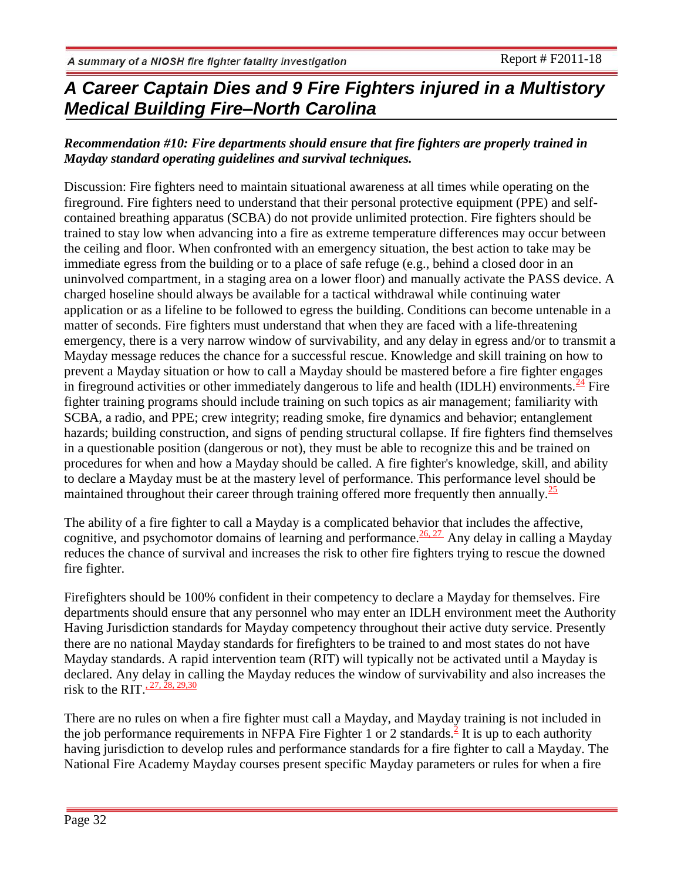***Recommendation #10: Fire departments should ensure that fire fighters are properly trained in Mayday standard operating guidelines and survival techniques.***

Discussion: Fire fighters need to maintain situational awareness at all times while operating on the fireground. Fire fighters need to understand that their personal protective equipment (PPE) and self-contained breathing apparatus (SCBA) do not provide unlimited protection. Fire fighters should be trained to stay low when advancing into a fire as extreme temperature differences may occur between the ceiling and floor. When confronted with an emergency situation, the best action to take may be immediate egress from the building or to a place of safe refuge (e.g., behind a closed door in an uninvolved compartment, in a staging area on a lower floor) and manually activate the PASS device. A charged hoseline should always be available for a tactical withdrawal while continuing water application or as a lifeline to be followed to egress the building. Conditions can become untenable in a matter of seconds. Fire fighters must understand that when they are faced with a life-threatening emergency, there is a very narrow window of survivability, and any delay in egress and/or to transmit a Mayday message reduces the chance for a successful rescue. Knowledge and skill training on how to prevent a Mayday situation or how to call a Mayday should be mastered before a fire fighter engages in fireground activities or other immediately dangerous to life and health (IDLH) environments.[24] Fire fighter training programs should include training on such topics as air management; familiarity with SCBA, a radio, and PPE; crew integrity; reading smoke, fire dynamics and behavior; entanglement hazards; building construction, and signs of pending structural collapse. If fire fighters find themselves in a questionable position (dangerous or not), they must be able to recognize this and be trained on procedures for when and how a Mayday should be called. A fire fighter's knowledge, skill, and ability to declare a Mayday must be at the mastery level of performance. This performance level should be maintained throughout their career through training offered more frequently then annually.[25]

The ability of a fire fighter to call a Mayday is a complicated behavior that includes the affective, cognitive, and psychomotor domains of learning and performance.[26, 27] Any delay in calling a Mayday reduces the chance of survival and increases the risk to other fire fighters trying to rescue the downed fire fighter.

Firefighters should be 100% confident in their competency to declare a Mayday for themselves. Fire departments should ensure that any personnel who may enter an IDLH environment meet the Authority Having Jurisdiction standards for Mayday competency throughout their active duty service. Presently there are no national Mayday standards for firefighters to be trained to and most states do not have Mayday standards. A rapid intervention team (RIT) will typically not be activated until a Mayday is declared. Any delay in calling the Mayday reduces the window of survivability and also increases the risk to the RIT.[27, 28, 29,30]

There are no rules on when a fire fighter must call a Mayday, and Mayday training is not included in the job performance requirements in NFPA Fire Fighter 1 or 2 standards.[2] It is up to each authority having jurisdiction to develop rules and performance standards for a fire fighter to call a Mayday. The National Fire Academy Mayday courses present specific Mayday parameters or rules for when a fire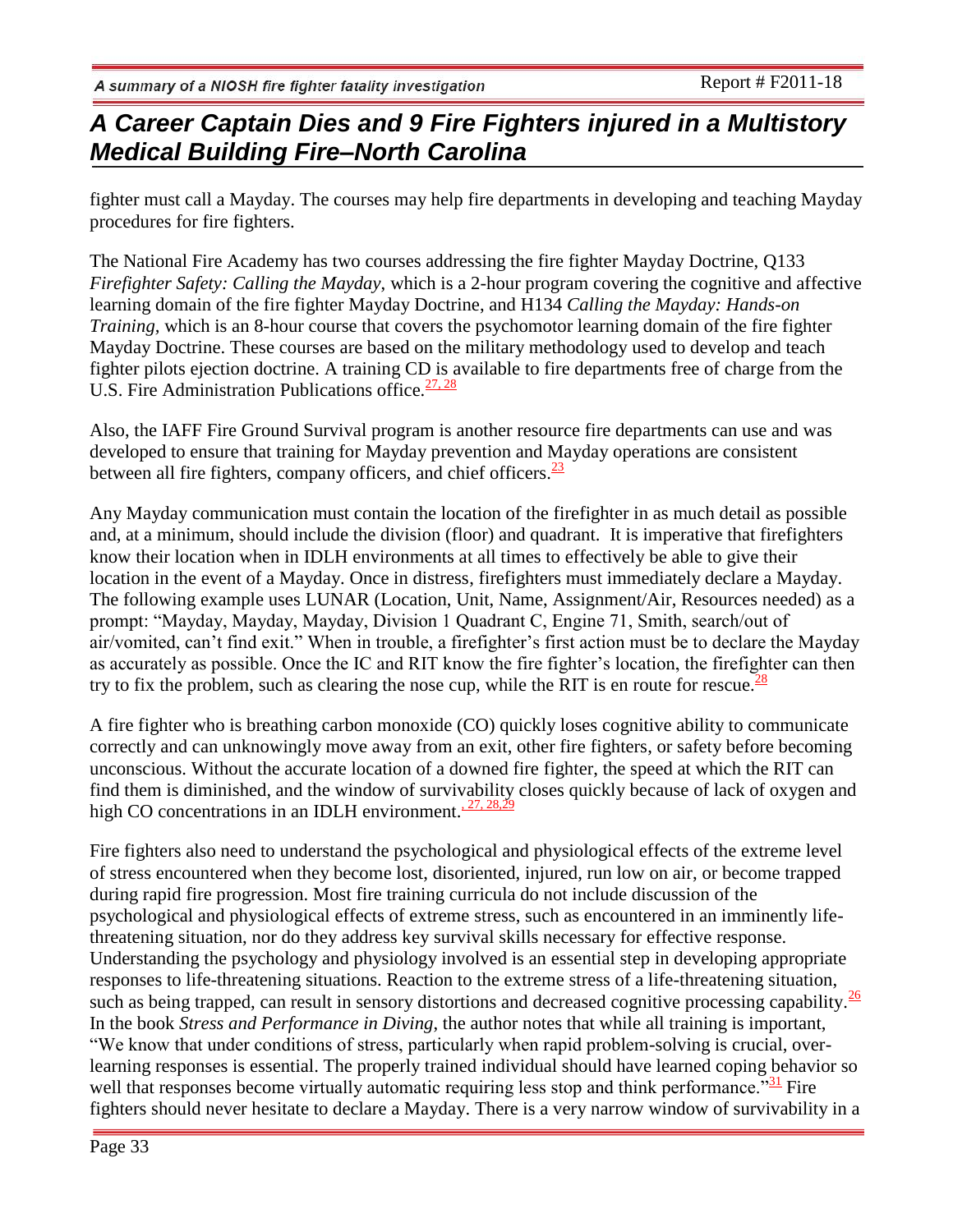fighter must call a Mayday. The courses may help fire departments in developing and teaching Mayday procedures for fire fighters.

The National Fire Academy has two courses addressing the fire fighter Mayday Doctrine, Q133 *Firefighter Safety: Calling the Mayday*, which is a 2-hour program covering the cognitive and affective learning domain of the fire fighter Mayday Doctrine, and H134 *Calling the Mayday: Hands-on Training,* which is an 8-hour course that covers the psychomotor learning domain of the fire fighter Mayday Doctrine. These courses are based on the military methodology used to develop and teach fighter pilots ejection doctrine. A training CD is available to fire departments free of charge from the U.S. Fire Administration Publications office.[27, 28]

Also, the IAFF Fire Ground Survival program is another resource fire departments can use and was developed to ensure that training for Mayday prevention and Mayday operations are consistent between all fire fighters, company officers, and chief officers.[23]

Any Mayday communication must contain the location of the firefighter in as much detail as possible and, at a minimum, should include the division (floor) and quadrant. It is imperative that firefighters know their location when in IDLH environments at all times to effectively be able to give their location in the event of a Mayday. Once in distress, firefighters must immediately declare a Mayday. The following example uses LUNAR (Location, Unit, Name, Assignment/Air, Resources needed) as a prompt: "Mayday, Mayday, Mayday, Division 1 Quadrant C, Engine 71, Smith, search/out of air/vomited, can't find exit." When in trouble, a firefighter's first action must be to declare the Mayday as accurately as possible. Once the IC and RIT know the fire fighter's location, the firefighter can then try to fix the problem, such as clearing the nose cup, while the RIT is en route for rescue.[28]

A fire fighter who is breathing carbon monoxide (CO) quickly loses cognitive ability to communicate correctly and can unknowingly move away from an exit, other fire fighters, or safety before becoming unconscious. Without the accurate location of a downed fire fighter, the speed at which the RIT can find them is diminished, and the window of survivability closes quickly because of lack of oxygen and high CO concentrations in an IDLH environment.[27, 28, 29]

Fire fighters also need to understand the psychological and physiological effects of the extreme level of stress encountered when they become lost, disoriented, injured, run low on air, or become trapped during rapid fire progression. Most fire training curricula do not include discussion of the psychological and physiological effects of extreme stress, such as encountered in an imminently life-threatening situation, nor do they address key survival skills necessary for effective response. Understanding the psychology and physiology involved is an essential step in developing appropriate responses to life-threatening situations. Reaction to the extreme stress of a life-threatening situation, such as being trapped, can result in sensory distortions and decreased cognitive processing capability.[26] In the book *Stress and Performance in Diving*, the author notes that while all training is important, "We know that under conditions of stress, particularly when rapid problem-solving is crucial, over-learning responses is essential. The properly trained individual should have learned coping behavior so well that responses become virtually automatic requiring less stop and think performance."[31] Fire fighters should never hesitate to declare a Mayday. There is a very narrow window of survivability in a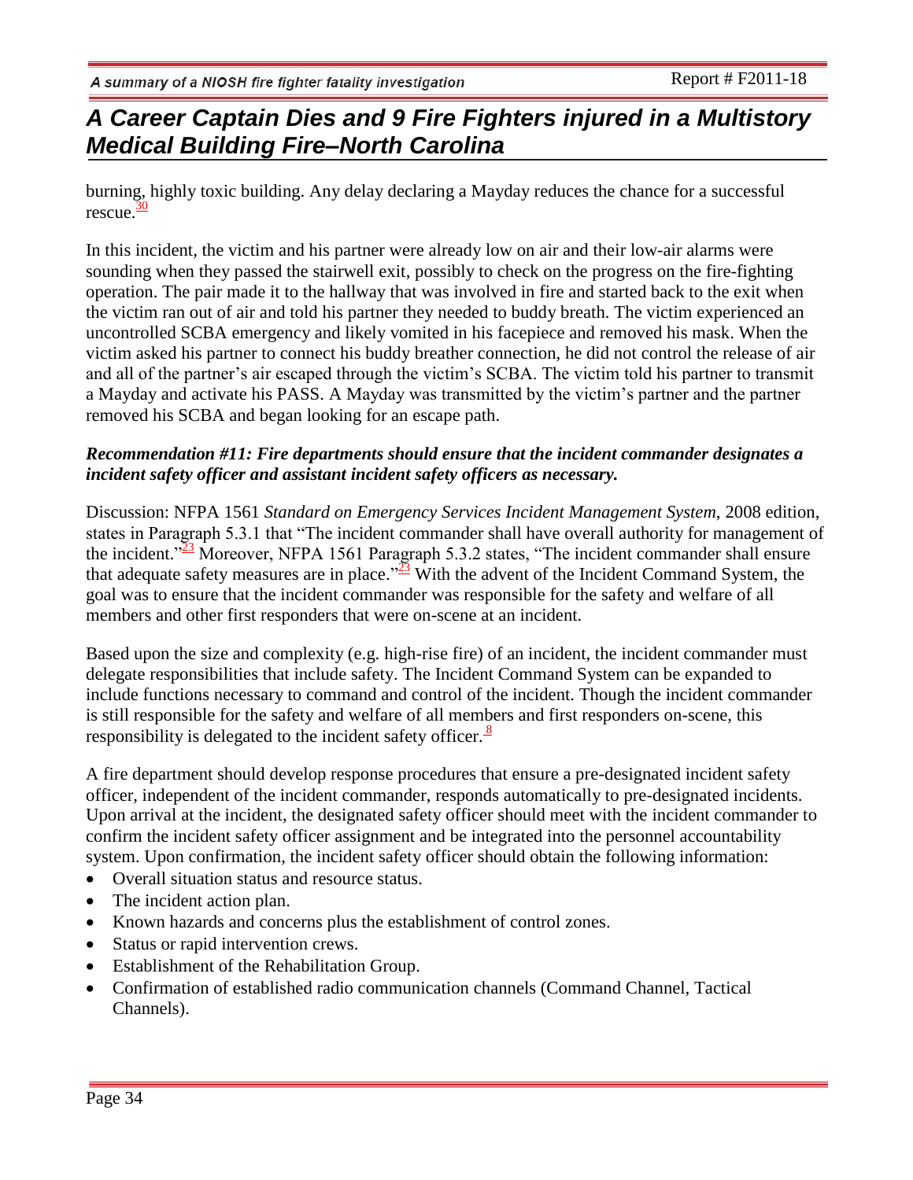burning, highly toxic building. Any delay declaring a Mayday reduces the chance for a successful rescue.[30]

In this incident, the victim and his partner were already low on air and their low-air alarms were sounding when they passed the stairwell exit, possibly to check on the progress on the fire-fighting operation. The pair made it to the hallway that was involved in fire and started back to the exit when the victim ran out of air and told his partner they needed to buddy breath. The victim experienced an uncontrolled SCBA emergency and likely vomited in his facepiece and removed his mask. When the victim asked his partner to connect his buddy breather connection, he did not control the release of air and all of the partner's air escaped through the victim's SCBA. The victim told his partner to transmit a Mayday and activate his PASS. A Mayday was transmitted by the victim's partner and the partner removed his SCBA and began looking for an escape path.

***Recommendation #11: Fire departments should ensure that the incident commander designates a incident safety officer and assistant incident safety officers as necessary.***

Discussion: NFPA 1561 *Standard on Emergency Services Incident Management System*, 2008 edition, states in Paragraph 5.3.1 that "The incident commander shall have overall authority for management of the incident."[23] Moreover, NFPA 1561 Paragraph 5.3.2 states, "The incident commander shall ensure that adequate safety measures are in place."[23] With the advent of the Incident Command System, the goal was to ensure that the incident commander was responsible for the safety and welfare of all members and other first responders that were on-scene at an incident.

Based upon the size and complexity (e.g. high-rise fire) of an incident, the incident commander must delegate responsibilities that include safety. The Incident Command System can be expanded to include functions necessary to command and control of the incident. Though the incident commander is still responsible for the safety and welfare of all members and first responders on-scene, this responsibility is delegated to the incident safety officer.[8]

A fire department should develop response procedures that ensure a pre-designated incident safety officer, independent of the incident commander, responds automatically to pre-designated incidents. Upon arrival at the incident, the designated safety officer should meet with the incident commander to confirm the incident safety officer assignment and be integrated into the personnel accountability system. Upon confirmation, the incident safety officer should obtain the following information:

- Overall situation status and resource status.
- The incident action plan.
- Known hazards and concerns plus the establishment of control zones.
- Status or rapid intervention crews.
- Establishment of the Rehabilitation Group.
- Confirmation of established radio communication channels (Command Channel, Tactical Channels).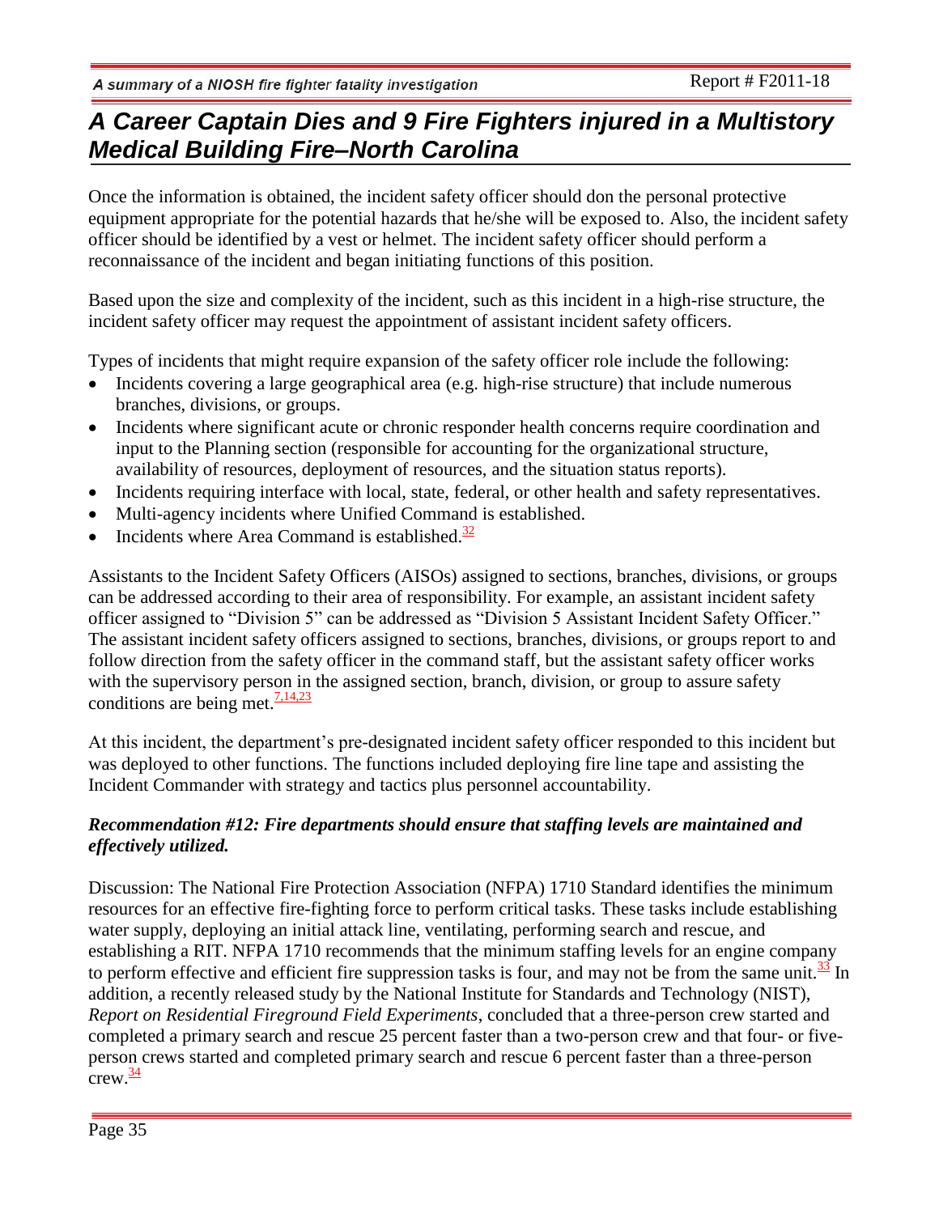Once the information is obtained, the incident safety officer should don the personal protective equipment appropriate for the potential hazards that he/she will be exposed to. Also, the incident safety officer should be identified by a vest or helmet. The incident safety officer should perform a reconnaissance of the incident and began initiating functions of this position.

Based upon the size and complexity of the incident, such as this incident in a high-rise structure, the incident safety officer may request the appointment of assistant incident safety officers.

Types of incidents that might require expansion of the safety officer role include the following:

- Incidents covering a large geographical area (e.g. high-rise structure) that include numerous branches, divisions, or groups.
- Incidents where significant acute or chronic responder health concerns require coordination and input to the Planning section (responsible for accounting for the organizational structure, availability of resources, deployment of resources, and the situation status reports).
- Incidents requiring interface with local, state, federal, or other health and safety representatives.
- Multi-agency incidents where Unified Command is established.
- Incidents where Area Command is established.[32]

Assistants to the Incident Safety Officers (AISOs) assigned to sections, branches, divisions, or groups can be addressed according to their area of responsibility. For example, an assistant incident safety officer assigned to "Division 5" can be addressed as "Division 5 Assistant Incident Safety Officer." The assistant incident safety officers assigned to sections, branches, divisions, or groups report to and follow direction from the safety officer in the command staff, but the assistant safety officer works with the supervisory person in the assigned section, branch, division, or group to assure safety conditions are being met.[7,14,23]

At this incident, the department's pre-designated incident safety officer responded to this incident but was deployed to other functions. The functions included deploying fire line tape and assisting the Incident Commander with strategy and tactics plus personnel accountability.

***Recommendation #12: Fire departments should ensure that staffing levels are maintained and effectively utilized.***

Discussion: The National Fire Protection Association (NFPA) 1710 Standard identifies the minimum resources for an effective fire-fighting force to perform critical tasks. These tasks include establishing water supply, deploying an initial attack line, ventilating, performing search and rescue, and establishing a RIT. NFPA 1710 recommends that the minimum staffing levels for an engine company to perform effective and efficient fire suppression tasks is four, and may not be from the same unit.[33] In addition, a recently released study by the National Institute for Standards and Technology (NIST), *Report on Residential Fireground Field Experiments*, concluded that a three-person crew started and completed a primary search and rescue 25 percent faster than a two-person crew and that four- or five-person crews started and completed primary search and rescue 6 percent faster than a three-person crew.[34]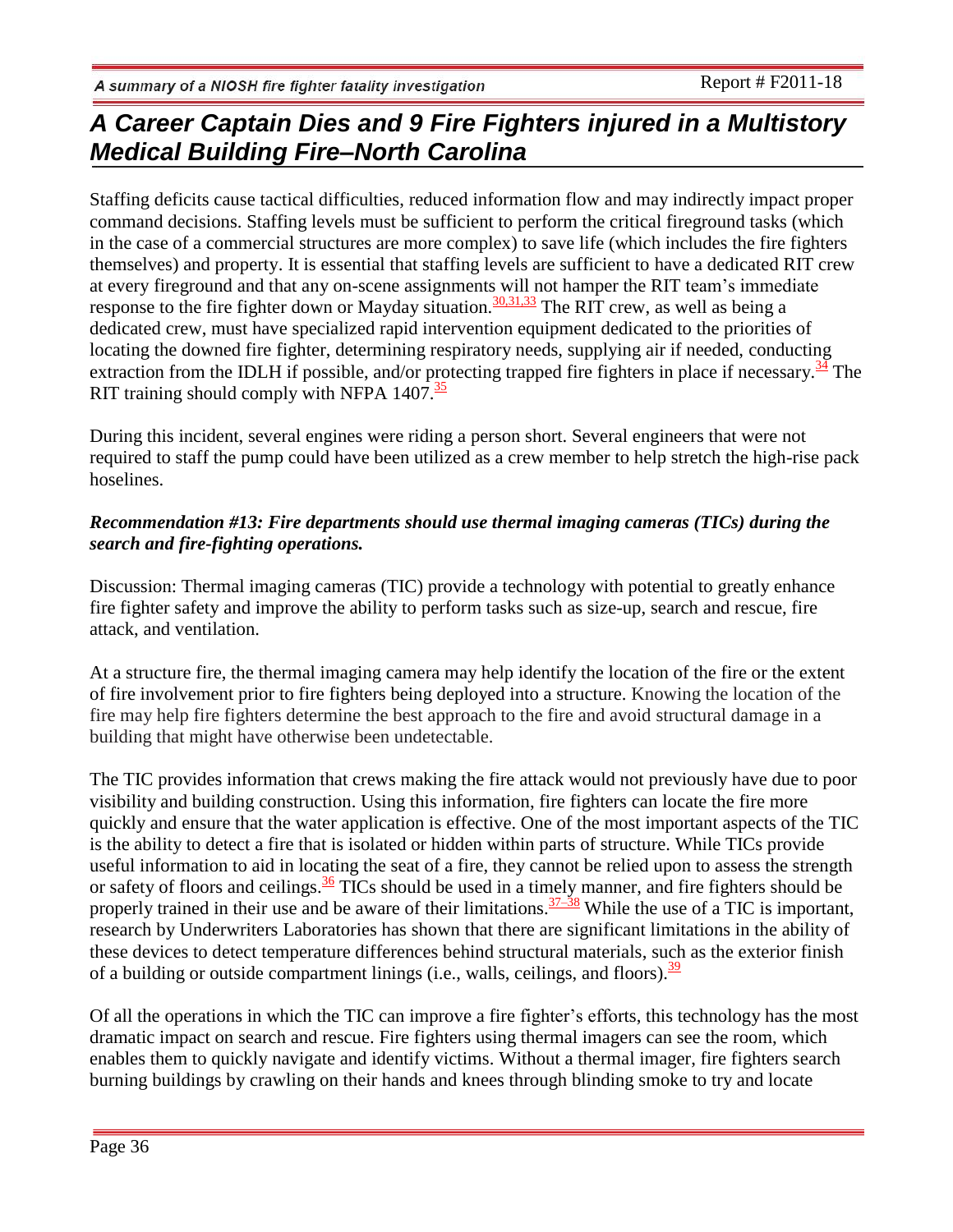Staffing deficits cause tactical difficulties, reduced information flow and may indirectly impact proper command decisions. Staffing levels must be sufficient to perform the critical fireground tasks (which in the case of a commercial structures are more complex) to save life (which includes the fire fighters themselves) and property. It is essential that staffing levels are sufficient to have a dedicated RIT crew at every fireground and that any on-scene assignments will not hamper the RIT team's immediate response to the fire fighter down or Mayday situation.[30,31,33] The RIT crew, as well as being a dedicated crew, must have specialized rapid intervention equipment dedicated to the priorities of locating the downed fire fighter, determining respiratory needs, supplying air if needed, conducting extraction from the IDLH if possible, and/or protecting trapped fire fighters in place if necessary.[34] The RIT training should comply with NFPA 1407.[35]

During this incident, several engines were riding a person short. Several engineers that were not required to staff the pump could have been utilized as a crew member to help stretch the high-rise pack hoselines.

***Recommendation #13: Fire departments should use thermal imaging cameras (TICs) during the search and fire-fighting operations.***

Discussion: Thermal imaging cameras (TIC) provide a technology with potential to greatly enhance fire fighter safety and improve the ability to perform tasks such as size-up, search and rescue, fire attack, and ventilation.

At a structure fire, the thermal imaging camera may help identify the location of the fire or the extent of fire involvement prior to fire fighters being deployed into a structure. Knowing the location of the fire may help fire fighters determine the best approach to the fire and avoid structural damage in a building that might have otherwise been undetectable.

The TIC provides information that crews making the fire attack would not previously have due to poor visibility and building construction. Using this information, fire fighters can locate the fire more quickly and ensure that the water application is effective. One of the most important aspects of the TIC is the ability to detect a fire that is isolated or hidden within parts of structure. While TICs provide useful information to aid in locating the seat of a fire, they cannot be relied upon to assess the strength or safety of floors and ceilings.[36] TICs should be used in a timely manner, and fire fighters should be properly trained in their use and be aware of their limitations.[37–38] While the use of a TIC is important, research by Underwriters Laboratories has shown that there are significant limitations in the ability of these devices to detect temperature differences behind structural materials, such as the exterior finish of a building or outside compartment linings (i.e., walls, ceilings, and floors).[39]

Of all the operations in which the TIC can improve a fire fighter's efforts, this technology has the most dramatic impact on search and rescue. Fire fighters using thermal imagers can see the room, which enables them to quickly navigate and identify victims. Without a thermal imager, fire fighters search burning buildings by crawling on their hands and knees through blinding smoke to try and locate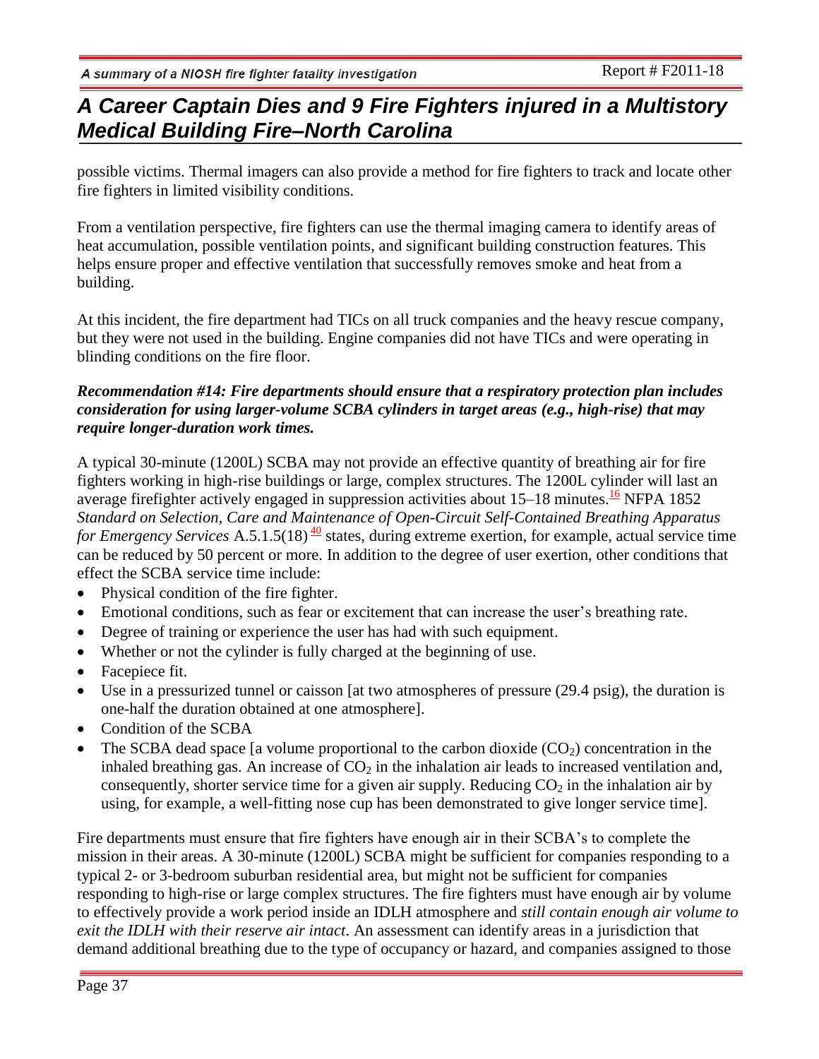possible victims. Thermal imagers can also provide a method for fire fighters to track and locate other fire fighters in limited visibility conditions.

From a ventilation perspective, fire fighters can use the thermal imaging camera to identify areas of heat accumulation, possible ventilation points, and significant building construction features. This helps ensure proper and effective ventilation that successfully removes smoke and heat from a building.

At this incident, the fire department had TICs on all truck companies and the heavy rescue company, but they were not used in the building. Engine companies did not have TICs and were operating in blinding conditions on the fire floor.

***Recommendation #14: Fire departments should ensure that a respiratory protection plan includes consideration for using larger-volume SCBA cylinders in target areas (e.g., high-rise) that may require longer-duration work times.***

A typical 30-minute (1200L) SCBA may not provide an effective quantity of breathing air for fire fighters working in high-rise buildings or large, complex structures. The 1200L cylinder will last an average firefighter actively engaged in suppression activities about 15–18 minutes.[16] NFPA 1852 *Standard on Selection, Care and Maintenance of Open-Circuit Self-Contained Breathing Apparatus for Emergency Services* A.5.1.5(18)[40] states, during extreme exertion, for example, actual service time can be reduced by 50 percent or more. In addition to the degree of user exertion, other conditions that effect the SCBA service time include:

- Physical condition of the fire fighter.
- Emotional conditions, such as fear or excitement that can increase the user's breathing rate.
- Degree of training or experience the user has had with such equipment.
- Whether or not the cylinder is fully charged at the beginning of use.
- Facepiece fit.
- Use in a pressurized tunnel or caisson [at two atmospheres of pressure (29.4 psig), the duration is one-half the duration obtained at one atmosphere].
- Condition of the SCBA
- The SCBA dead space [a volume proportional to the carbon dioxide ($CO_2$) concentration in the inhaled breathing gas. An increase of $CO_2$ in the inhalation air leads to increased ventilation and, consequently, shorter service time for a given air supply. Reducing $CO_2$ in the inhalation air by using, for example, a well-fitting nose cup has been demonstrated to give longer service time].

Fire departments must ensure that fire fighters have enough air in their SCBA's to complete the mission in their areas. A 30-minute (1200L) SCBA might be sufficient for companies responding to a typical 2- or 3-bedroom suburban residential area, but might not be sufficient for companies responding to high-rise or large complex structures. The fire fighters must have enough air by volume to effectively provide a work period inside an IDLH atmosphere and *still contain enough air volume to exit the IDLH with their reserve air intact*. An assessment can identify areas in a jurisdiction that demand additional breathing due to the type of occupancy or hazard, and companies assigned to those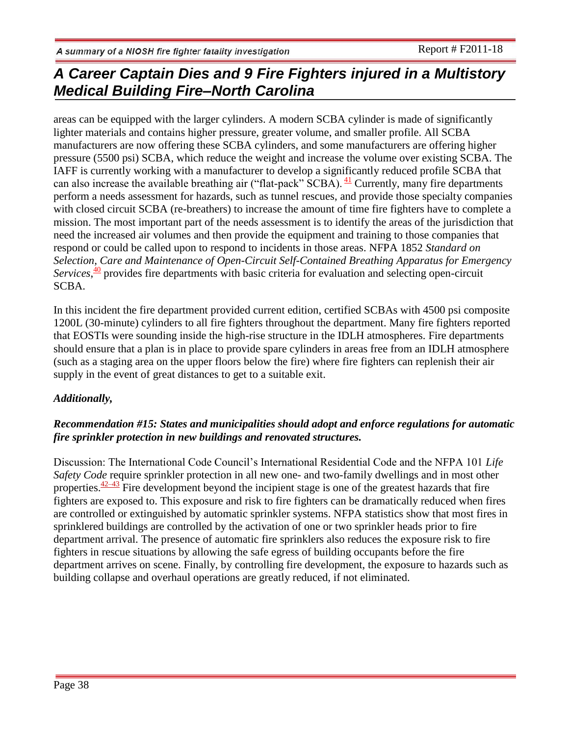areas can be equipped with the larger cylinders. A modern SCBA cylinder is made of significantly lighter materials and contains higher pressure, greater volume, and smaller profile. All SCBA manufacturers are now offering these SCBA cylinders, and some manufacturers are offering higher pressure (5500 psi) SCBA, which reduce the weight and increase the volume over existing SCBA. The IAFF is currently working with a manufacturer to develop a significantly reduced profile SCBA that can also increase the available breathing air ("flat-pack" SCBA). [41] Currently, many fire departments perform a needs assessment for hazards, such as tunnel rescues, and provide those specialty companies with closed circuit SCBA (re-breathers) to increase the amount of time fire fighters have to complete a mission. The most important part of the needs assessment is to identify the areas of the jurisdiction that need the increased air volumes and then provide the equipment and training to those companies that respond or could be called upon to respond to incidents in those areas. NFPA 1852 *Standard on Selection, Care and Maintenance of Open-Circuit Self-Contained Breathing Apparatus for Emergency Services*,[40] provides fire departments with basic criteria for evaluation and selecting open-circuit SCBA.

In this incident the fire department provided current edition, certified SCBAs with 4500 psi composite 1200L (30-minute) cylinders to all fire fighters throughout the department. Many fire fighters reported that EOSTIs were sounding inside the high-rise structure in the IDLH atmospheres. Fire departments should ensure that a plan is in place to provide spare cylinders in areas free from an IDLH atmosphere (such as a staging area on the upper floors below the fire) where fire fighters can replenish their air supply in the event of great distances to get to a suitable exit.

***Additionally,***

***Recommendation #15: States and municipalities should adopt and enforce regulations for automatic fire sprinkler protection in new buildings and renovated structures.***

Discussion: The International Code Council's International Residential Code and the NFPA 101 *Life Safety Code* require sprinkler protection in all new one- and two-family dwellings and in most other properties.[42–43] Fire development beyond the incipient stage is one of the greatest hazards that fire fighters are exposed to. This exposure and risk to fire fighters can be dramatically reduced when fires are controlled or extinguished by automatic sprinkler systems. NFPA statistics show that most fires in sprinklered buildings are controlled by the activation of one or two sprinkler heads prior to fire department arrival. The presence of automatic fire sprinklers also reduces the exposure risk to fire fighters in rescue situations by allowing the safe egress of building occupants before the fire department arrives on scene. Finally, by controlling fire development, the exposure to hazards such as building collapse and overhaul operations are greatly reduced, if not eliminated.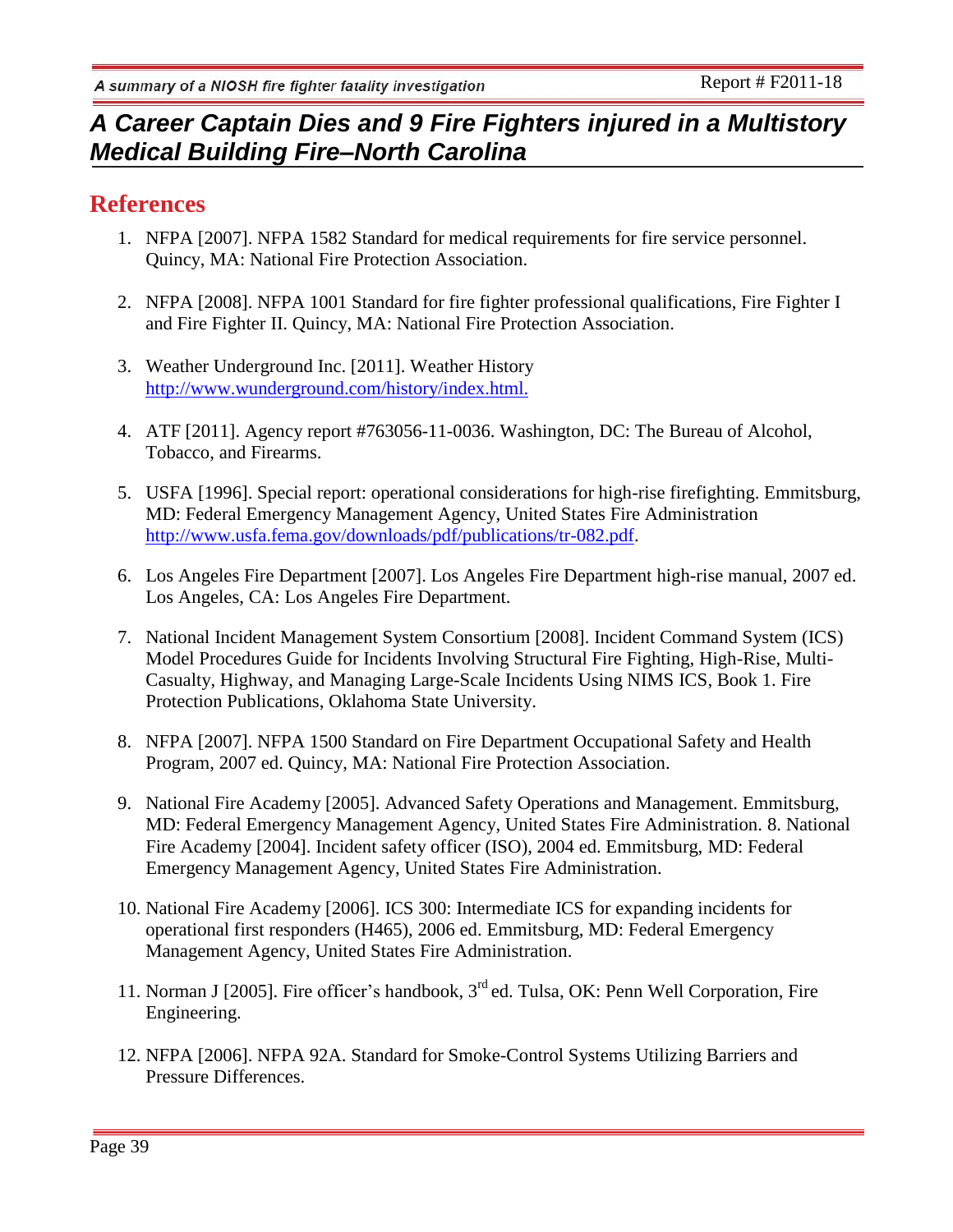## References

1. NFPA [2007]. NFPA 1582 Standard for medical requirements for fire service personnel. Quincy, MA: National Fire Protection Association.

2. NFPA [2008]. NFPA 1001 Standard for fire fighter professional qualifications, Fire Fighter I and Fire Fighter II. Quincy, MA: National Fire Protection Association.

3. Weather Underground Inc. [2011]. Weather History http://www.wunderground.com/history/index.html.

4. ATF [2011]. Agency report #763056-11-0036. Washington, DC: The Bureau of Alcohol, Tobacco, and Firearms.

5. USFA [1996]. Special report: operational considerations for high-rise firefighting. Emmitsburg, MD: Federal Emergency Management Agency, United States Fire Administration http://www.usfa.fema.gov/downloads/pdf/publications/tr-082.pdf.

6. Los Angeles Fire Department [2007]. Los Angeles Fire Department high-rise manual, 2007 ed. Los Angeles, CA: Los Angeles Fire Department.

7. National Incident Management System Consortium [2008]. Incident Command System (ICS) Model Procedures Guide for Incidents Involving Structural Fire Fighting, High-Rise, Multi-Casualty, Highway, and Managing Large-Scale Incidents Using NIMS ICS, Book 1. Fire Protection Publications, Oklahoma State University.

8. NFPA [2007]. NFPA 1500 Standard on Fire Department Occupational Safety and Health Program, 2007 ed. Quincy, MA: National Fire Protection Association.

9. National Fire Academy [2005]. Advanced Safety Operations and Management. Emmitsburg, MD: Federal Emergency Management Agency, United States Fire Administration. 8. National Fire Academy [2004]. Incident safety officer (ISO), 2004 ed. Emmitsburg, MD: Federal Emergency Management Agency, United States Fire Administration.

10. National Fire Academy [2006]. ICS 300: Intermediate ICS for expanding incidents for operational first responders (H465), 2006 ed. Emmitsburg, MD: Federal Emergency Management Agency, United States Fire Administration.

11. Norman J [2005]. Fire officer's handbook, 3rd ed. Tulsa, OK: Penn Well Corporation, Fire Engineering.

12. NFPA [2006]. NFPA 92A. Standard for Smoke-Control Systems Utilizing Barriers and Pressure Differences.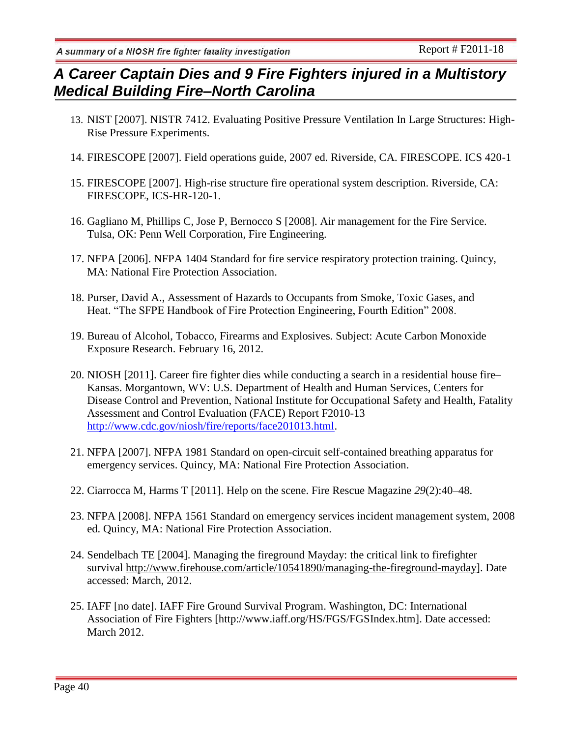13. NIST [2007]. NISTR 7412. Evaluating Positive Pressure Ventilation In Large Structures: High-Rise Pressure Experiments.

14. FIRESCOPE [2007]. Field operations guide, 2007 ed. Riverside, CA. FIRESCOPE. ICS 420-1

15. FIRESCOPE [2007]. High-rise structure fire operational system description. Riverside, CA: FIRESCOPE, ICS-HR-120-1.

16. Gagliano M, Phillips C, Jose P, Bernocco S [2008]. Air management for the Fire Service. Tulsa, OK: Penn Well Corporation, Fire Engineering.

17. NFPA [2006]. NFPA 1404 Standard for fire service respiratory protection training. Quincy, MA: National Fire Protection Association.

18. Purser, David A., Assessment of Hazards to Occupants from Smoke, Toxic Gases, and Heat. "The SFPE Handbook of Fire Protection Engineering, Fourth Edition" 2008.

19. Bureau of Alcohol, Tobacco, Firearms and Explosives. Subject: Acute Carbon Monoxide Exposure Research. February 16, 2012.

20. NIOSH [2011]. Career fire fighter dies while conducting a search in a residential house fire–Kansas. Morgantown, WV: U.S. Department of Health and Human Services, Centers for Disease Control and Prevention, National Institute for Occupational Safety and Health, Fatality Assessment and Control Evaluation (FACE) Report F2010-13 http://www.cdc.gov/niosh/fire/reports/face201013.html.

21. NFPA [2007]. NFPA 1981 Standard on open-circuit self-contained breathing apparatus for emergency services. Quincy, MA: National Fire Protection Association.

22. Ciarrocca M, Harms T [2011]. Help on the scene. Fire Rescue Magazine *29*(2):40–48.

23. NFPA [2008]. NFPA 1561 Standard on emergency services incident management system, 2008 ed. Quincy, MA: National Fire Protection Association.

24. Sendelbach TE [2004]. Managing the fireground Mayday: the critical link to firefighter survival http://www.firehouse.com/article/10541890/managing-the-fireground-mayday]. Date accessed: March, 2012.

25. IAFF [no date]. IAFF Fire Ground Survival Program. Washington, DC: International Association of Fire Fighters [http://www.iaff.org/HS/FGS/FGSIndex.htm]. Date accessed: March 2012.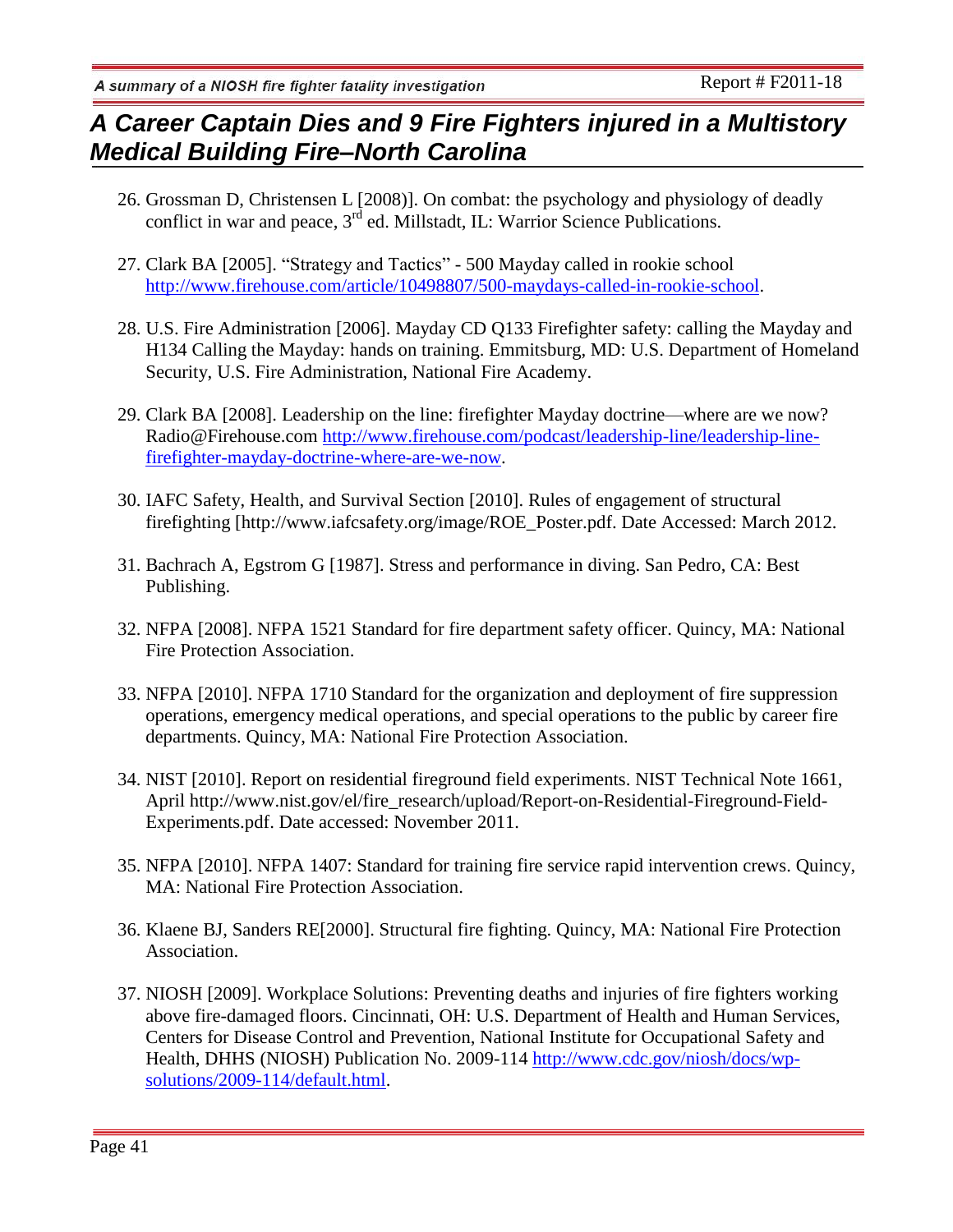26. Grossman D, Christensen L [2008)]. On combat: the psychology and physiology of deadly conflict in war and peace, 3rd ed. Millstadt, IL: Warrior Science Publications.

27. Clark BA [2005]. "Strategy and Tactics" - 500 Mayday called in rookie school http://www.firehouse.com/article/10498807/500-maydays-called-in-rookie-school.

28. U.S. Fire Administration [2006]. Mayday CD Q133 Firefighter safety: calling the Mayday and H134 Calling the Mayday: hands on training. Emmitsburg, MD: U.S. Department of Homeland Security, U.S. Fire Administration, National Fire Academy.

29. Clark BA [2008]. Leadership on the line: firefighter Mayday doctrine—where are we now? Radio@Firehouse.com http://www.firehouse.com/podcast/leadership-line/leadership-line-firefighter-mayday-doctrine-where-are-we-now.

30. IAFC Safety, Health, and Survival Section [2010]. Rules of engagement of structural firefighting [http://www.iafcsafety.org/image/ROE_Poster.pdf. Date Accessed: March 2012.

31. Bachrach A, Egstrom G [1987]. Stress and performance in diving. San Pedro, CA: Best Publishing.

32. NFPA [2008]. NFPA 1521 Standard for fire department safety officer. Quincy, MA: National Fire Protection Association.

33. NFPA [2010]. NFPA 1710 Standard for the organization and deployment of fire suppression operations, emergency medical operations, and special operations to the public by career fire departments. Quincy, MA: National Fire Protection Association.

34. NIST [2010]. Report on residential fireground field experiments. NIST Technical Note 1661, April http://www.nist.gov/el/fire_research/upload/Report-on-Residential-Fireground-Field-Experiments.pdf. Date accessed: November 2011.

35. NFPA [2010]. NFPA 1407: Standard for training fire service rapid intervention crews. Quincy, MA: National Fire Protection Association.

36. Klaene BJ, Sanders RE[2000]. Structural fire fighting. Quincy, MA: National Fire Protection Association.

37. NIOSH [2009]. Workplace Solutions: Preventing deaths and injuries of fire fighters working above fire-damaged floors. Cincinnati, OH: U.S. Department of Health and Human Services, Centers for Disease Control and Prevention, National Institute for Occupational Safety and Health, DHHS (NIOSH) Publication No. 2009-114 http://www.cdc.gov/niosh/docs/wp-solutions/2009-114/default.html.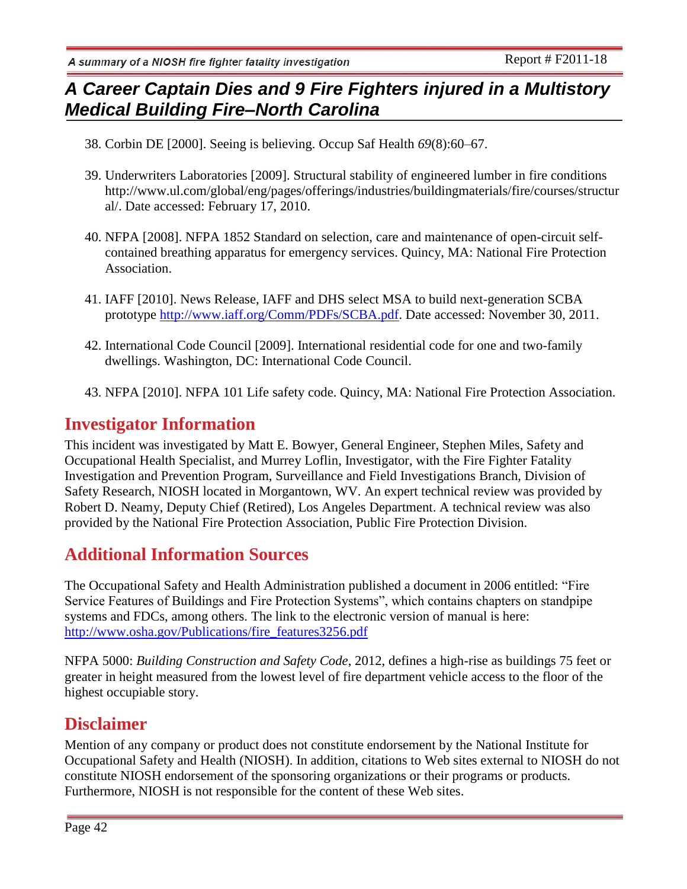38. Corbin DE [2000]. Seeing is believing. Occup Saf Health *69*(8):60–67.

39. Underwriters Laboratories [2009]. Structural stability of engineered lumber in fire conditions http://www.ul.com/global/eng/pages/offerings/industries/buildingmaterials/fire/courses/structural/. Date accessed: February 17, 2010.

40. NFPA [2008]. NFPA 1852 Standard on selection, care and maintenance of open-circuit self-contained breathing apparatus for emergency services. Quincy, MA: National Fire Protection Association.

41. IAFF [2010]. News Release, IAFF and DHS select MSA to build next-generation SCBA prototype http://www.iaff.org/Comm/PDFs/SCBA.pdf. Date accessed: November 30, 2011.

42. International Code Council [2009]. International residential code for one and two-family dwellings. Washington, DC: International Code Council.

43. NFPA [2010]. NFPA 101 Life safety code. Quincy, MA: National Fire Protection Association.

## Investigator Information

This incident was investigated by Matt E. Bowyer, General Engineer, Stephen Miles, Safety and Occupational Health Specialist, and Murrey Loflin, Investigator, with the Fire Fighter Fatality Investigation and Prevention Program, Surveillance and Field Investigations Branch, Division of Safety Research, NIOSH located in Morgantown, WV. An expert technical review was provided by Robert D. Neamy, Deputy Chief (Retired), Los Angeles Department. A technical review was also provided by the National Fire Protection Association, Public Fire Protection Division.

## Additional Information Sources

The Occupational Safety and Health Administration published a document in 2006 entitled: "Fire Service Features of Buildings and Fire Protection Systems", which contains chapters on standpipe systems and FDCs, among others. The link to the electronic version of manual is here: http://www.osha.gov/Publications/fire_features3256.pdf

NFPA 5000: *Building Construction and Safety Code*, 2012, defines a high-rise as buildings 75 feet or greater in height measured from the lowest level of fire department vehicle access to the floor of the highest occupiable story.

## Disclaimer

Mention of any company or product does not constitute endorsement by the National Institute for Occupational Safety and Health (NIOSH). In addition, citations to Web sites external to NIOSH do not constitute NIOSH endorsement of the sponsoring organizations or their programs or products. Furthermore, NIOSH is not responsible for the content of these Web sites.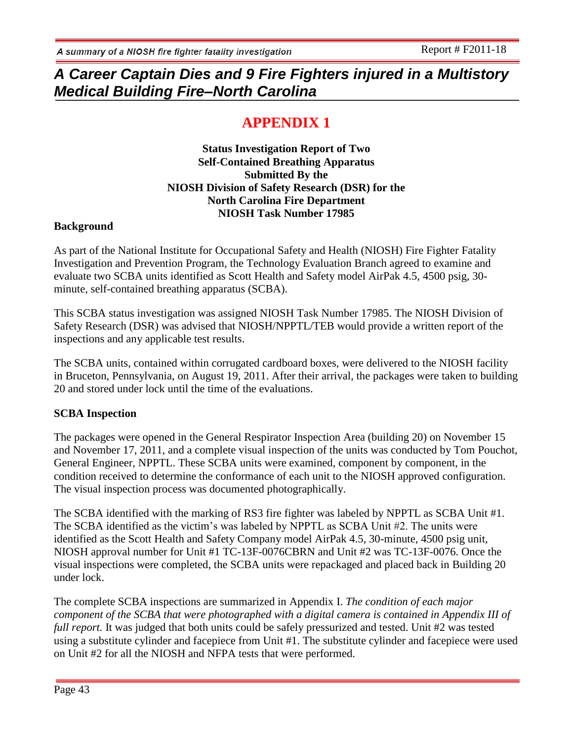# APPENDIX 1

**Status Investigation Report of Two Self-Contained Breathing Apparatus Submitted By the NIOSH Division of Safety Research (DSR) for the North Carolina Fire Department NIOSH Task Number 17985**

## Background

As part of the National Institute for Occupational Safety and Health (NIOSH) Fire Fighter Fatality Investigation and Prevention Program, the Technology Evaluation Branch agreed to examine and evaluate two SCBA units identified as Scott Health and Safety model AirPak 4.5, 4500 psig, 30-minute, self-contained breathing apparatus (SCBA).

This SCBA status investigation was assigned NIOSH Task Number 17985. The NIOSH Division of Safety Research (DSR) was advised that NIOSH/NPPTL/TEB would provide a written report of the inspections and any applicable test results.

The SCBA units, contained within corrugated cardboard boxes, were delivered to the NIOSH facility in Bruceton, Pennsylvania, on August 19, 2011. After their arrival, the packages were taken to building 20 and stored under lock until the time of the evaluations.

## SCBA Inspection

The packages were opened in the General Respirator Inspection Area (building 20) on November 15 and November 17, 2011, and a complete visual inspection of the units was conducted by Tom Pouchot, General Engineer, NPPTL. These SCBA units were examined, component by component, in the condition received to determine the conformance of each unit to the NIOSH approved configuration. The visual inspection process was documented photographically.

The SCBA identified with the marking of RS3 fire fighter was labeled by NPPTL as SCBA Unit #1. The SCBA identified as the victim's was labeled by NPPTL as SCBA Unit #2. The units were identified as the Scott Health and Safety Company model AirPak 4.5, 30-minute, 4500 psig unit, NIOSH approval number for Unit #1 TC-13F-0076CBRN and Unit #2 was TC-13F-0076. Once the visual inspections were completed, the SCBA units were repackaged and placed back in Building 20 under lock.

The complete SCBA inspections are summarized in Appendix I. *The condition of each major component of the SCBA that were photographed with a digital camera is contained in Appendix III of full report.* It was judged that both units could be safely pressurized and tested. Unit #2 was tested using a substitute cylinder and facepiece from Unit #1. The substitute cylinder and facepiece were used on Unit #2 for all the NIOSH and NFPA tests that were performed.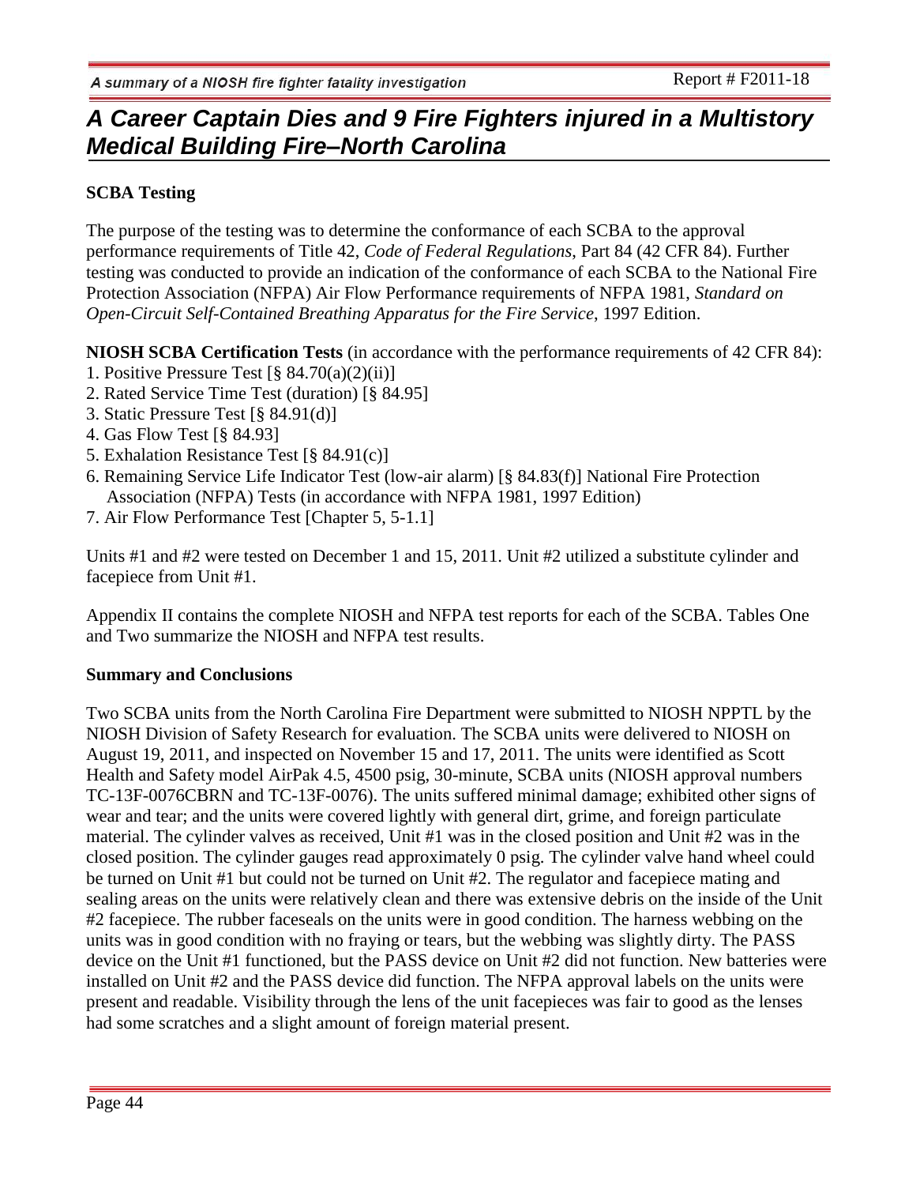**SCBA Testing**

The purpose of the testing was to determine the conformance of each SCBA to the approval performance requirements of Title 42, *Code of Federal Regulations*, Part 84 (42 CFR 84). Further testing was conducted to provide an indication of the conformance of each SCBA to the National Fire Protection Association (NFPA) Air Flow Performance requirements of NFPA 1981, *Standard on Open-Circuit Self-Contained Breathing Apparatus for the Fire Service*, 1997 Edition.

**NIOSH SCBA Certification Tests** (in accordance with the performance requirements of 42 CFR 84):

1. Positive Pressure Test [§ 84.70(a)(2)(ii)]
2. Rated Service Time Test (duration) [§ 84.95]
3. Static Pressure Test [§ 84.91(d)]
4. Gas Flow Test [§ 84.93]
5. Exhalation Resistance Test [§ 84.91(c)]
6. Remaining Service Life Indicator Test (low-air alarm) [§ 84.83(f)] National Fire Protection Association (NFPA) Tests (in accordance with NFPA 1981, 1997 Edition)
7. Air Flow Performance Test [Chapter 5, 5-1.1]

Units #1 and #2 were tested on December 1 and 15, 2011. Unit #2 utilized a substitute cylinder and facepiece from Unit #1.

Appendix II contains the complete NIOSH and NFPA test reports for each of the SCBA. Tables One and Two summarize the NIOSH and NFPA test results.

**Summary and Conclusions**

Two SCBA units from the North Carolina Fire Department were submitted to NIOSH NPPTL by the NIOSH Division of Safety Research for evaluation. The SCBA units were delivered to NIOSH on August 19, 2011, and inspected on November 15 and 17, 2011. The units were identified as Scott Health and Safety model AirPak 4.5, 4500 psig, 30-minute, SCBA units (NIOSH approval numbers TC-13F-0076CBRN and TC-13F-0076). The units suffered minimal damage; exhibited other signs of wear and tear; and the units were covered lightly with general dirt, grime, and foreign particulate material. The cylinder valves as received, Unit #1 was in the closed position and Unit #2 was in the closed position. The cylinder gauges read approximately 0 psig. The cylinder valve hand wheel could be turned on Unit #1 but could not be turned on Unit #2. The regulator and facepiece mating and sealing areas on the units were relatively clean and there was extensive debris on the inside of the Unit #2 facepiece. The rubber faceseals on the units were in good condition. The harness webbing on the units was in good condition with no fraying or tears, but the webbing was slightly dirty. The PASS device on the Unit #1 functioned, but the PASS device on Unit #2 did not function. New batteries were installed on Unit #2 and the PASS device did function. The NFPA approval labels on the units were present and readable. Visibility through the lens of the unit facepieces was fair to good as the lenses had some scratches and a slight amount of foreign material present.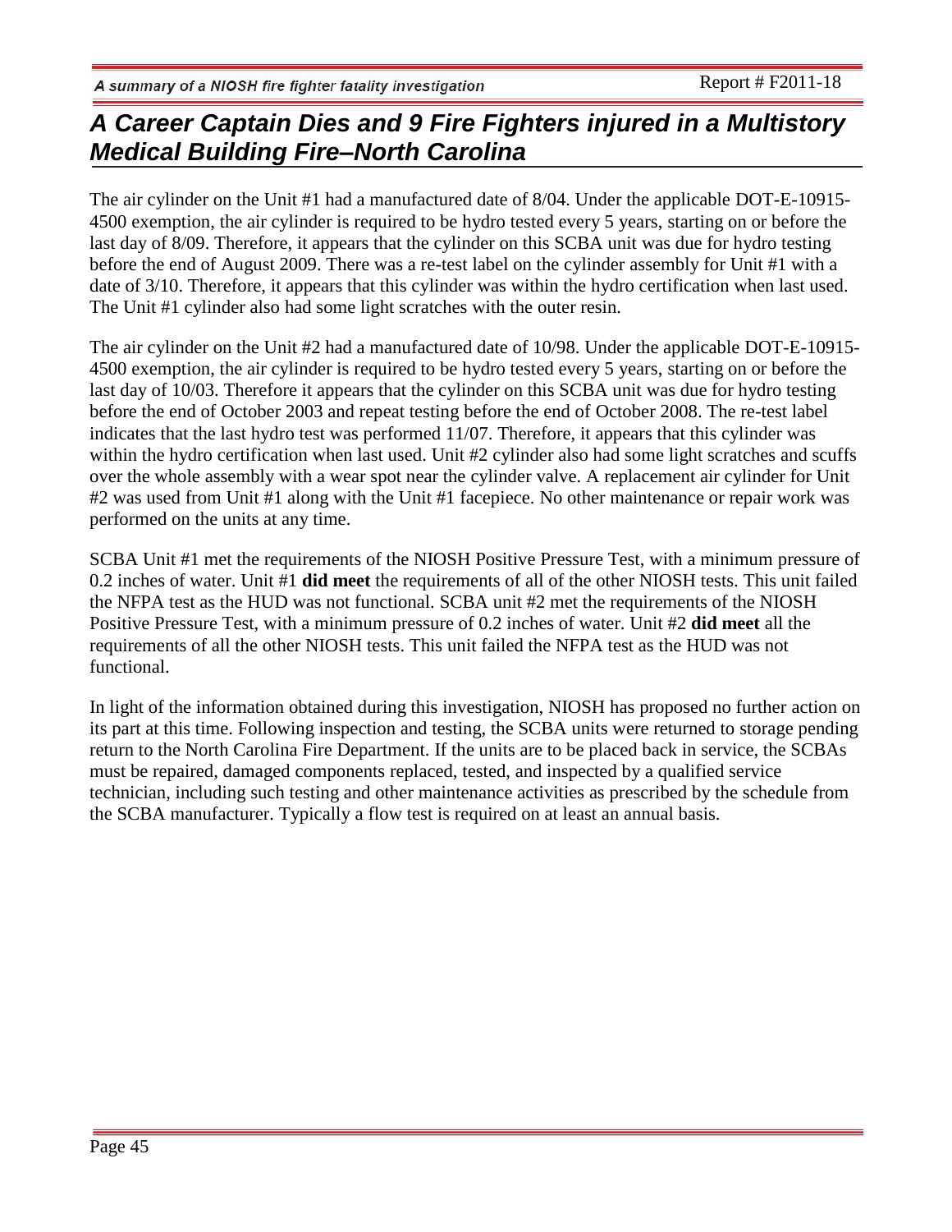The air cylinder on the Unit #1 had a manufactured date of 8/04. Under the applicable DOT-E-10915-4500 exemption, the air cylinder is required to be hydro tested every 5 years, starting on or before the last day of 8/09. Therefore, it appears that the cylinder on this SCBA unit was due for hydro testing before the end of August 2009. There was a re-test label on the cylinder assembly for Unit #1 with a date of 3/10. Therefore, it appears that this cylinder was within the hydro certification when last used. The Unit #1 cylinder also had some light scratches with the outer resin.

The air cylinder on the Unit #2 had a manufactured date of 10/98. Under the applicable DOT-E-10915-4500 exemption, the air cylinder is required to be hydro tested every 5 years, starting on or before the last day of 10/03. Therefore it appears that the cylinder on this SCBA unit was due for hydro testing before the end of October 2003 and repeat testing before the end of October 2008. The re-test label indicates that the last hydro test was performed 11/07. Therefore, it appears that this cylinder was within the hydro certification when last used. Unit #2 cylinder also had some light scratches and scuffs over the whole assembly with a wear spot near the cylinder valve. A replacement air cylinder for Unit #2 was used from Unit #1 along with the Unit #1 facepiece. No other maintenance or repair work was performed on the units at any time.

SCBA Unit #1 met the requirements of the NIOSH Positive Pressure Test, with a minimum pressure of 0.2 inches of water. Unit #1 **did meet** the requirements of all of the other NIOSH tests. This unit failed the NFPA test as the HUD was not functional. SCBA unit #2 met the requirements of the NIOSH Positive Pressure Test, with a minimum pressure of 0.2 inches of water. Unit #2 **did meet** all the requirements of all the other NIOSH tests. This unit failed the NFPA test as the HUD was not functional.

In light of the information obtained during this investigation, NIOSH has proposed no further action on its part at this time. Following inspection and testing, the SCBA units were returned to storage pending return to the North Carolina Fire Department. If the units are to be placed back in service, the SCBAs must be repaired, damaged components replaced, tested, and inspected by a qualified service technician, including such testing and other maintenance activities as prescribed by the schedule from the SCBA manufacturer. Typically a flow test is required on at least an annual basis.